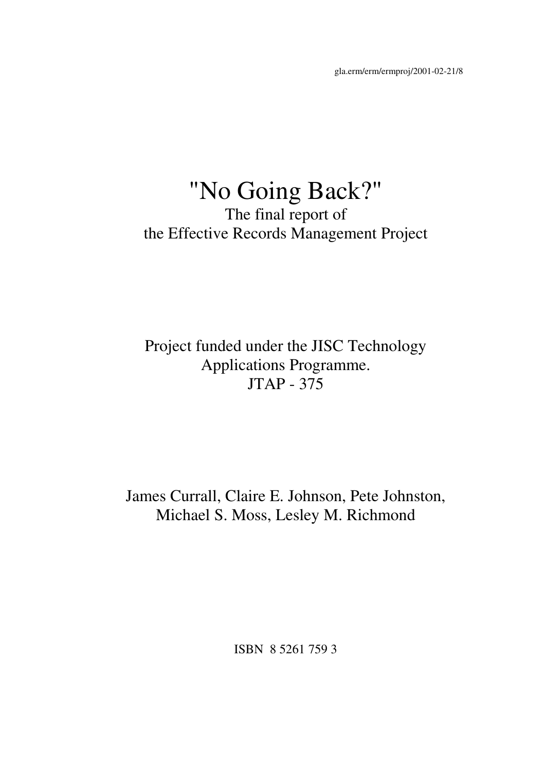gla.erm/erm/ermproj/2001-02-21/8

# "No Going Back?"

The final report of
the Effective Records Management Project

Project funded under the JISC Technology Applications Programme.
JTAP - 375

James Currall, Claire E. Johnson, Pete Johnston, Michael S. Moss, Lesley M. Richmond

ISBN 8 5261 759 3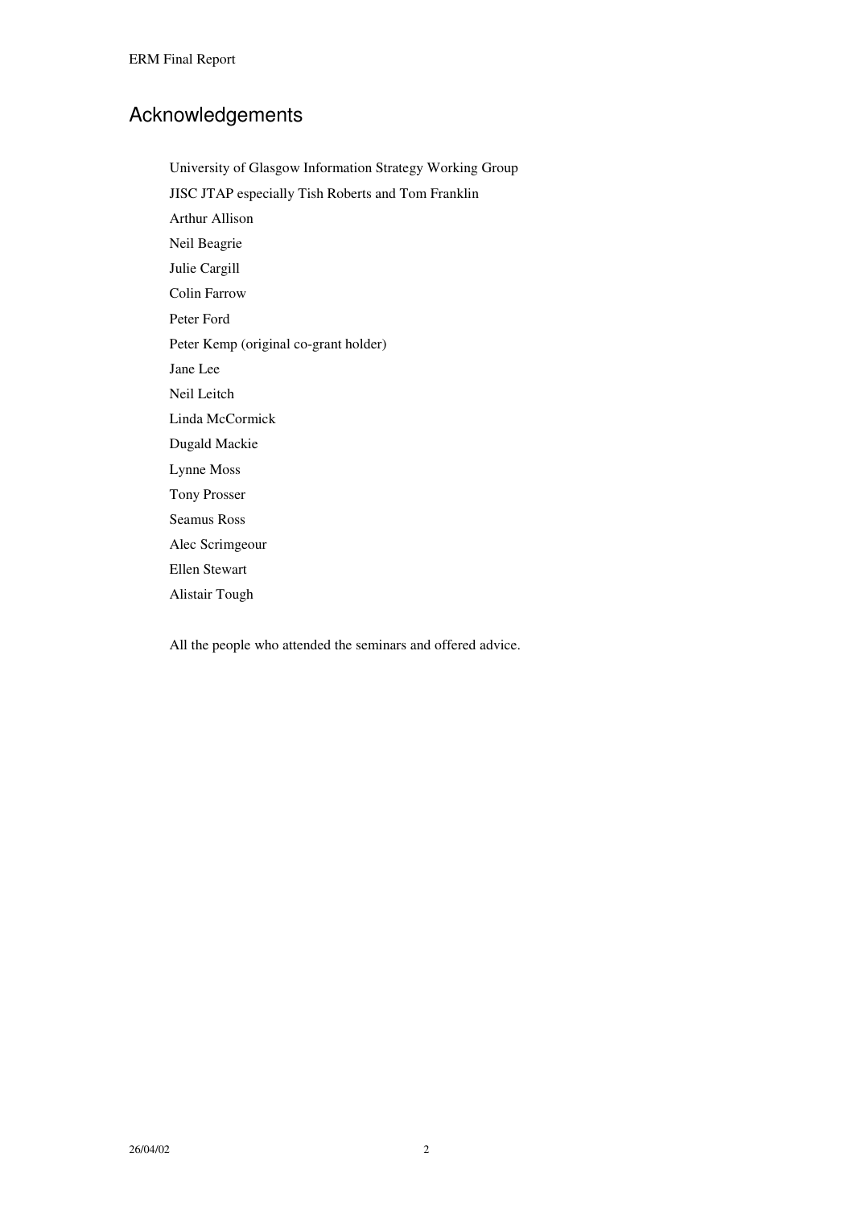## Acknowledgements

University of Glasgow Information Strategy Working Group

JISC JTAP especially Tish Roberts and Tom Franklin

Arthur Allison

Neil Beagrie

Julie Cargill

Colin Farrow

Peter Ford

Peter Kemp (original co-grant holder)

Jane Lee

Neil Leitch

Linda McCormick

Dugald Mackie

Lynne Moss

Tony Prosser

Seamus Ross

Alec Scrimgeour

Ellen Stewart

Alistair Tough

All the people who attended the seminars and offered advice.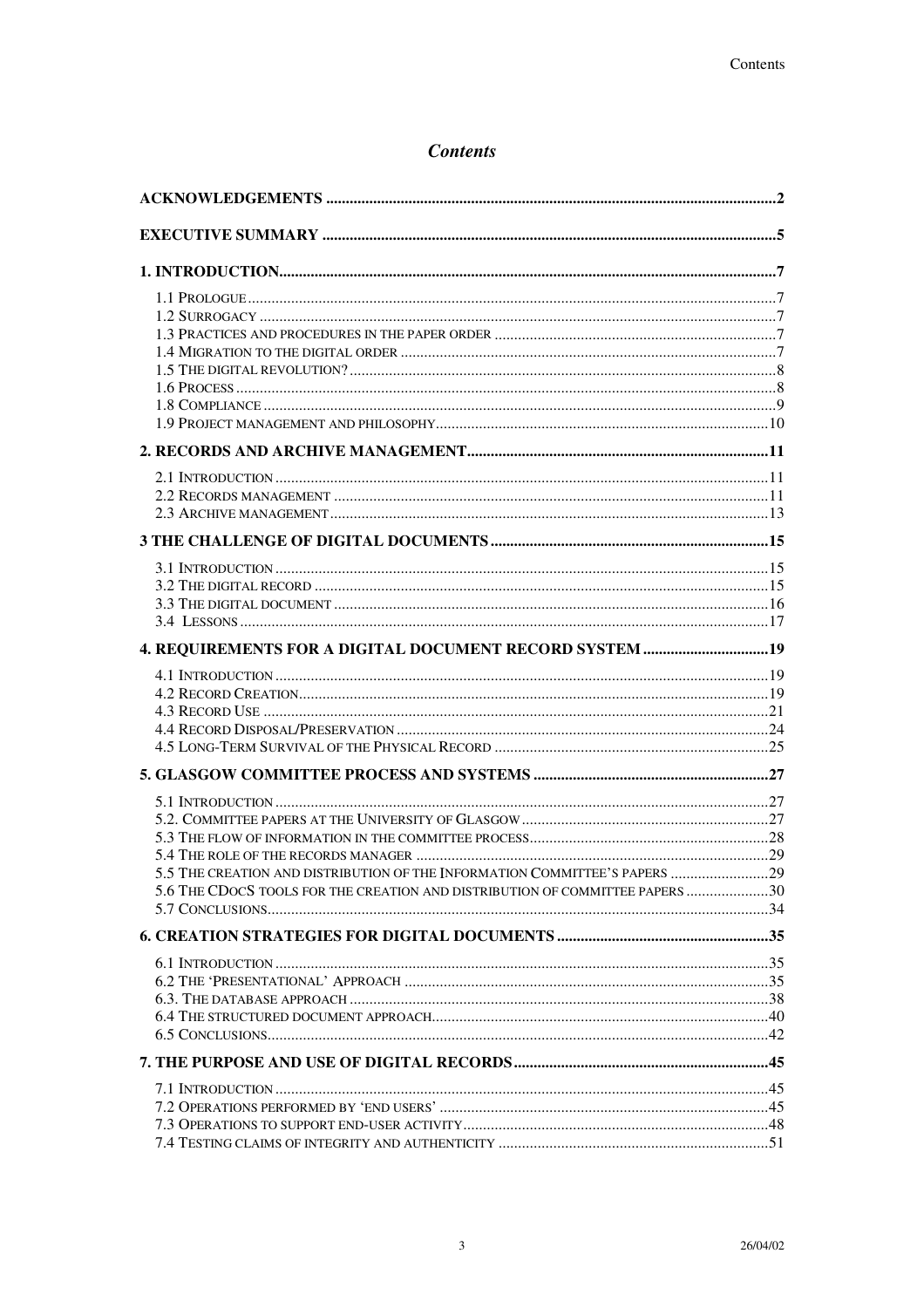# *Contents*

**ACKNOWLEDGEMENTS** ..... 2

**EXECUTIVE SUMMARY** ..... 5

**1. INTRODUCTION** ..... 7

- 1.1 PROLOGUE ..... 7
- 1.2 SURROGACY ..... 7
- 1.3 PRACTICES AND PROCEDURES IN THE PAPER ORDER ..... 7
- 1.4 MIGRATION TO THE DIGITAL ORDER ..... 7
- 1.5 THE DIGITAL REVOLUTION? ..... 8
- 1.6 PROCESS ..... 8
- 1.8 COMPLIANCE ..... 9
- 1.9 PROJECT MANAGEMENT AND PHILOSOPHY ..... 10

**2. RECORDS AND ARCHIVE MANAGEMENT** ..... 11

- 2.1 INTRODUCTION ..... 11
- 2.2 RECORDS MANAGEMENT ..... 11
- 2.3 ARCHIVE MANAGEMENT ..... 13

**3 THE CHALLENGE OF DIGITAL DOCUMENTS** ..... 15

- 3.1 INTRODUCTION ..... 15
- 3.2 THE DIGITAL RECORD ..... 15
- 3.3 THE DIGITAL DOCUMENT ..... 16
- 3.4 LESSONS ..... 17

**4. REQUIREMENTS FOR A DIGITAL DOCUMENT RECORD SYSTEM** ..... 19

- 4.1 INTRODUCTION ..... 19
- 4.2 RECORD CREATION ..... 19
- 4.3 RECORD USE ..... 21
- 4.4 RECORD DISPOSAL/PRESERVATION ..... 24
- 4.5 LONG-TERM SURVIVAL OF THE PHYSICAL RECORD ..... 25

**5. GLASGOW COMMITTEE PROCESS AND SYSTEMS** ..... 27

- 5.1 INTRODUCTION ..... 27
- 5.2. COMMITTEE PAPERS AT THE UNIVERSITY OF GLASGOW ..... 27
- 5.3 THE FLOW OF INFORMATION IN THE COMMITTEE PROCESS ..... 28
- 5.4 THE ROLE OF THE RECORDS MANAGER ..... 29
- 5.5 THE CREATION AND DISTRIBUTION OF THE INFORMATION COMMITTEE'S PAPERS ..... 29
- 5.6 THE CDOCS TOOLS FOR THE CREATION AND DISTRIBUTION OF COMMITTEE PAPERS ..... 30
- 5.7 CONCLUSIONS ..... 34

**6. CREATION STRATEGIES FOR DIGITAL DOCUMENTS** ..... 35

- 6.1 INTRODUCTION ..... 35
- 6.2 THE 'PRESENTATIONAL' APPROACH ..... 35
- 6.3. THE DATABASE APPROACH ..... 38
- 6.4 THE STRUCTURED DOCUMENT APPROACH ..... 40
- 6.5 CONCLUSIONS ..... 42

**7. THE PURPOSE AND USE OF DIGITAL RECORDS** ..... 45

- 7.1 INTRODUCTION ..... 45
- 7.2 OPERATIONS PERFORMED BY 'END USERS' ..... 45
- 7.3 OPERATIONS TO SUPPORT END-USER ACTIVITY ..... 48
- 7.4 TESTING CLAIMS OF INTEGRITY AND AUTHENTICITY ..... 51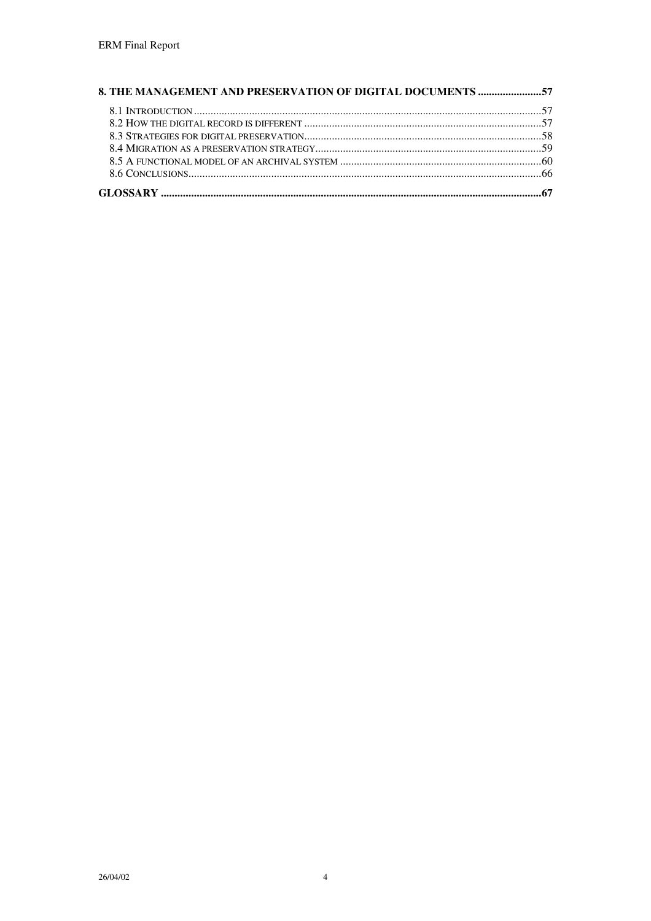**8. THE MANAGEMENT AND PRESERVATION OF DIGITAL DOCUMENTS .......................57**

8.1 Introduction ........................................................................................................................57
8.2 How the digital record is different ......................................................................................57
8.3 Strategies for digital preservation.......................................................................................58
8.4 Migration as a preservation strategy...................................................................................59
8.5 A functional model of an archival system ..........................................................................60
8.6 Conclusions..........................................................................................................................66

**GLOSSARY ..........................................................................................................................67**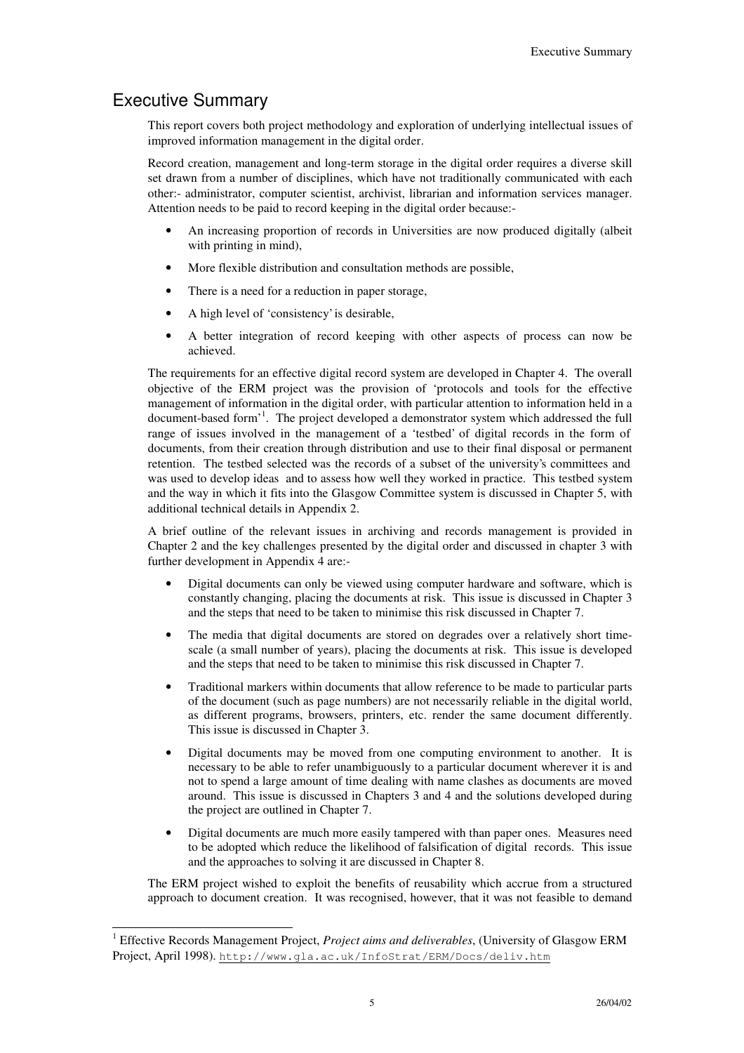# Executive Summary

This report covers both project methodology and exploration of underlying intellectual issues of improved information management in the digital order.

Record creation, management and long-term storage in the digital order requires a diverse skill set drawn from a number of disciplines, which have not traditionally communicated with each other:- administrator, computer scientist, archivist, librarian and information services manager. Attention needs to be paid to record keeping in the digital order because:-

- An increasing proportion of records in Universities are now produced digitally (albeit with printing in mind),
- More flexible distribution and consultation methods are possible,
- There is a need for a reduction in paper storage,
- A high level of 'consistency' is desirable,
- A better integration of record keeping with other aspects of process can now be achieved.

The requirements for an effective digital record system are developed in Chapter 4. The overall objective of the ERM project was the provision of 'protocols and tools for the effective management of information in the digital order, with particular attention to information held in a document-based form'[1]. The project developed a demonstrator system which addressed the full range of issues involved in the management of a 'testbed' of digital records in the form of documents, from their creation through distribution and use to their final disposal or permanent retention. The testbed selected was the records of a subset of the university's committees and was used to develop ideas and to assess how well they worked in practice. This testbed system and the way in which it fits into the Glasgow Committee system is discussed in Chapter 5, with additional technical details in Appendix 2.

A brief outline of the relevant issues in archiving and records management is provided in Chapter 2 and the key challenges presented by the digital order and discussed in chapter 3 with further development in Appendix 4 are:-

- Digital documents can only be viewed using computer hardware and software, which is constantly changing, placing the documents at risk. This issue is discussed in Chapter 3 and the steps that need to be taken to minimise this risk discussed in Chapter 7.
- The media that digital documents are stored on degrades over a relatively short time-scale (a small number of years), placing the documents at risk. This issue is developed and the steps that need to be taken to minimise this risk discussed in Chapter 7.
- Traditional markers within documents that allow reference to be made to particular parts of the document (such as page numbers) are not necessarily reliable in the digital world, as different programs, browsers, printers, etc. render the same document differently. This issue is discussed in Chapter 3.
- Digital documents may be moved from one computing environment to another. It is necessary to be able to refer unambiguously to a particular document wherever it is and not to spend a large amount of time dealing with name clashes as documents are moved around. This issue is discussed in Chapters 3 and 4 and the solutions developed during the project are outlined in Chapter 7.
- Digital documents are much more easily tampered with than paper ones. Measures need to be adopted which reduce the likelihood of falsification of digital records. This issue and the approaches to solving it are discussed in Chapter 8.

The ERM project wished to exploit the benefits of reusability which accrue from a structured approach to document creation. It was recognised, however, that it was not feasible to demand

---

[1] Effective Records Management Project, *Project aims and deliverables*, (University of Glasgow ERM Project, April 1998). http://www.gla.ac.uk/InfoStrat/ERM/Docs/deliv.htm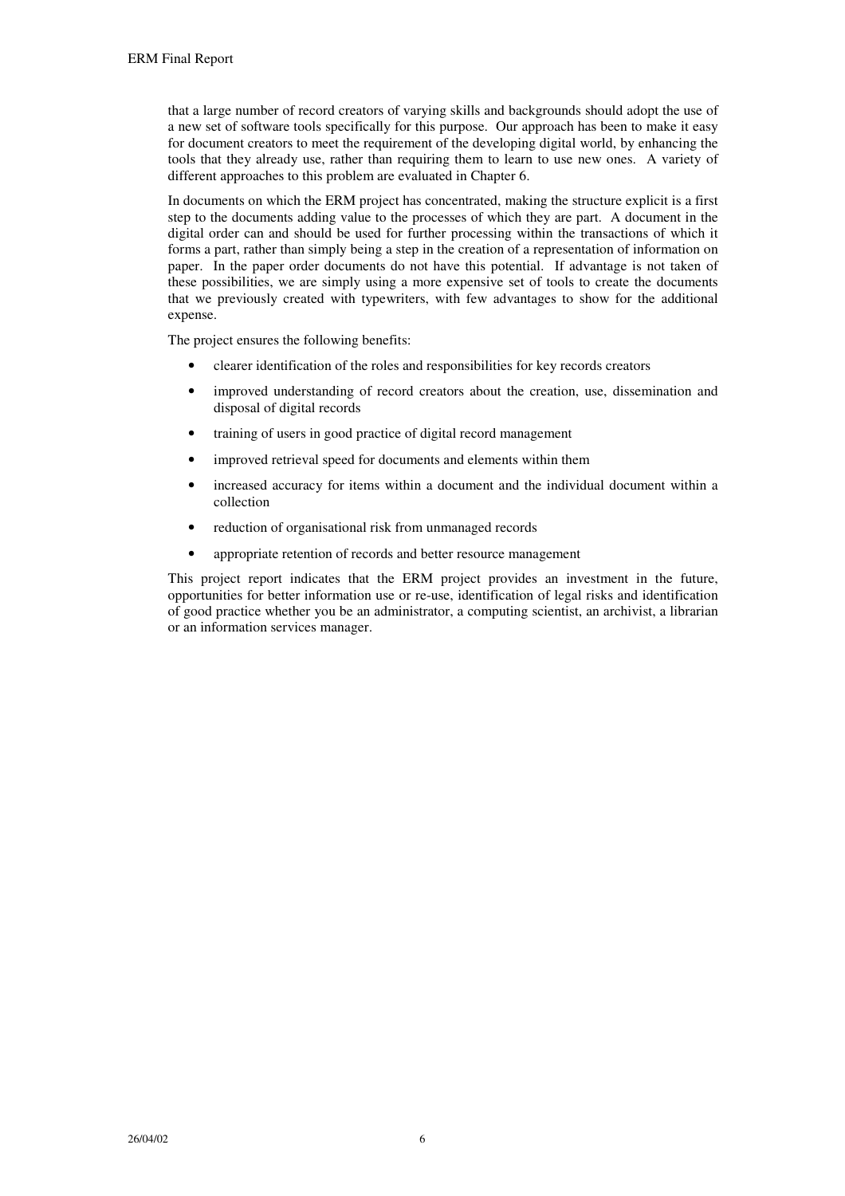that a large number of record creators of varying skills and backgrounds should adopt the use of a new set of software tools specifically for this purpose. Our approach has been to make it easy for document creators to meet the requirement of the developing digital world, by enhancing the tools that they already use, rather than requiring them to learn to use new ones. A variety of different approaches to this problem are evaluated in Chapter 6.

In documents on which the ERM project has concentrated, making the structure explicit is a first step to the documents adding value to the processes of which they are part. A document in the digital order can and should be used for further processing within the transactions of which it forms a part, rather than simply being a step in the creation of a representation of information on paper. In the paper order documents do not have this potential. If advantage is not taken of these possibilities, we are simply using a more expensive set of tools to create the documents that we previously created with typewriters, with few advantages to show for the additional expense.

The project ensures the following benefits:

- clearer identification of the roles and responsibilities for key records creators
- improved understanding of record creators about the creation, use, dissemination and disposal of digital records
- training of users in good practice of digital record management
- improved retrieval speed for documents and elements within them
- increased accuracy for items within a document and the individual document within a collection
- reduction of organisational risk from unmanaged records
- appropriate retention of records and better resource management

This project report indicates that the ERM project provides an investment in the future, opportunities for better information use or re-use, identification of legal risks and identification of good practice whether you be an administrator, a computing scientist, an archivist, a librarian or an information services manager.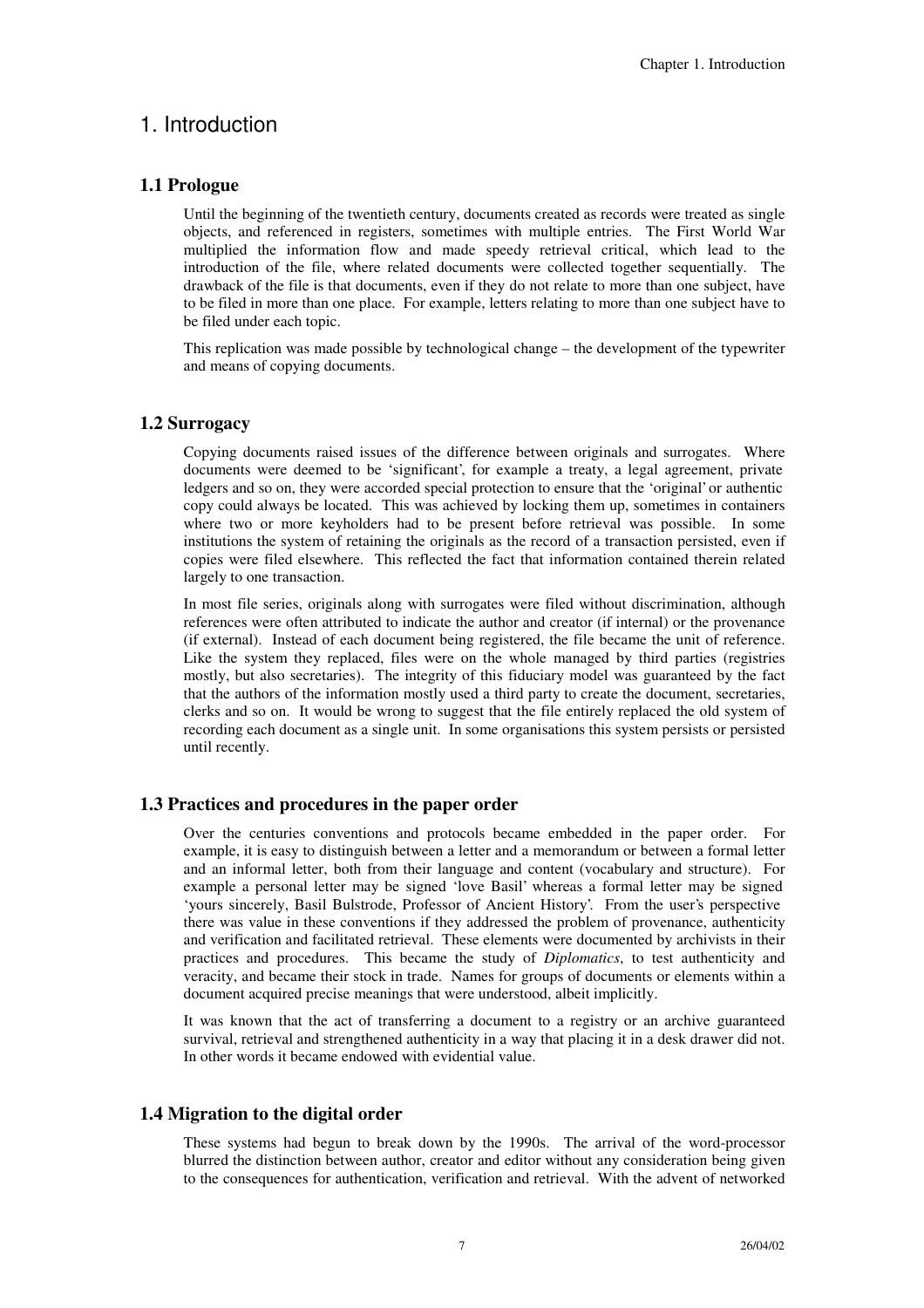# 1. Introduction

## 1.1 Prologue

Until the beginning of the twentieth century, documents created as records were treated as single objects, and referenced in registers, sometimes with multiple entries. The First World War multiplied the information flow and made speedy retrieval critical, which lead to the introduction of the file, where related documents were collected together sequentially. The drawback of the file is that documents, even if they do not relate to more than one subject, have to be filed in more than one place. For example, letters relating to more than one subject have to be filed under each topic.

This replication was made possible by technological change – the development of the typewriter and means of copying documents.

## 1.2 Surrogacy

Copying documents raised issues of the difference between originals and surrogates. Where documents were deemed to be 'significant', for example a treaty, a legal agreement, private ledgers and so on, they were accorded special protection to ensure that the 'original' or authentic copy could always be located. This was achieved by locking them up, sometimes in containers where two or more keyholders had to be present before retrieval was possible. In some institutions the system of retaining the originals as the record of a transaction persisted, even if copies were filed elsewhere. This reflected the fact that information contained therein related largely to one transaction.

In most file series, originals along with surrogates were filed without discrimination, although references were often attributed to indicate the author and creator (if internal) or the provenance (if external). Instead of each document being registered, the file became the unit of reference. Like the system they replaced, files were on the whole managed by third parties (registries mostly, but also secretaries). The integrity of this fiduciary model was guaranteed by the fact that the authors of the information mostly used a third party to create the document, secretaries, clerks and so on. It would be wrong to suggest that the file entirely replaced the old system of recording each document as a single unit. In some organisations this system persists or persisted until recently.

## 1.3 Practices and procedures in the paper order

Over the centuries conventions and protocols became embedded in the paper order. For example, it is easy to distinguish between a letter and a memorandum or between a formal letter and an informal letter, both from their language and content (vocabulary and structure). For example a personal letter may be signed 'love Basil' whereas a formal letter may be signed 'yours sincerely, Basil Bulstrode, Professor of Ancient History'. From the user's perspective there was value in these conventions if they addressed the problem of provenance, authenticity and verification and facilitated retrieval. These elements were documented by archivists in their practices and procedures. This became the study of *Diplomatics*, to test authenticity and veracity, and became their stock in trade. Names for groups of documents or elements within a document acquired precise meanings that were understood, albeit implicitly.

It was known that the act of transferring a document to a registry or an archive guaranteed survival, retrieval and strengthened authenticity in a way that placing it in a desk drawer did not. In other words it became endowed with evidential value.

## 1.4 Migration to the digital order

These systems had begun to break down by the 1990s. The arrival of the word-processor blurred the distinction between author, creator and editor without any consideration being given to the consequences for authentication, verification and retrieval. With the advent of networked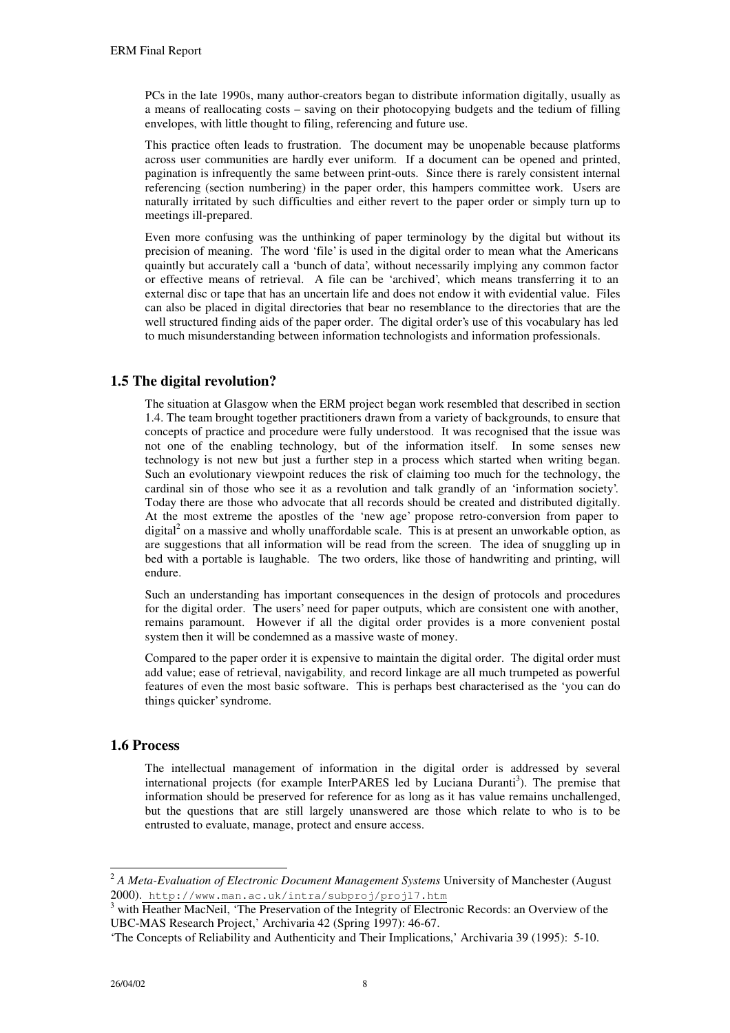PCs in the late 1990s, many author-creators began to distribute information digitally, usually as a means of reallocating costs – saving on their photocopying budgets and the tedium of filling envelopes, with little thought to filing, referencing and future use.

This practice often leads to frustration. The document may be unopenable because platforms across user communities are hardly ever uniform. If a document can be opened and printed, pagination is infrequently the same between print-outs. Since there is rarely consistent internal referencing (section numbering) in the paper order, this hampers committee work. Users are naturally irritated by such difficulties and either revert to the paper order or simply turn up to meetings ill-prepared.

Even more confusing was the unthinking of paper terminology by the digital but without its precision of meaning. The word 'file' is used in the digital order to mean what the Americans quaintly but accurately call a 'bunch of data', without necessarily implying any common factor or effective means of retrieval. A file can be 'archived', which means transferring it to an external disc or tape that has an uncertain life and does not endow it with evidential value. Files can also be placed in digital directories that bear no resemblance to the directories that are the well structured finding aids of the paper order. The digital order's use of this vocabulary has led to much misunderstanding between information technologists and information professionals.

## 1.5 The digital revolution?

The situation at Glasgow when the ERM project began work resembled that described in section 1.4. The team brought together practitioners drawn from a variety of backgrounds, to ensure that concepts of practice and procedure were fully understood. It was recognised that the issue was not one of the enabling technology, but of the information itself. In some senses new technology is not new but just a further step in a process which started when writing began. Such an evolutionary viewpoint reduces the risk of claiming too much for the technology, the cardinal sin of those who see it as a revolution and talk grandly of an 'information society'. Today there are those who advocate that all records should be created and distributed digitally. At the most extreme the apostles of the 'new age' propose retro-conversion from paper to digital[2] on a massive and wholly unaffordable scale. This is at present an unworkable option, as are suggestions that all information will be read from the screen. The idea of snuggling up in bed with a portable is laughable. The two orders, like those of handwriting and printing, will endure.

Such an understanding has important consequences in the design of protocols and procedures for the digital order. The users' need for paper outputs, which are consistent one with another, remains paramount. However if all the digital order provides is a more convenient postal system then it will be condemned as a massive waste of money.

Compared to the paper order it is expensive to maintain the digital order. The digital order must add value; ease of retrieval, navigability, and record linkage are all much trumpeted as powerful features of even the most basic software. This is perhaps best characterised as the 'you can do things quicker' syndrome.

## 1.6 Process

The intellectual management of information in the digital order is addressed by several international projects (for example InterPARES led by Luciana Duranti[3]). The premise that information should be preserved for reference for as long as it has value remains unchallenged, but the questions that are still largely unanswered are those which relate to who is to be entrusted to evaluate, manage, protect and ensure access.

---

[2] *A Meta-Evaluation of Electronic Document Management Systems* University of Manchester (August 2000). http://www.man.ac.uk/intra/subproj/proj17.htm

[3] with Heather MacNeil, 'The Preservation of the Integrity of Electronic Records: an Overview of the UBC-MAS Research Project,' Archivaria 42 (Spring 1997): 46-67.

'The Concepts of Reliability and Authenticity and Their Implications,' Archivaria 39 (1995): 5-10.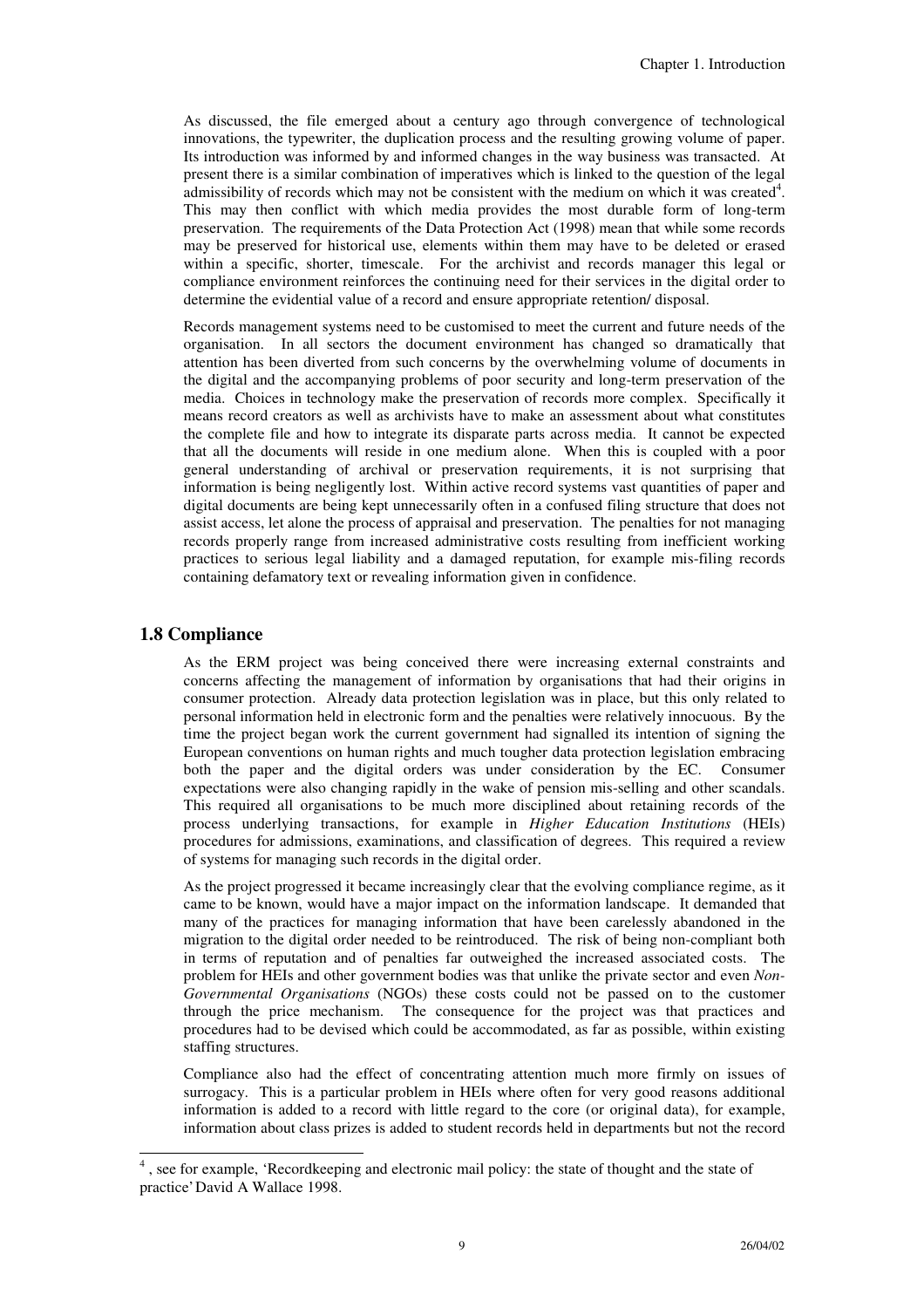As discussed, the file emerged about a century ago through convergence of technological innovations, the typewriter, the duplication process and the resulting growing volume of paper. Its introduction was informed by and informed changes in the way business was transacted. At present there is a similar combination of imperatives which is linked to the question of the legal admissibility of records which may not be consistent with the medium on which it was created[4]. This may then conflict with which media provides the most durable form of long-term preservation. The requirements of the Data Protection Act (1998) mean that while some records may be preserved for historical use, elements within them may have to be deleted or erased within a specific, shorter, timescale. For the archivist and records manager this legal or compliance environment reinforces the continuing need for their services in the digital order to determine the evidential value of a record and ensure appropriate retention/ disposal.

Records management systems need to be customised to meet the current and future needs of the organisation. In all sectors the document environment has changed so dramatically that attention has been diverted from such concerns by the overwhelming volume of documents in the digital and the accompanying problems of poor security and long-term preservation of the media. Choices in technology make the preservation of records more complex. Specifically it means record creators as well as archivists have to make an assessment about what constitutes the complete file and how to integrate its disparate parts across media. It cannot be expected that all the documents will reside in one medium alone. When this is coupled with a poor general understanding of archival or preservation requirements, it is not surprising that information is being negligently lost. Within active record systems vast quantities of paper and digital documents are being kept unnecessarily often in a confused filing structure that does not assist access, let alone the process of appraisal and preservation. The penalties for not managing records properly range from increased administrative costs resulting from inefficient working practices to serious legal liability and a damaged reputation, for example mis-filing records containing defamatory text or revealing information given in confidence.

## 1.8 Compliance

As the ERM project was being conceived there were increasing external constraints and concerns affecting the management of information by organisations that had their origins in consumer protection. Already data protection legislation was in place, but this only related to personal information held in electronic form and the penalties were relatively innocuous. By the time the project began work the current government had signalled its intention of signing the European conventions on human rights and much tougher data protection legislation embracing both the paper and the digital orders was under consideration by the EC. Consumer expectations were also changing rapidly in the wake of pension mis-selling and other scandals. This required all organisations to be much more disciplined about retaining records of the process underlying transactions, for example in *Higher Education Institutions* (HEIs) procedures for admissions, examinations, and classification of degrees. This required a review of systems for managing such records in the digital order.

As the project progressed it became increasingly clear that the evolving compliance regime, as it came to be known, would have a major impact on the information landscape. It demanded that many of the practices for managing information that have been carelessly abandoned in the migration to the digital order needed to be reintroduced. The risk of being non-compliant both in terms of reputation and of penalties far outweighed the increased associated costs. The problem for HEIs and other government bodies was that unlike the private sector and even *Non-Governmental Organisations* (NGOs) these costs could not be passed on to the customer through the price mechanism. The consequence for the project was that practices and procedures had to be devised which could be accommodated, as far as possible, within existing staffing structures.

Compliance also had the effect of concentrating attention much more firmly on issues of surrogacy. This is a particular problem in HEIs where often for very good reasons additional information is added to a record with little regard to the core (or original data), for example, information about class prizes is added to student records held in departments but not the record

---

[4] , see for example, 'Recordkeeping and electronic mail policy: the state of thought and the state of practice' David A Wallace 1998.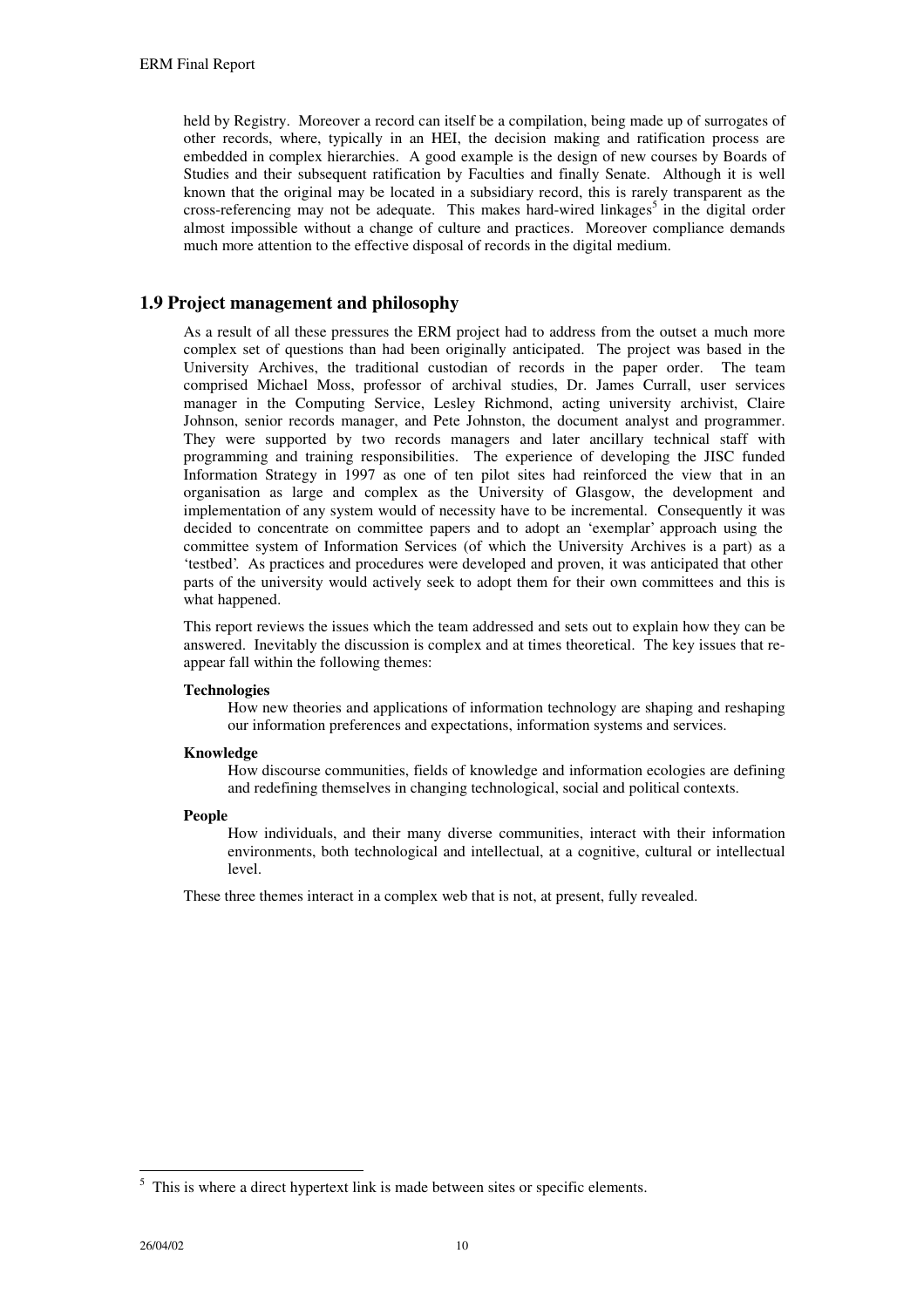held by Registry. Moreover a record can itself be a compilation, being made up of surrogates of other records, where, typically in an HEI, the decision making and ratification process are embedded in complex hierarchies. A good example is the design of new courses by Boards of Studies and their subsequent ratification by Faculties and finally Senate. Although it is well known that the original may be located in a subsidiary record, this is rarely transparent as the cross-referencing may not be adequate. This makes hard-wired linkages[5] in the digital order almost impossible without a change of culture and practices. Moreover compliance demands much more attention to the effective disposal of records in the digital medium.

## 1.9 Project management and philosophy

As a result of all these pressures the ERM project had to address from the outset a much more complex set of questions than had been originally anticipated. The project was based in the University Archives, the traditional custodian of records in the paper order. The team comprised Michael Moss, professor of archival studies, Dr. James Currall, user services manager in the Computing Service, Lesley Richmond, acting university archivist, Claire Johnson, senior records manager, and Pete Johnston, the document analyst and programmer. They were supported by two records managers and later ancillary technical staff with programming and training responsibilities. The experience of developing the JISC funded Information Strategy in 1997 as one of ten pilot sites had reinforced the view that in an organisation as large and complex as the University of Glasgow, the development and implementation of any system would of necessity have to be incremental. Consequently it was decided to concentrate on committee papers and to adopt an 'exemplar' approach using the committee system of Information Services (of which the University Archives is a part) as a 'testbed'. As practices and procedures were developed and proven, it was anticipated that other parts of the university would actively seek to adopt them for their own committees and this is what happened.

This report reviews the issues which the team addressed and sets out to explain how they can be answered. Inevitably the discussion is complex and at times theoretical. The key issues that re-appear fall within the following themes:

**Technologies**

How new theories and applications of information technology are shaping and reshaping our information preferences and expectations, information systems and services.

**Knowledge**

How discourse communities, fields of knowledge and information ecologies are defining and redefining themselves in changing technological, social and political contexts.

**People**

How individuals, and their many diverse communities, interact with their information environments, both technological and intellectual, at a cognitive, cultural or intellectual level.

These three themes interact in a complex web that is not, at present, fully revealed.

---

[5] This is where a direct hypertext link is made between sites or specific elements.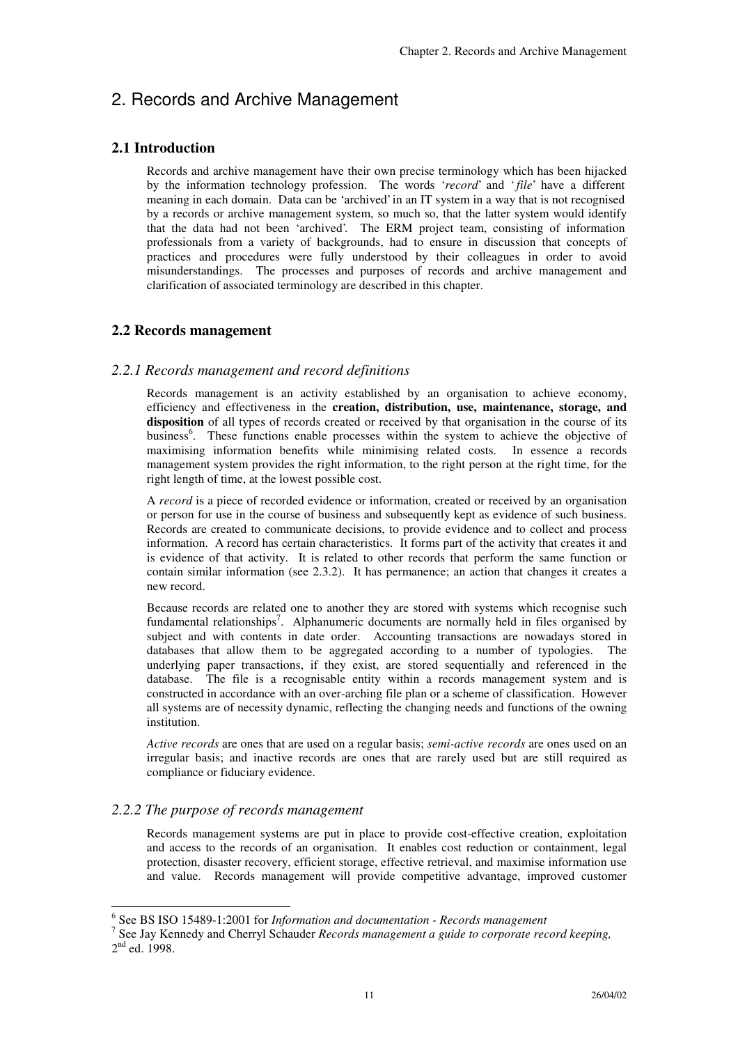# 2. Records and Archive Management

## 2.1 Introduction

Records and archive management have their own precise terminology which has been hijacked by the information technology profession. The words '*record*' and '*file*' have a different meaning in each domain. Data can be 'archived' in an IT system in a way that is not recognised by a records or archive management system, so much so, that the latter system would identify that the data had not been 'archived'. The ERM project team, consisting of information professionals from a variety of backgrounds, had to ensure in discussion that concepts of practices and procedures were fully understood by their colleagues in order to avoid misunderstandings. The processes and purposes of records and archive management and clarification of associated terminology are described in this chapter.

## 2.2 Records management

### *2.2.1 Records management and record definitions*

Records management is an activity established by an organisation to achieve economy, efficiency and effectiveness in the **creation, distribution, use, maintenance, storage, and disposition** of all types of records created or received by that organisation in the course of its business[6]. These functions enable processes within the system to achieve the objective of maximising information benefits while minimising related costs. In essence a records management system provides the right information, to the right person at the right time, for the right length of time, at the lowest possible cost.

A *record* is a piece of recorded evidence or information, created or received by an organisation or person for use in the course of business and subsequently kept as evidence of such business. Records are created to communicate decisions, to provide evidence and to collect and process information. A record has certain characteristics. It forms part of the activity that creates it and is evidence of that activity. It is related to other records that perform the same function or contain similar information (see 2.3.2). It has permanence; an action that changes it creates a new record.

Because records are related one to another they are stored with systems which recognise such fundamental relationships[7]. Alphanumeric documents are normally held in files organised by subject and with contents in date order. Accounting transactions are nowadays stored in databases that allow them to be aggregated according to a number of typologies. The underlying paper transactions, if they exist, are stored sequentially and referenced in the database. The file is a recognisable entity within a records management system and is constructed in accordance with an over-arching file plan or a scheme of classification. However all systems are of necessity dynamic, reflecting the changing needs and functions of the owning institution.

*Active records* are ones that are used on a regular basis; *semi-active records* are ones used on an irregular basis; and inactive records are ones that are rarely used but are still required as compliance or fiduciary evidence.

### *2.2.2 The purpose of records management*

Records management systems are put in place to provide cost-effective creation, exploitation and access to the records of an organisation. It enables cost reduction or containment, legal protection, disaster recovery, efficient storage, effective retrieval, and maximise information use and value. Records management will provide competitive advantage, improved customer

---

[6] See BS ISO 15489-1:2001 for *Information and documentation - Records management*

[7] See Jay Kennedy and Cherryl Schauder *Records management a guide to corporate record keeping,* 2nd ed. 1998.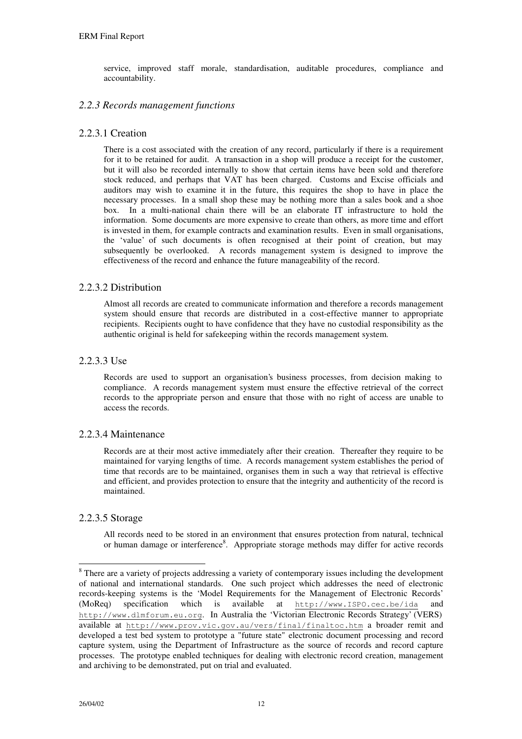service, improved staff morale, standardisation, auditable procedures, compliance and accountability.

### *2.2.3 Records management functions*

#### 2.2.3.1 Creation

There is a cost associated with the creation of any record, particularly if there is a requirement for it to be retained for audit. A transaction in a shop will produce a receipt for the customer, but it will also be recorded internally to show that certain items have been sold and therefore stock reduced, and perhaps that VAT has been charged. Customs and Excise officials and auditors may wish to examine it in the future, this requires the shop to have in place the necessary processes. In a small shop these may be nothing more than a sales book and a shoe box. In a multi-national chain there will be an elaborate IT infrastructure to hold the information. Some documents are more expensive to create than others, as more time and effort is invested in them, for example contracts and examination results. Even in small organisations, the 'value' of such documents is often recognised at their point of creation, but may subsequently be overlooked. A records management system is designed to improve the effectiveness of the record and enhance the future manageability of the record.

#### 2.2.3.2 Distribution

Almost all records are created to communicate information and therefore a records management system should ensure that records are distributed in a cost-effective manner to appropriate recipients. Recipients ought to have confidence that they have no custodial responsibility as the authentic original is held for safekeeping within the records management system.

#### 2.2.3.3 Use

Records are used to support an organisation's business processes, from decision making to compliance. A records management system must ensure the effective retrieval of the correct records to the appropriate person and ensure that those with no right of access are unable to access the records.

#### 2.2.3.4 Maintenance

Records are at their most active immediately after their creation. Thereafter they require to be maintained for varying lengths of time. A records management system establishes the period of time that records are to be maintained, organises them in such a way that retrieval is effective and efficient, and provides protection to ensure that the integrity and authenticity of the record is maintained.

#### 2.2.3.5 Storage

All records need to be stored in an environment that ensures protection from natural, technical or human damage or interference[8]. Appropriate storage methods may differ for active records

---

[8] There are a variety of projects addressing a variety of contemporary issues including the development of national and international standards. One such project which addresses the need of electronic records-keeping systems is the 'Model Requirements for the Management of Electronic Records' (MoReq) specification which is available at `http://www.ISPO.cec.be/ida` and `http://www.dlmforum.eu.org`. In Australia the 'Victorian Electronic Records Strategy' (VERS) available at `http://www.prov.vic.gov.au/vers/final/finaltoc.htm` a broader remit and developed a test bed system to prototype a "future state" electronic document processing and record capture system, using the Department of Infrastructure as the source of records and record capture processes. The prototype enabled techniques for dealing with electronic record creation, management and archiving to be demonstrated, put on trial and evaluated.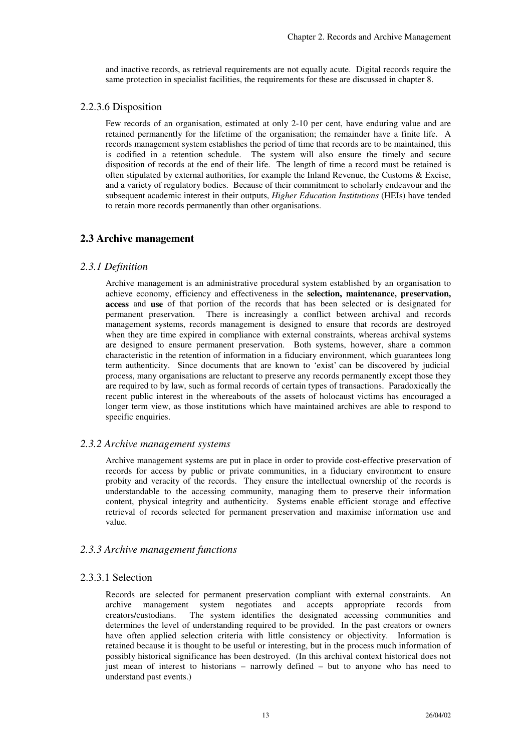and inactive records, as retrieval requirements are not equally acute. Digital records require the same protection in specialist facilities, the requirements for these are discussed in chapter 8.

#### 2.2.3.6 Disposition

Few records of an organisation, estimated at only 2-10 per cent, have enduring value and are retained permanently for the lifetime of the organisation; the remainder have a finite life. A records management system establishes the period of time that records are to be maintained, this is codified in a retention schedule. The system will also ensure the timely and secure disposition of records at the end of their life. The length of time a record must be retained is often stipulated by external authorities, for example the Inland Revenue, the Customs & Excise, and a variety of regulatory bodies. Because of their commitment to scholarly endeavour and the subsequent academic interest in their outputs, *Higher Education Institutions* (HEIs) have tended to retain more records permanently than other organisations.

## 2.3 Archive management

### *2.3.1 Definition*

Archive management is an administrative procedural system established by an organisation to achieve economy, efficiency and effectiveness in the **selection, maintenance, preservation, access** and **use** of that portion of the records that has been selected or is designated for permanent preservation. There is increasingly a conflict between archival and records management systems, records management is designed to ensure that records are destroyed when they are time expired in compliance with external constraints, whereas archival systems are designed to ensure permanent preservation. Both systems, however, share a common characteristic in the retention of information in a fiduciary environment, which guarantees long term authenticity. Since documents that are known to 'exist' can be discovered by judicial process, many organisations are reluctant to preserve any records permanently except those they are required to by law, such as formal records of certain types of transactions. Paradoxically the recent public interest in the whereabouts of the assets of holocaust victims has encouraged a longer term view, as those institutions which have maintained archives are able to respond to specific enquiries.

### *2.3.2 Archive management systems*

Archive management systems are put in place in order to provide cost-effective preservation of records for access by public or private communities, in a fiduciary environment to ensure probity and veracity of the records. They ensure the intellectual ownership of the records is understandable to the accessing community, managing them to preserve their information content, physical integrity and authenticity. Systems enable efficient storage and effective retrieval of records selected for permanent preservation and maximise information use and value.

### *2.3.3 Archive management functions*

#### 2.3.3.1 Selection

Records are selected for permanent preservation compliant with external constraints. An archive management system negotiates and accepts appropriate records from creators/custodians. The system identifies the designated accessing communities and determines the level of understanding required to be provided. In the past creators or owners have often applied selection criteria with little consistency or objectivity. Information is retained because it is thought to be useful or interesting, but in the process much information of possibly historical significance has been destroyed. (In this archival context historical does not just mean of interest to historians – narrowly defined – but to anyone who has need to understand past events.)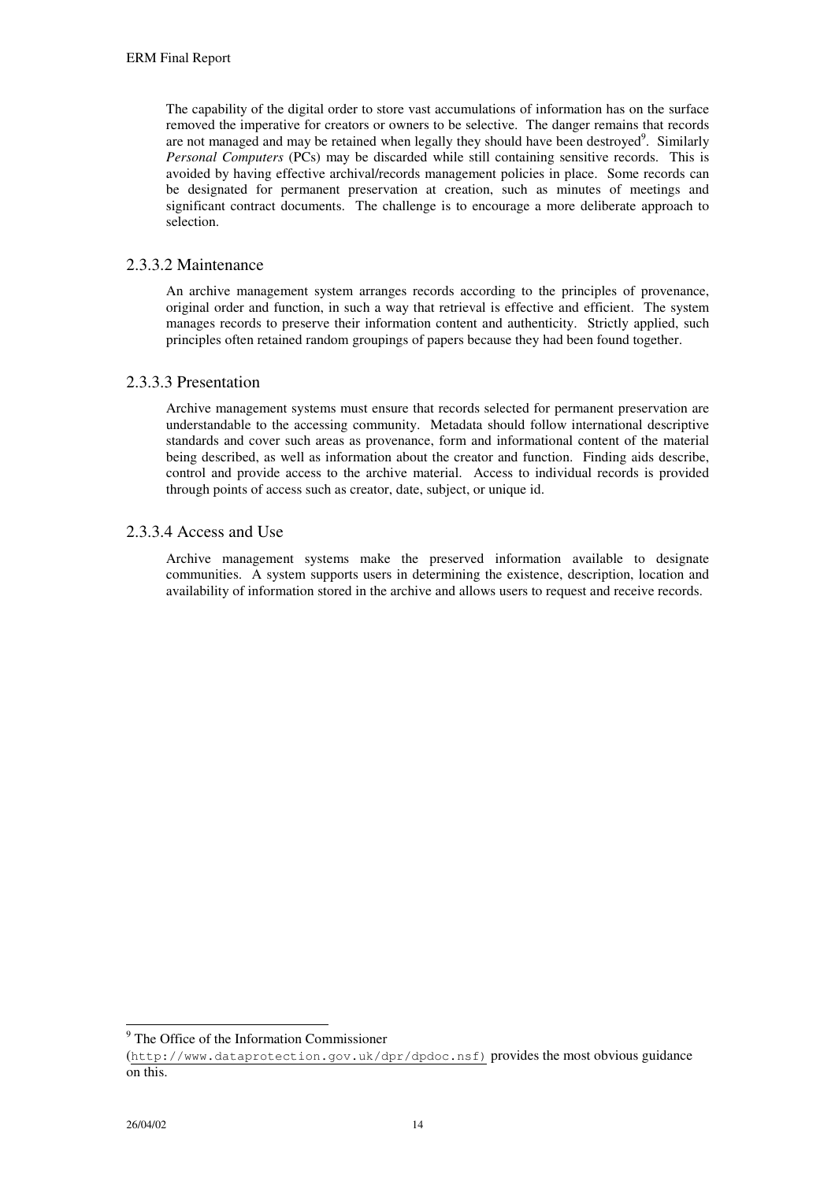The capability of the digital order to store vast accumulations of information has on the surface removed the imperative for creators or owners to be selective. The danger remains that records are not managed and may be retained when legally they should have been destroyed[9]. Similarly *Personal Computers* (PCs) may be discarded while still containing sensitive records. This is avoided by having effective archival/records management policies in place. Some records can be designated for permanent preservation at creation, such as minutes of meetings and significant contract documents. The challenge is to encourage a more deliberate approach to selection.

### 2.3.3.2 Maintenance

An archive management system arranges records according to the principles of provenance, original order and function, in such a way that retrieval is effective and efficient. The system manages records to preserve their information content and authenticity. Strictly applied, such principles often retained random groupings of papers because they had been found together.

### 2.3.3.3 Presentation

Archive management systems must ensure that records selected for permanent preservation are understandable to the accessing community. Metadata should follow international descriptive standards and cover such areas as provenance, form and informational content of the material being described, as well as information about the creator and function. Finding aids describe, control and provide access to the archive material. Access to individual records is provided through points of access such as creator, date, subject, or unique id.

### 2.3.3.4 Access and Use

Archive management systems make the preserved information available to designate communities. A system supports users in determining the existence, description, location and availability of information stored in the archive and allows users to request and receive records.

---

[9] The Office of the Information Commissioner (http://www.dataprotection.gov.uk/dpr/dpdoc.nsf) provides the most obvious guidance on this.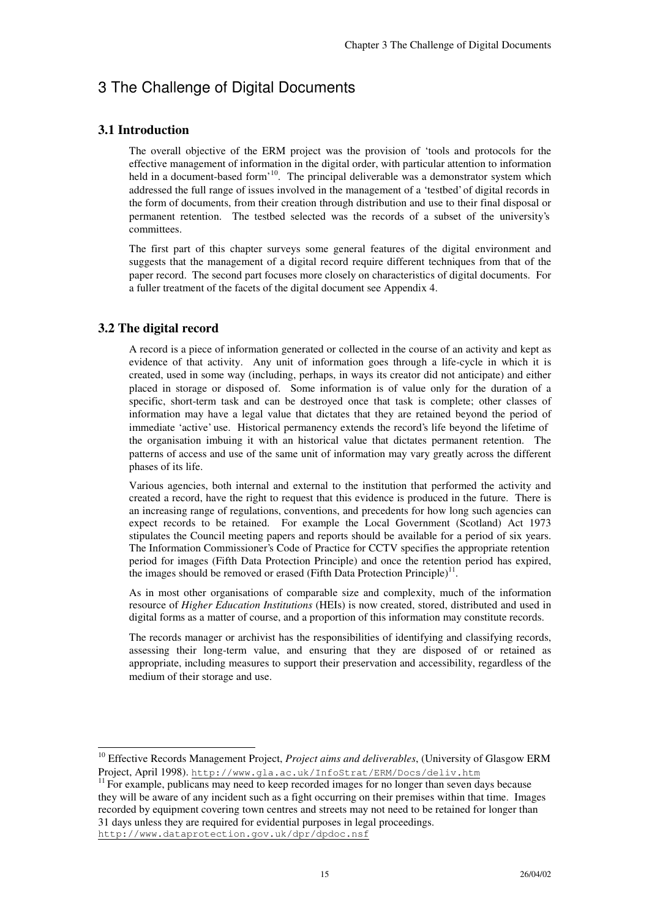# 3 The Challenge of Digital Documents

## 3.1 Introduction

The overall objective of the ERM project was the provision of 'tools and protocols for the effective management of information in the digital order, with particular attention to information held in a document-based form'[10]. The principal deliverable was a demonstrator system which addressed the full range of issues involved in the management of a 'testbed' of digital records in the form of documents, from their creation through distribution and use to their final disposal or permanent retention. The testbed selected was the records of a subset of the university's committees.

The first part of this chapter surveys some general features of the digital environment and suggests that the management of a digital record require different techniques from that of the paper record. The second part focuses more closely on characteristics of digital documents. For a fuller treatment of the facets of the digital document see Appendix 4.

## 3.2 The digital record

A record is a piece of information generated or collected in the course of an activity and kept as evidence of that activity. Any unit of information goes through a life-cycle in which it is created, used in some way (including, perhaps, in ways its creator did not anticipate) and either placed in storage or disposed of. Some information is of value only for the duration of a specific, short-term task and can be destroyed once that task is complete; other classes of information may have a legal value that dictates that they are retained beyond the period of immediate 'active' use. Historical permanency extends the record's life beyond the lifetime of the organisation imbuing it with an historical value that dictates permanent retention. The patterns of access and use of the same unit of information may vary greatly across the different phases of its life.

Various agencies, both internal and external to the institution that performed the activity and created a record, have the right to request that this evidence is produced in the future. There is an increasing range of regulations, conventions, and precedents for how long such agencies can expect records to be retained. For example the Local Government (Scotland) Act 1973 stipulates the Council meeting papers and reports should be available for a period of six years. The Information Commissioner's Code of Practice for CCTV specifies the appropriate retention period for images (Fifth Data Protection Principle) and once the retention period has expired, the images should be removed or erased (Fifth Data Protection Principle)[11].

As in most other organisations of comparable size and complexity, much of the information resource of *Higher Education Institutions* (HEIs) is now created, stored, distributed and used in digital forms as a matter of course, and a proportion of this information may constitute records.

The records manager or archivist has the responsibilities of identifying and classifying records, assessing their long-term value, and ensuring that they are disposed of or retained as appropriate, including measures to support their preservation and accessibility, regardless of the medium of their storage and use.

---

[10] Effective Records Management Project, *Project aims and deliverables*, (University of Glasgow ERM Project, April 1998). http://www.gla.ac.uk/InfoStrat/ERM/Docs/deliv.htm

[11] For example, publicans may need to keep recorded images for no longer than seven days because they will be aware of any incident such as a fight occurring on their premises within that time. Images recorded by equipment covering town centres and streets may not need to be retained for longer than 31 days unless they are required for evidential purposes in legal proceedings. http://www.dataprotection.gov.uk/dpr/dpdoc.nsf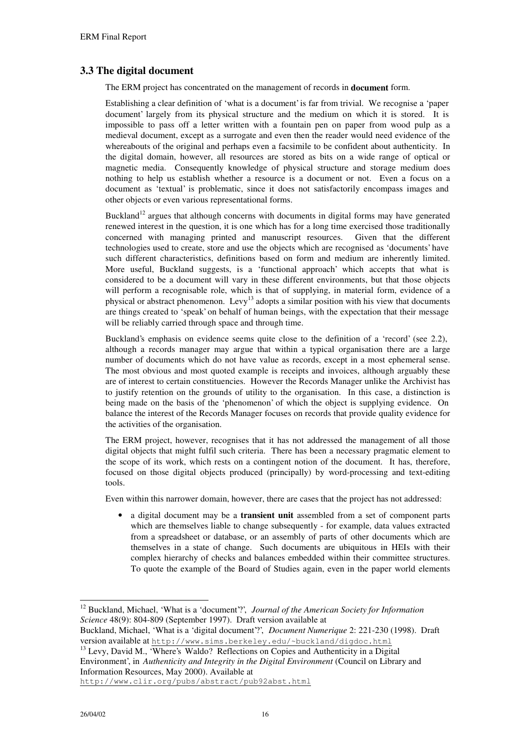## 3.3 The digital document

The ERM project has concentrated on the management of records in **document** form.

Establishing a clear definition of 'what is a document' is far from trivial. We recognise a 'paper document' largely from its physical structure and the medium on which it is stored. It is impossible to pass off a letter written with a fountain pen on paper from wood pulp as a medieval document, except as a surrogate and even then the reader would need evidence of the whereabouts of the original and perhaps even a facsimile to be confident about authenticity. In the digital domain, however, all resources are stored as bits on a wide range of optical or magnetic media. Consequently knowledge of physical structure and storage medium does nothing to help us establish whether a resource is a document or not. Even a focus on a document as 'textual' is problematic, since it does not satisfactorily encompass images and other objects or even various representational forms.

Buckland[12] argues that although concerns with documents in digital forms may have generated renewed interest in the question, it is one which has for a long time exercised those traditionally concerned with managing printed and manuscript resources. Given that the different technologies used to create, store and use the objects which are recognised as 'documents' have such different characteristics, definitions based on form and medium are inherently limited. More useful, Buckland suggests, is a 'functional approach' which accepts that what is considered to be a document will vary in these different environments, but that those objects will perform a recognisable role, which is that of supplying, in material form, evidence of a physical or abstract phenomenon. Levy[13] adopts a similar position with his view that documents are things created to 'speak' on behalf of human beings, with the expectation that their message will be reliably carried through space and through time.

Buckland's emphasis on evidence seems quite close to the definition of a 'record' (see 2.2), although a records manager may argue that within a typical organisation there are a large number of documents which do not have value as records, except in a most ephemeral sense. The most obvious and most quoted example is receipts and invoices, although arguably these are of interest to certain constituencies. However the Records Manager unlike the Archivist has to justify retention on the grounds of utility to the organisation. In this case, a distinction is being made on the basis of the 'phenomenon' of which the object is supplying evidence. On balance the interest of the Records Manager focuses on records that provide quality evidence for the activities of the organisation.

The ERM project, however, recognises that it has not addressed the management of all those digital objects that might fulfil such criteria. There has been a necessary pragmatic element to the scope of its work, which rests on a contingent notion of the document. It has, therefore, focused on those digital objects produced (principally) by word-processing and text-editing tools.

Even within this narrower domain, however, there are cases that the project has not addressed:

- a digital document may be a **transient unit** assembled from a set of component parts which are themselves liable to change subsequently - for example, data values extracted from a spreadsheet or database, or an assembly of parts of other documents which are themselves in a state of change. Such documents are ubiquitous in HEIs with their complex hierarchy of checks and balances embedded within their committee structures. To quote the example of the Board of Studies again, even in the paper world elements

---

[12] Buckland, Michael, 'What is a 'document'?', *Journal of the American Society for Information Science* 48(9): 804-809 (September 1997). Draft version available at
Buckland, Michael, 'What is a 'digital document'?', *Document Numerique* 2: 221-230 (1998). Draft version available at http://www.sims.berkeley.edu/~buckland/digdoc.html

[13] Levy, David M., 'Where's Waldo? Reflections on Copies and Authenticity in a Digital Environment', in *Authenticity and Integrity in the Digital Environment* (Council on Library and Information Resources, May 2000). Available at
http://www.clir.org/pubs/abstract/pub92abst.html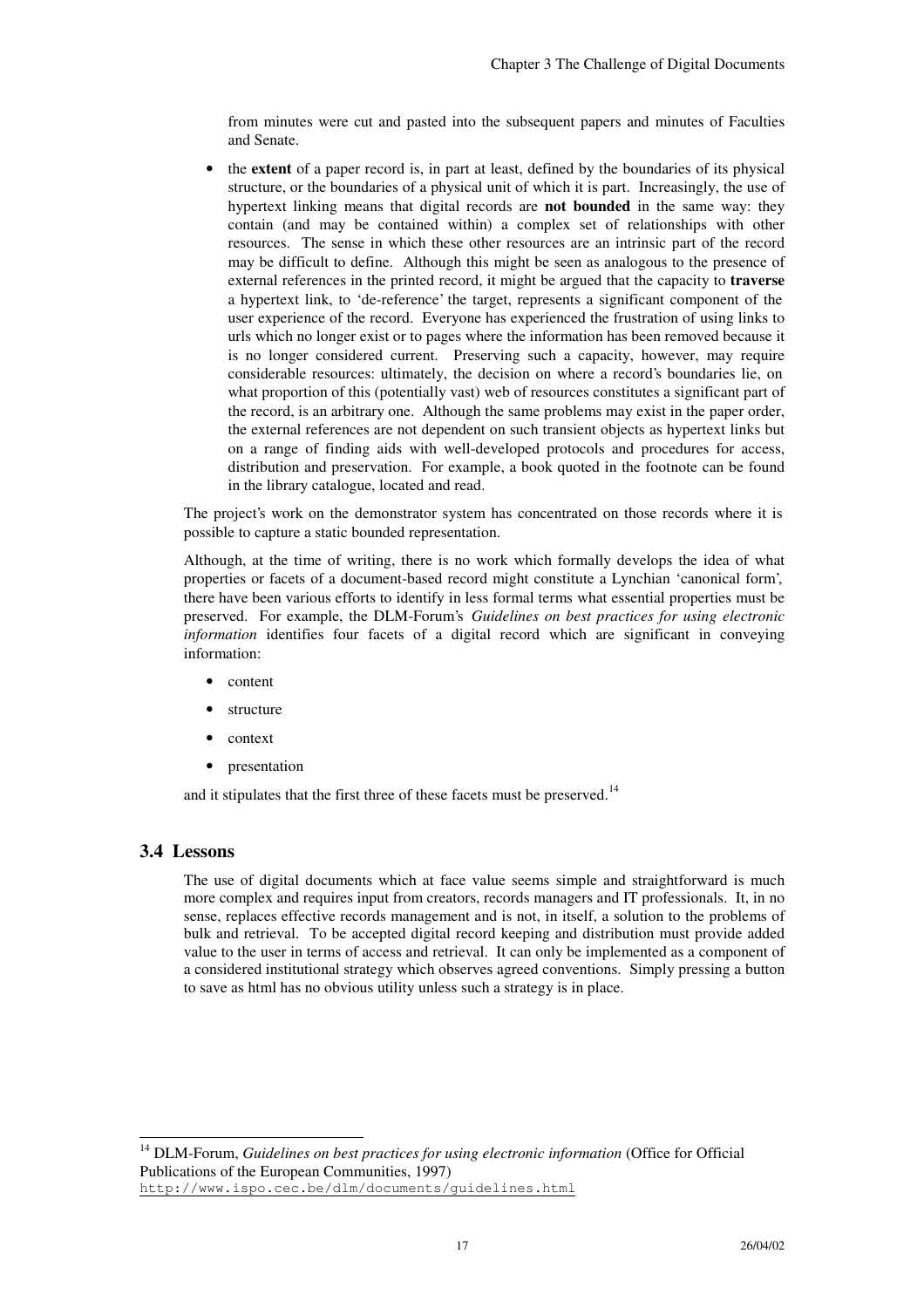from minutes were cut and pasted into the subsequent papers and minutes of Faculties and Senate.

- the **extent** of a paper record is, in part at least, defined by the boundaries of its physical structure, or the boundaries of a physical unit of which it is part. Increasingly, the use of hypertext linking means that digital records are **not bounded** in the same way: they contain (and may be contained within) a complex set of relationships with other resources. The sense in which these other resources are an intrinsic part of the record may be difficult to define. Although this might be seen as analogous to the presence of external references in the printed record, it might be argued that the capacity to **traverse** a hypertext link, to 'de-reference' the target, represents a significant component of the user experience of the record. Everyone has experienced the frustration of using links to urls which no longer exist or to pages where the information has been removed because it is no longer considered current. Preserving such a capacity, however, may require considerable resources: ultimately, the decision on where a record's boundaries lie, on what proportion of this (potentially vast) web of resources constitutes a significant part of the record, is an arbitrary one. Although the same problems may exist in the paper order, the external references are not dependent on such transient objects as hypertext links but on a range of finding aids with well-developed protocols and procedures for access, distribution and preservation. For example, a book quoted in the footnote can be found in the library catalogue, located and read.

The project's work on the demonstrator system has concentrated on those records where it is possible to capture a static bounded representation.

Although, at the time of writing, there is no work which formally develops the idea of what properties or facets of a document-based record might constitute a Lynchian 'canonical form', there have been various efforts to identify in less formal terms what essential properties must be preserved. For example, the DLM-Forum's *Guidelines on best practices for using electronic information* identifies four facets of a digital record which are significant in conveying information:

- content
- structure
- context
- presentation

and it stipulates that the first three of these facets must be preserved.[14]

## 3.4 Lessons

The use of digital documents which at face value seems simple and straightforward is much more complex and requires input from creators, records managers and IT professionals. It, in no sense, replaces effective records management and is not, in itself, a solution to the problems of bulk and retrieval. To be accepted digital record keeping and distribution must provide added value to the user in terms of access and retrieval. It can only be implemented as a component of a considered institutional strategy which observes agreed conventions. Simply pressing a button to save as html has no obvious utility unless such a strategy is in place.

---

[14] DLM-Forum, *Guidelines on best practices for using electronic information* (Office for Official Publications of the European Communities, 1997) http://www.ispo.cec.be/dlm/documents/guidelines.html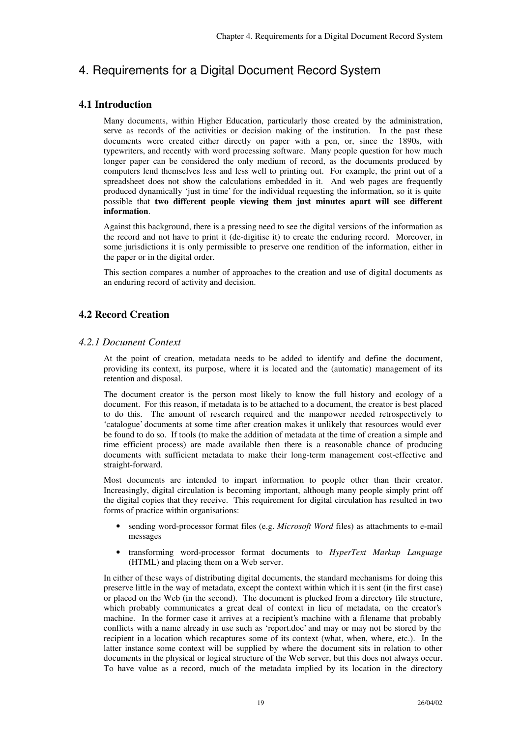# 4. Requirements for a Digital Document Record System

## 4.1 Introduction

Many documents, within Higher Education, particularly those created by the administration, serve as records of the activities or decision making of the institution. In the past these documents were created either directly on paper with a pen, or, since the 1890s, with typewriters, and recently with word processing software. Many people question for how much longer paper can be considered the only medium of record, as the documents produced by computers lend themselves less and less well to printing out. For example, the print out of a spreadsheet does not show the calculations embedded in it. And web pages are frequently produced dynamically 'just in time' for the individual requesting the information, so it is quite possible that **two different people viewing them just minutes apart will see different information**.

Against this background, there is a pressing need to see the digital versions of the information as the record and not have to print it (de-digitise it) to create the enduring record. Moreover, in some jurisdictions it is only permissible to preserve one rendition of the information, either in the paper or in the digital order.

This section compares a number of approaches to the creation and use of digital documents as an enduring record of activity and decision.

## 4.2 Record Creation

### *4.2.1 Document Context*

At the point of creation, metadata needs to be added to identify and define the document, providing its context, its purpose, where it is located and the (automatic) management of its retention and disposal.

The document creator is the person most likely to know the full history and ecology of a document. For this reason, if metadata is to be attached to a document, the creator is best placed to do this. The amount of research required and the manpower needed retrospectively to 'catalogue' documents at some time after creation makes it unlikely that resources would ever be found to do so. If tools (to make the addition of metadata at the time of creation a simple and time efficient process) are made available then there is a reasonable chance of producing documents with sufficient metadata to make their long-term management cost-effective and straight-forward.

Most documents are intended to impart information to people other than their creator. Increasingly, digital circulation is becoming important, although many people simply print off the digital copies that they receive. This requirement for digital circulation has resulted in two forms of practice within organisations:

- sending word-processor format files (e.g. *Microsoft Word* files) as attachments to e-mail messages
- transforming word-processor format documents to *HyperText Markup Language* (HTML) and placing them on a Web server.

In either of these ways of distributing digital documents, the standard mechanisms for doing this preserve little in the way of metadata, except the context within which it is sent (in the first case) or placed on the Web (in the second). The document is plucked from a directory file structure, which probably communicates a great deal of context in lieu of metadata, on the creator's machine. In the former case it arrives at a recipient's machine with a filename that probably conflicts with a name already in use such as 'report.doc' and may or may not be stored by the recipient in a location which recaptures some of its context (what, when, where, etc.). In the latter instance some context will be supplied by where the document sits in relation to other documents in the physical or logical structure of the Web server, but this does not always occur. To have value as a record, much of the metadata implied by its location in the directory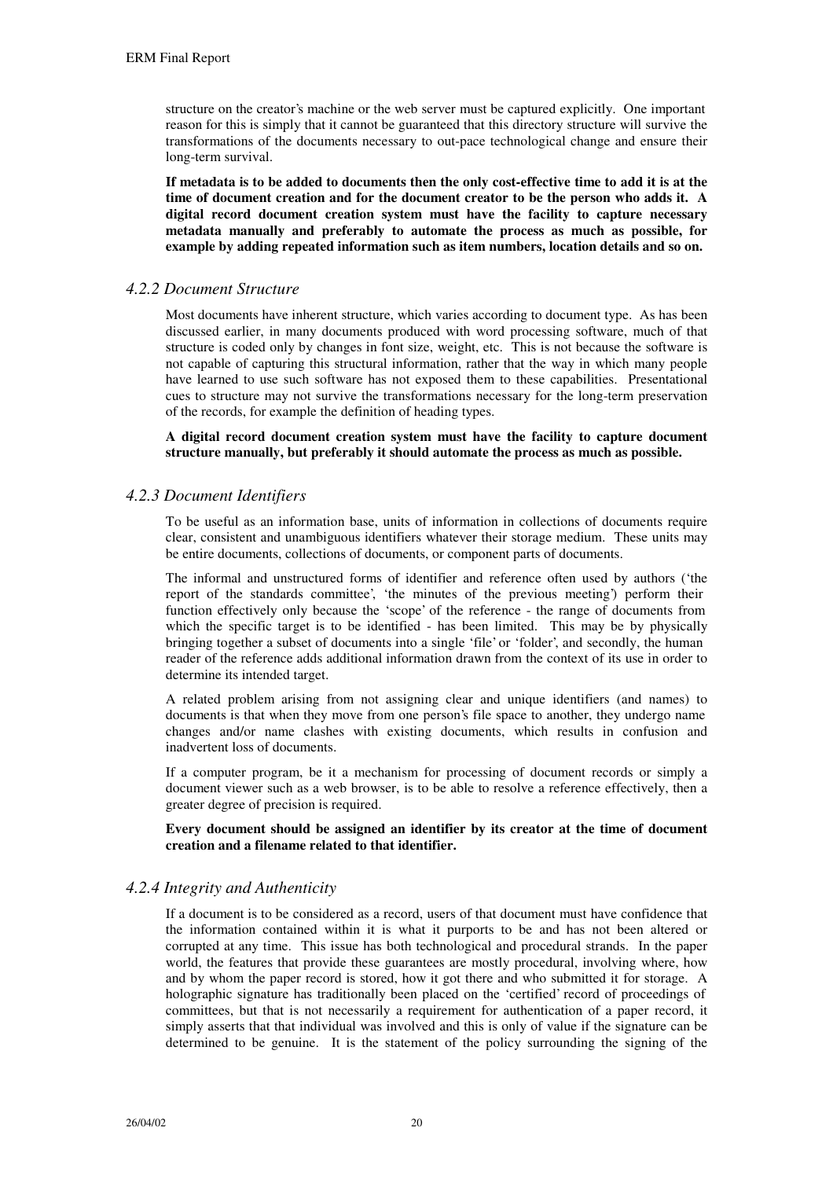structure on the creator's machine or the web server must be captured explicitly. One important reason for this is simply that it cannot be guaranteed that this directory structure will survive the transformations of the documents necessary to out-pace technological change and ensure their long-term survival.

**If metadata is to be added to documents then the only cost-effective time to add it is at the time of document creation and for the document creator to be the person who adds it. A digital record document creation system must have the facility to capture necessary metadata manually and preferably to automate the process as much as possible, for example by adding repeated information such as item numbers, location details and so on.**

### *4.2.2 Document Structure*

Most documents have inherent structure, which varies according to document type. As has been discussed earlier, in many documents produced with word processing software, much of that structure is coded only by changes in font size, weight, etc. This is not because the software is not capable of capturing this structural information, rather that the way in which many people have learned to use such software has not exposed them to these capabilities. Presentational cues to structure may not survive the transformations necessary for the long-term preservation of the records, for example the definition of heading types.

**A digital record document creation system must have the facility to capture document structure manually, but preferably it should automate the process as much as possible.**

### *4.2.3 Document Identifiers*

To be useful as an information base, units of information in collections of documents require clear, consistent and unambiguous identifiers whatever their storage medium. These units may be entire documents, collections of documents, or component parts of documents.

The informal and unstructured forms of identifier and reference often used by authors ('the report of the standards committee', 'the minutes of the previous meeting') perform their function effectively only because the 'scope' of the reference - the range of documents from which the specific target is to be identified - has been limited. This may be by physically bringing together a subset of documents into a single 'file' or 'folder', and secondly, the human reader of the reference adds additional information drawn from the context of its use in order to determine its intended target.

A related problem arising from not assigning clear and unique identifiers (and names) to documents is that when they move from one person's file space to another, they undergo name changes and/or name clashes with existing documents, which results in confusion and inadvertent loss of documents.

If a computer program, be it a mechanism for processing of document records or simply a document viewer such as a web browser, is to be able to resolve a reference effectively, then a greater degree of precision is required.

**Every document should be assigned an identifier by its creator at the time of document creation and a filename related to that identifier.**

### *4.2.4 Integrity and Authenticity*

If a document is to be considered as a record, users of that document must have confidence that the information contained within it is what it purports to be and has not been altered or corrupted at any time. This issue has both technological and procedural strands. In the paper world, the features that provide these guarantees are mostly procedural, involving where, how and by whom the paper record is stored, how it got there and who submitted it for storage. A holographic signature has traditionally been placed on the 'certified' record of proceedings of committees, but that is not necessarily a requirement for authentication of a paper record, it simply asserts that that individual was involved and this is only of value if the signature can be determined to be genuine. It is the statement of the policy surrounding the signing of the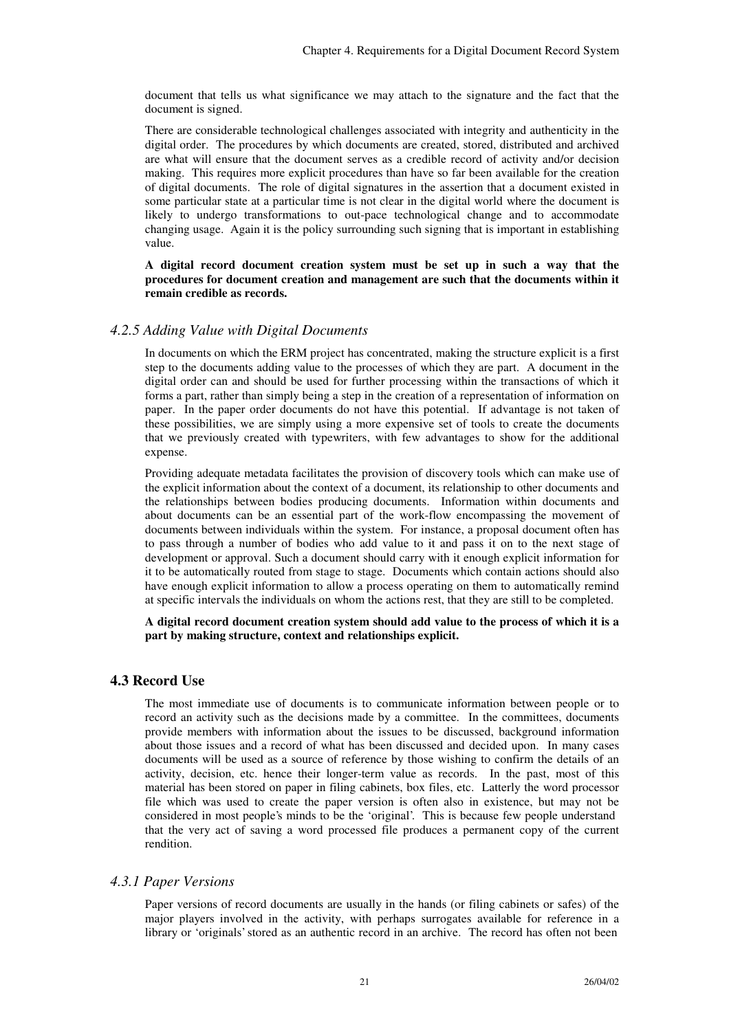document that tells us what significance we may attach to the signature and the fact that the document is signed.

There are considerable technological challenges associated with integrity and authenticity in the digital order. The procedures by which documents are created, stored, distributed and archived are what will ensure that the document serves as a credible record of activity and/or decision making. This requires more explicit procedures than have so far been available for the creation of digital documents. The role of digital signatures in the assertion that a document existed in some particular state at a particular time is not clear in the digital world where the document is likely to undergo transformations to out-pace technological change and to accommodate changing usage. Again it is the policy surrounding such signing that is important in establishing value.

**A digital record document creation system must be set up in such a way that the procedures for document creation and management are such that the documents within it remain credible as records.**

### *4.2.5 Adding Value with Digital Documents*

In documents on which the ERM project has concentrated, making the structure explicit is a first step to the documents adding value to the processes of which they are part. A document in the digital order can and should be used for further processing within the transactions of which it forms a part, rather than simply being a step in the creation of a representation of information on paper. In the paper order documents do not have this potential. If advantage is not taken of these possibilities, we are simply using a more expensive set of tools to create the documents that we previously created with typewriters, with few advantages to show for the additional expense.

Providing adequate metadata facilitates the provision of discovery tools which can make use of the explicit information about the context of a document, its relationship to other documents and the relationships between bodies producing documents. Information within documents and about documents can be an essential part of the work-flow encompassing the movement of documents between individuals within the system. For instance, a proposal document often has to pass through a number of bodies who add value to it and pass it on to the next stage of development or approval. Such a document should carry with it enough explicit information for it to be automatically routed from stage to stage. Documents which contain actions should also have enough explicit information to allow a process operating on them to automatically remind at specific intervals the individuals on whom the actions rest, that they are still to be completed.

**A digital record document creation system should add value to the process of which it is a part by making structure, context and relationships explicit.**

## 4.3 Record Use

The most immediate use of documents is to communicate information between people or to record an activity such as the decisions made by a committee. In the committees, documents provide members with information about the issues to be discussed, background information about those issues and a record of what has been discussed and decided upon. In many cases documents will be used as a source of reference by those wishing to confirm the details of an activity, decision, etc. hence their longer-term value as records. In the past, most of this material has been stored on paper in filing cabinets, box files, etc. Latterly the word processor file which was used to create the paper version is often also in existence, but may not be considered in most people's minds to be the 'original'. This is because few people understand that the very act of saving a word processed file produces a permanent copy of the current rendition.

### *4.3.1 Paper Versions*

Paper versions of record documents are usually in the hands (or filing cabinets or safes) of the major players involved in the activity, with perhaps surrogates available for reference in a library or 'originals' stored as an authentic record in an archive. The record has often not been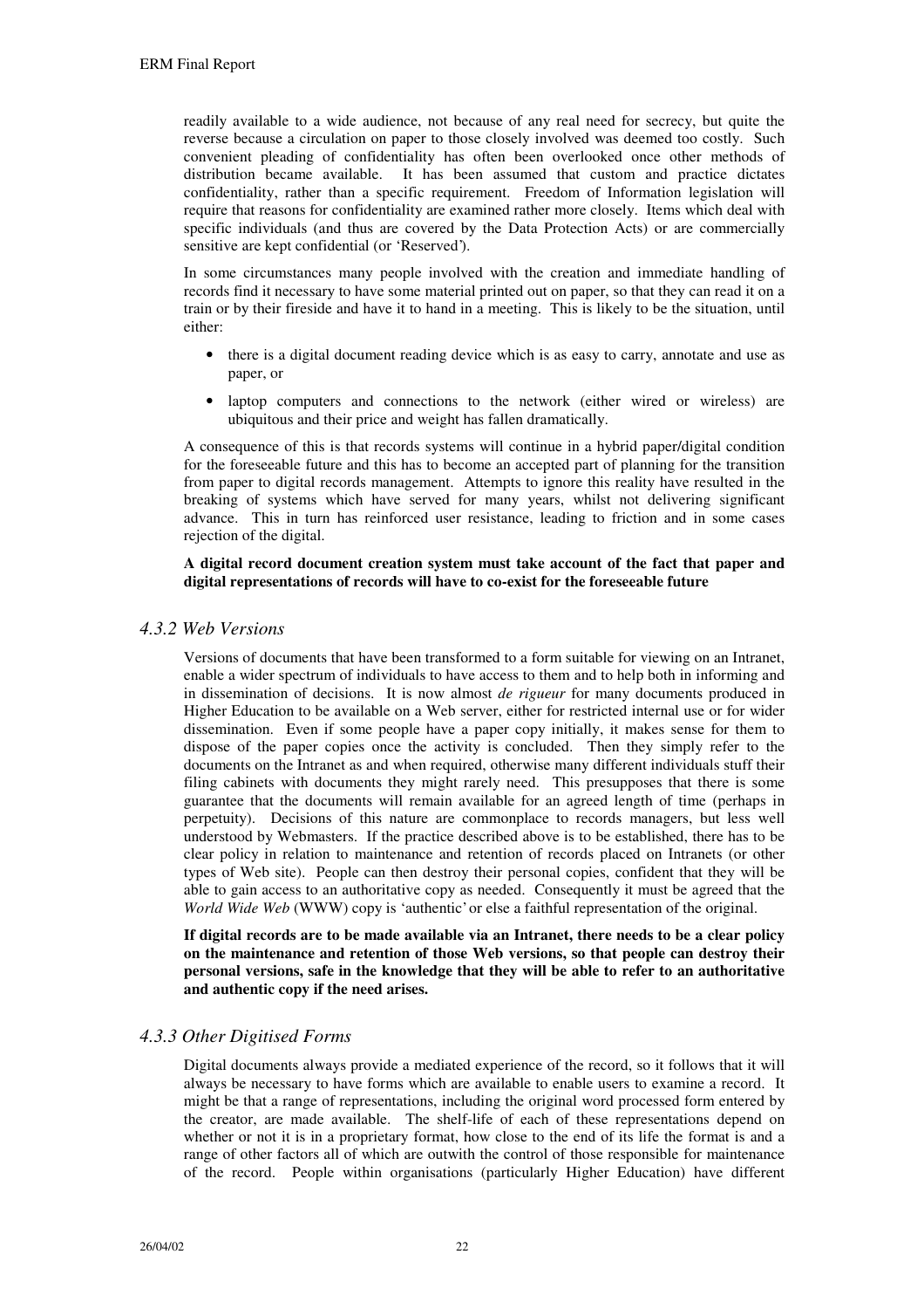readily available to a wide audience, not because of any real need for secrecy, but quite the reverse because a circulation on paper to those closely involved was deemed too costly. Such convenient pleading of confidentiality has often been overlooked once other methods of distribution became available. It has been assumed that custom and practice dictates confidentiality, rather than a specific requirement. Freedom of Information legislation will require that reasons for confidentiality are examined rather more closely. Items which deal with specific individuals (and thus are covered by the Data Protection Acts) or are commercially sensitive are kept confidential (or 'Reserved').

In some circumstances many people involved with the creation and immediate handling of records find it necessary to have some material printed out on paper, so that they can read it on a train or by their fireside and have it to hand in a meeting. This is likely to be the situation, until either:

- there is a digital document reading device which is as easy to carry, annotate and use as paper, or
- laptop computers and connections to the network (either wired or wireless) are ubiquitous and their price and weight has fallen dramatically.

A consequence of this is that records systems will continue in a hybrid paper/digital condition for the foreseeable future and this has to become an accepted part of planning for the transition from paper to digital records management. Attempts to ignore this reality have resulted in the breaking of systems which have served for many years, whilst not delivering significant advance. This in turn has reinforced user resistance, leading to friction and in some cases rejection of the digital.

**A digital record document creation system must take account of the fact that paper and digital representations of records will have to co-exist for the foreseeable future**

### *4.3.2 Web Versions*

Versions of documents that have been transformed to a form suitable for viewing on an Intranet, enable a wider spectrum of individuals to have access to them and to help both in informing and in dissemination of decisions. It is now almost *de rigueur* for many documents produced in Higher Education to be available on a Web server, either for restricted internal use or for wider dissemination. Even if some people have a paper copy initially, it makes sense for them to dispose of the paper copies once the activity is concluded. Then they simply refer to the documents on the Intranet as and when required, otherwise many different individuals stuff their filing cabinets with documents they might rarely need. This presupposes that there is some guarantee that the documents will remain available for an agreed length of time (perhaps in perpetuity). Decisions of this nature are commonplace to records managers, but less well understood by Webmasters. If the practice described above is to be established, there has to be clear policy in relation to maintenance and retention of records placed on Intranets (or other types of Web site). People can then destroy their personal copies, confident that they will be able to gain access to an authoritative copy as needed. Consequently it must be agreed that the *World Wide Web* (WWW) copy is 'authentic' or else a faithful representation of the original.

**If digital records are to be made available via an Intranet, there needs to be a clear policy on the maintenance and retention of those Web versions, so that people can destroy their personal versions, safe in the knowledge that they will be able to refer to an authoritative and authentic copy if the need arises.**

### *4.3.3 Other Digitised Forms*

Digital documents always provide a mediated experience of the record, so it follows that it will always be necessary to have forms which are available to enable users to examine a record. It might be that a range of representations, including the original word processed form entered by the creator, are made available. The shelf-life of each of these representations depend on whether or not it is in a proprietary format, how close to the end of its life the format is and a range of other factors all of which are outwith the control of those responsible for maintenance of the record. People within organisations (particularly Higher Education) have different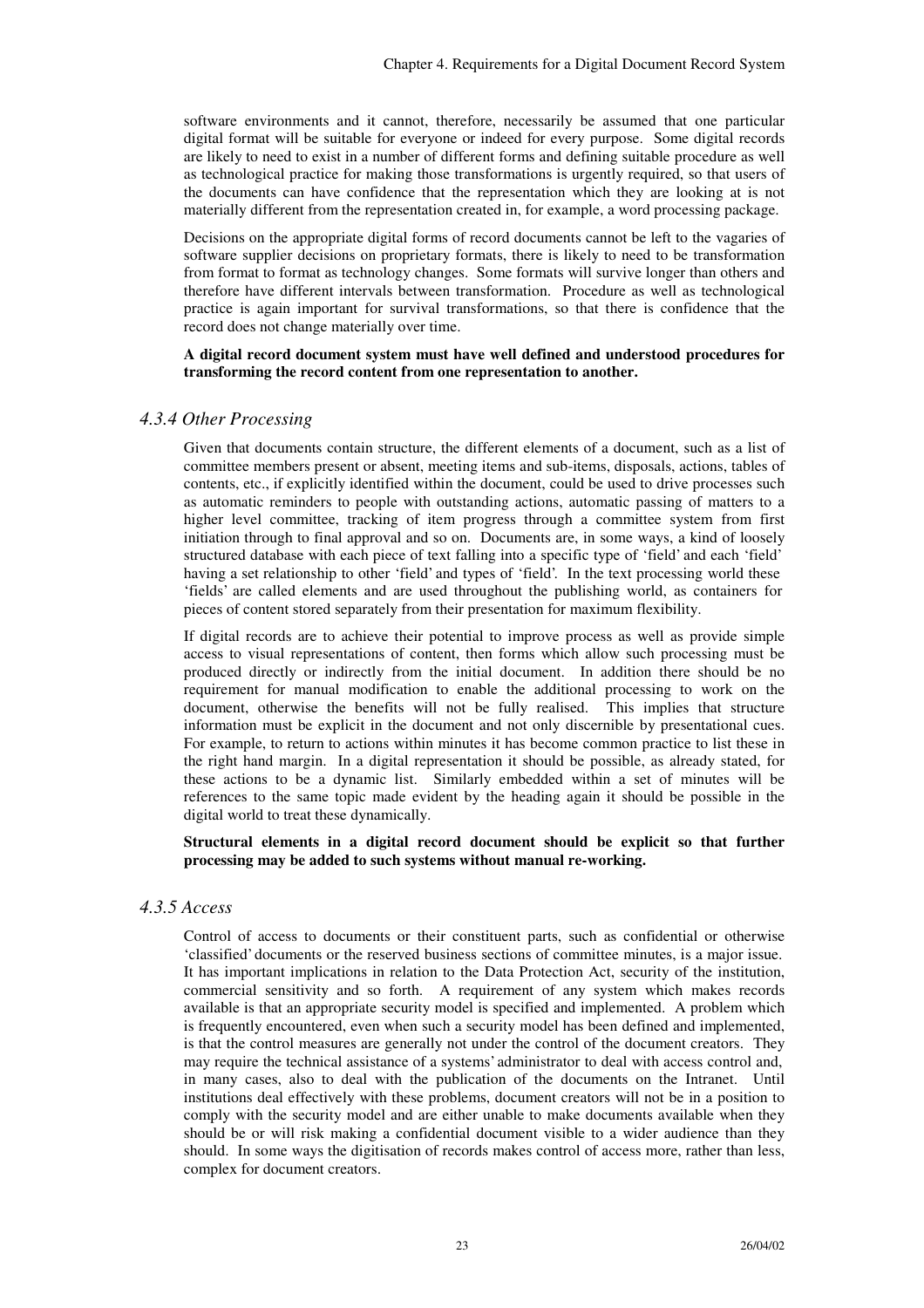software environments and it cannot, therefore, necessarily be assumed that one particular digital format will be suitable for everyone or indeed for every purpose. Some digital records are likely to need to exist in a number of different forms and defining suitable procedure as well as technological practice for making those transformations is urgently required, so that users of the documents can have confidence that the representation which they are looking at is not materially different from the representation created in, for example, a word processing package.

Decisions on the appropriate digital forms of record documents cannot be left to the vagaries of software supplier decisions on proprietary formats, there is likely to need to be transformation from format to format as technology changes. Some formats will survive longer than others and therefore have different intervals between transformation. Procedure as well as technological practice is again important for survival transformations, so that there is confidence that the record does not change materially over time.

**A digital record document system must have well defined and understood procedures for transforming the record content from one representation to another.**

### *4.3.4 Other Processing*

Given that documents contain structure, the different elements of a document, such as a list of committee members present or absent, meeting items and sub-items, disposals, actions, tables of contents, etc., if explicitly identified within the document, could be used to drive processes such as automatic reminders to people with outstanding actions, automatic passing of matters to a higher level committee, tracking of item progress through a committee system from first initiation through to final approval and so on. Documents are, in some ways, a kind of loosely structured database with each piece of text falling into a specific type of 'field' and each 'field' having a set relationship to other 'field' and types of 'field'. In the text processing world these 'fields' are called elements and are used throughout the publishing world, as containers for pieces of content stored separately from their presentation for maximum flexibility.

If digital records are to achieve their potential to improve process as well as provide simple access to visual representations of content, then forms which allow such processing must be produced directly or indirectly from the initial document. In addition there should be no requirement for manual modification to enable the additional processing to work on the document, otherwise the benefits will not be fully realised. This implies that structure information must be explicit in the document and not only discernible by presentational cues. For example, to return to actions within minutes it has become common practice to list these in the right hand margin. In a digital representation it should be possible, as already stated, for these actions to be a dynamic list. Similarly embedded within a set of minutes will be references to the same topic made evident by the heading again it should be possible in the digital world to treat these dynamically.

**Structural elements in a digital record document should be explicit so that further processing may be added to such systems without manual re-working.**

### *4.3.5 Access*

Control of access to documents or their constituent parts, such as confidential or otherwise 'classified' documents or the reserved business sections of committee minutes, is a major issue. It has important implications in relation to the Data Protection Act, security of the institution, commercial sensitivity and so forth. A requirement of any system which makes records available is that an appropriate security model is specified and implemented. A problem which is frequently encountered, even when such a security model has been defined and implemented, is that the control measures are generally not under the control of the document creators. They may require the technical assistance of a systems' administrator to deal with access control and, in many cases, also to deal with the publication of the documents on the Intranet. Until institutions deal effectively with these problems, document creators will not be in a position to comply with the security model and are either unable to make documents available when they should be or will risk making a confidential document visible to a wider audience than they should. In some ways the digitisation of records makes control of access more, rather than less, complex for document creators.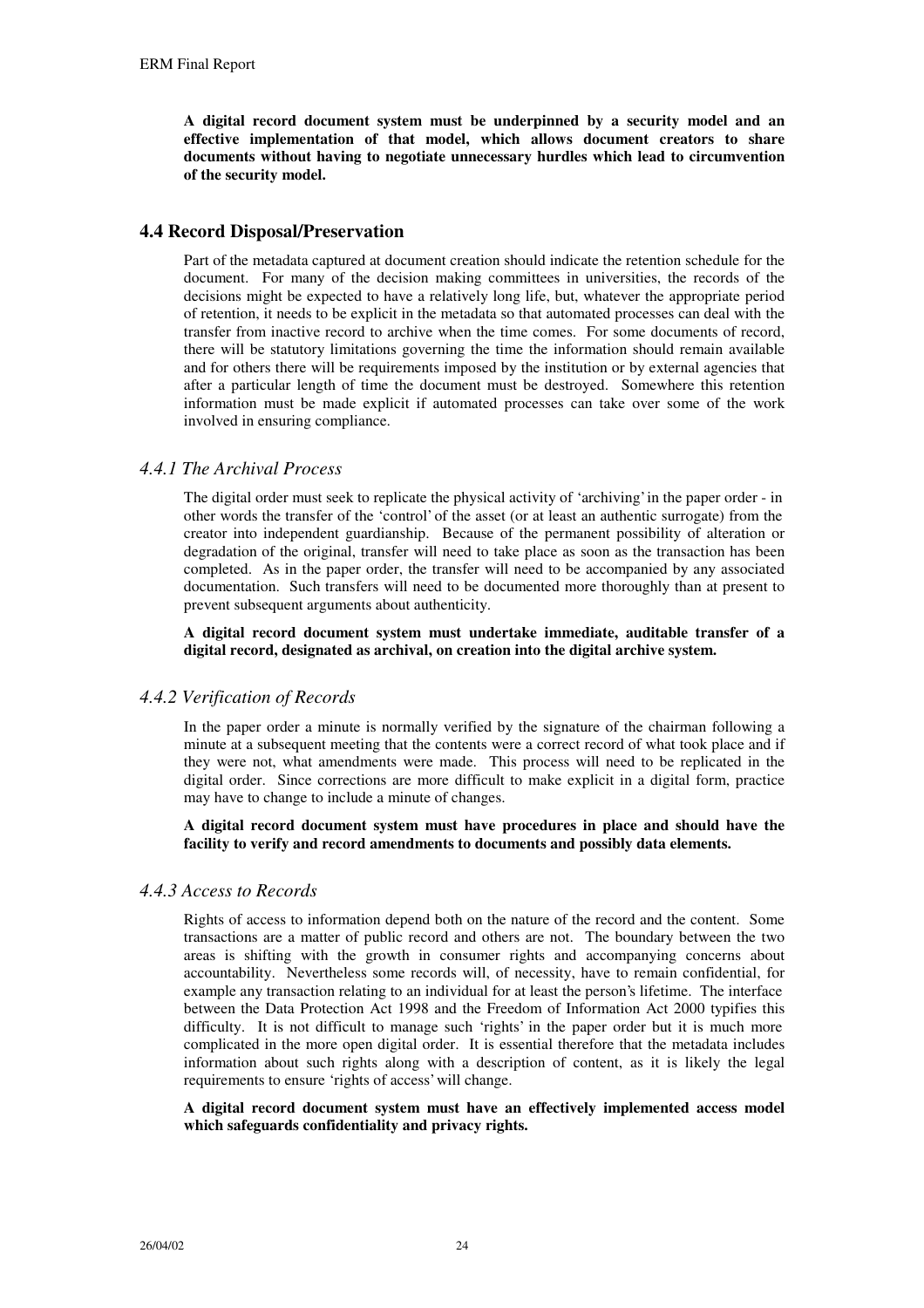**A digital record document system must be underpinned by a security model and an effective implementation of that model, which allows document creators to share documents without having to negotiate unnecessary hurdles which lead to circumvention of the security model.**

## 4.4 Record Disposal/Preservation

Part of the metadata captured at document creation should indicate the retention schedule for the document. For many of the decision making committees in universities, the records of the decisions might be expected to have a relatively long life, but, whatever the appropriate period of retention, it needs to be explicit in the metadata so that automated processes can deal with the transfer from inactive record to archive when the time comes. For some documents of record, there will be statutory limitations governing the time the information should remain available and for others there will be requirements imposed by the institution or by external agencies that after a particular length of time the document must be destroyed. Somewhere this retention information must be made explicit if automated processes can take over some of the work involved in ensuring compliance.

### *4.4.1 The Archival Process*

The digital order must seek to replicate the physical activity of 'archiving' in the paper order - in other words the transfer of the 'control' of the asset (or at least an authentic surrogate) from the creator into independent guardianship. Because of the permanent possibility of alteration or degradation of the original, transfer will need to take place as soon as the transaction has been completed. As in the paper order, the transfer will need to be accompanied by any associated documentation. Such transfers will need to be documented more thoroughly than at present to prevent subsequent arguments about authenticity.

**A digital record document system must undertake immediate, auditable transfer of a digital record, designated as archival, on creation into the digital archive system.**

### *4.4.2 Verification of Records*

In the paper order a minute is normally verified by the signature of the chairman following a minute at a subsequent meeting that the contents were a correct record of what took place and if they were not, what amendments were made. This process will need to be replicated in the digital order. Since corrections are more difficult to make explicit in a digital form, practice may have to change to include a minute of changes.

**A digital record document system must have procedures in place and should have the facility to verify and record amendments to documents and possibly data elements.**

### *4.4.3 Access to Records*

Rights of access to information depend both on the nature of the record and the content. Some transactions are a matter of public record and others are not. The boundary between the two areas is shifting with the growth in consumer rights and accompanying concerns about accountability. Nevertheless some records will, of necessity, have to remain confidential, for example any transaction relating to an individual for at least the person's lifetime. The interface between the Data Protection Act 1998 and the Freedom of Information Act 2000 typifies this difficulty. It is not difficult to manage such 'rights' in the paper order but it is much more complicated in the more open digital order. It is essential therefore that the metadata includes information about such rights along with a description of content, as it is likely the legal requirements to ensure 'rights of access' will change.

**A digital record document system must have an effectively implemented access model which safeguards confidentiality and privacy rights.**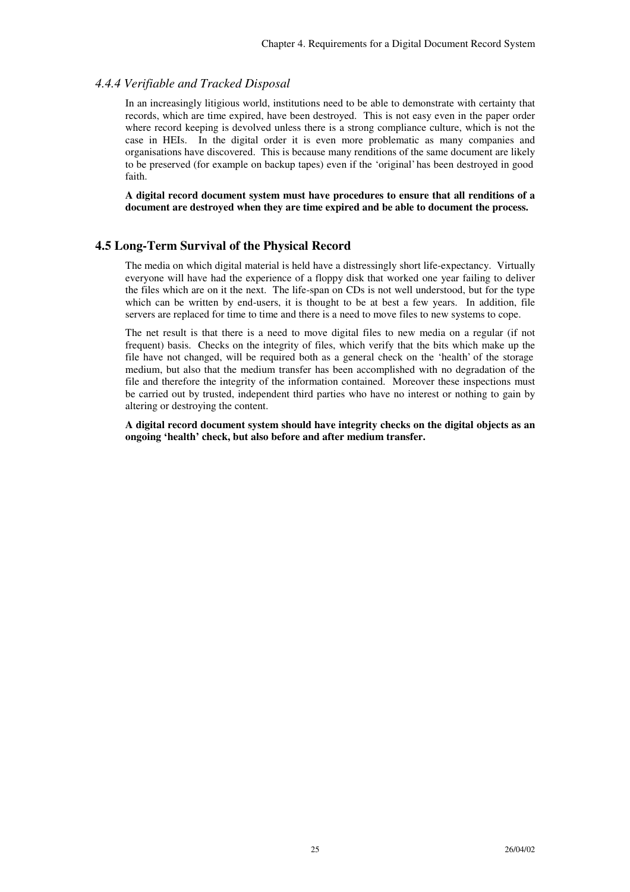### *4.4.4 Verifiable and Tracked Disposal*

In an increasingly litigious world, institutions need to be able to demonstrate with certainty that records, which are time expired, have been destroyed. This is not easy even in the paper order where record keeping is devolved unless there is a strong compliance culture, which is not the case in HEIs. In the digital order it is even more problematic as many companies and organisations have discovered. This is because many renditions of the same document are likely to be preserved (for example on backup tapes) even if the 'original' has been destroyed in good faith.

**A digital record document system must have procedures to ensure that all renditions of a document are destroyed when they are time expired and be able to document the process.**

## 4.5 Long-Term Survival of the Physical Record

The media on which digital material is held have a distressingly short life-expectancy. Virtually everyone will have had the experience of a floppy disk that worked one year failing to deliver the files which are on it the next. The life-span on CDs is not well understood, but for the type which can be written by end-users, it is thought to be at best a few years. In addition, file servers are replaced for time to time and there is a need to move files to new systems to cope.

The net result is that there is a need to move digital files to new media on a regular (if not frequent) basis. Checks on the integrity of files, which verify that the bits which make up the file have not changed, will be required both as a general check on the 'health' of the storage medium, but also that the medium transfer has been accomplished with no degradation of the file and therefore the integrity of the information contained. Moreover these inspections must be carried out by trusted, independent third parties who have no interest or nothing to gain by altering or destroying the content.

**A digital record document system should have integrity checks on the digital objects as an ongoing 'health' check, but also before and after medium transfer.**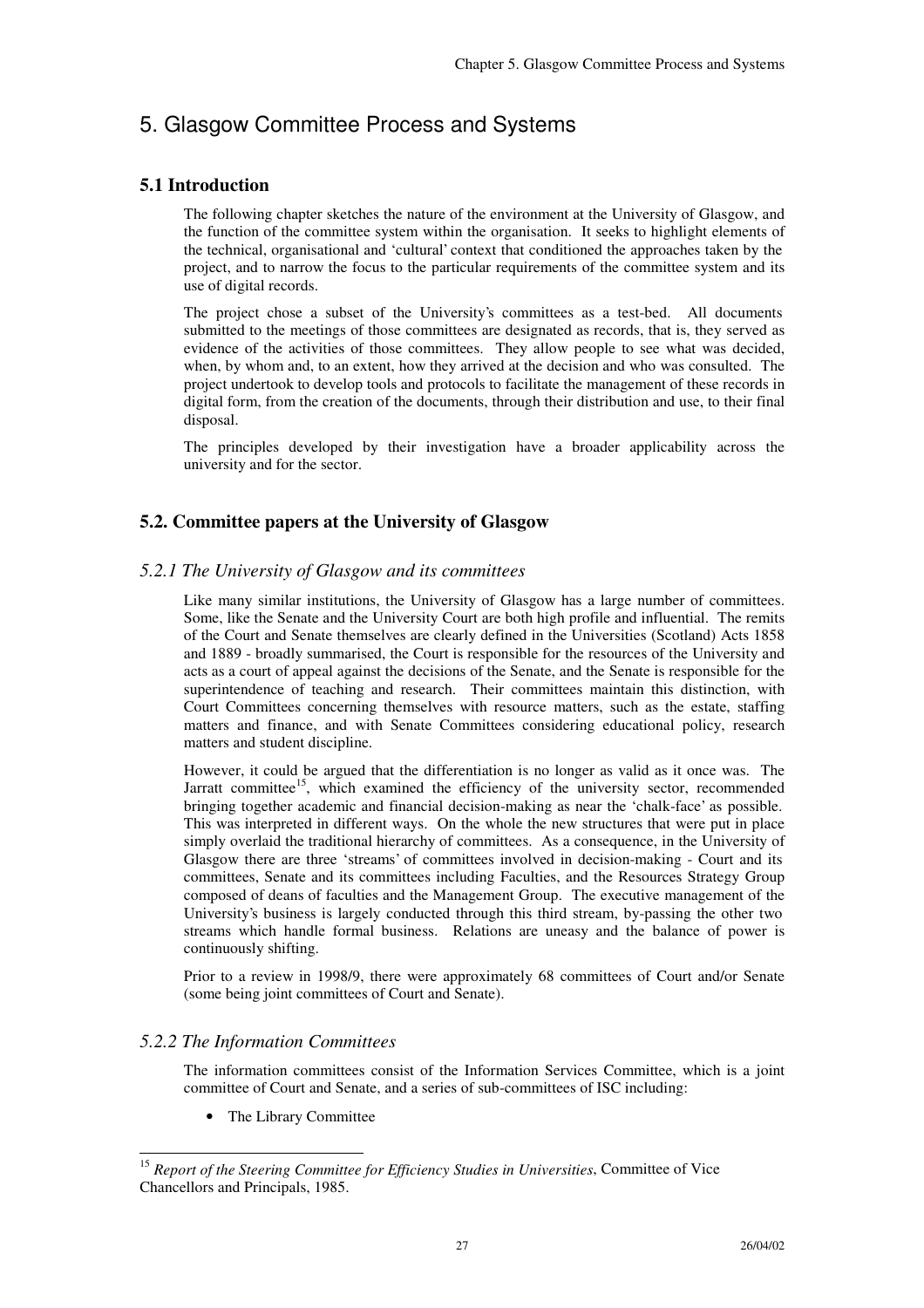# 5. Glasgow Committee Process and Systems

## 5.1 Introduction

The following chapter sketches the nature of the environment at the University of Glasgow, and the function of the committee system within the organisation. It seeks to highlight elements of the technical, organisational and 'cultural' context that conditioned the approaches taken by the project, and to narrow the focus to the particular requirements of the committee system and its use of digital records.

The project chose a subset of the University's committees as a test-bed. All documents submitted to the meetings of those committees are designated as records, that is, they served as evidence of the activities of those committees. They allow people to see what was decided, when, by whom and, to an extent, how they arrived at the decision and who was consulted. The project undertook to develop tools and protocols to facilitate the management of these records in digital form, from the creation of the documents, through their distribution and use, to their final disposal.

The principles developed by their investigation have a broader applicability across the university and for the sector.

## 5.2. Committee papers at the University of Glasgow

### *5.2.1 The University of Glasgow and its committees*

Like many similar institutions, the University of Glasgow has a large number of committees. Some, like the Senate and the University Court are both high profile and influential. The remits of the Court and Senate themselves are clearly defined in the Universities (Scotland) Acts 1858 and 1889 - broadly summarised, the Court is responsible for the resources of the University and acts as a court of appeal against the decisions of the Senate, and the Senate is responsible for the superintendence of teaching and research. Their committees maintain this distinction, with Court Committees concerning themselves with resource matters, such as the estate, staffing matters and finance, and with Senate Committees considering educational policy, research matters and student discipline.

However, it could be argued that the differentiation is no longer as valid as it once was. The Jarratt committee[15], which examined the efficiency of the university sector, recommended bringing together academic and financial decision-making as near the 'chalk-face' as possible. This was interpreted in different ways. On the whole the new structures that were put in place simply overlaid the traditional hierarchy of committees. As a consequence, in the University of Glasgow there are three 'streams' of committees involved in decision-making - Court and its committees, Senate and its committees including Faculties, and the Resources Strategy Group composed of deans of faculties and the Management Group. The executive management of the University's business is largely conducted through this third stream, by-passing the other two streams which handle formal business. Relations are uneasy and the balance of power is continuously shifting.

Prior to a review in 1998/9, there were approximately 68 committees of Court and/or Senate (some being joint committees of Court and Senate).

### *5.2.2 The Information Committees*

The information committees consist of the Information Services Committee, which is a joint committee of Court and Senate, and a series of sub-committees of ISC including:

- The Library Committee

[15] *Report of the Steering Committee for Efficiency Studies in Universities*, Committee of Vice Chancellors and Principals, 1985.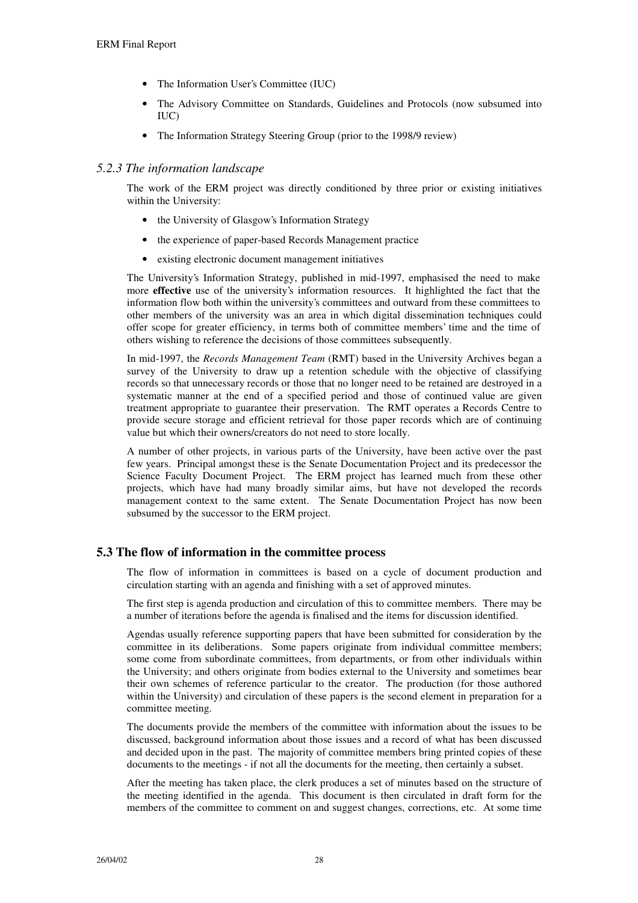- The Information User's Committee (IUC)
- The Advisory Committee on Standards, Guidelines and Protocols (now subsumed into IUC)
- The Information Strategy Steering Group (prior to the 1998/9 review)

### *5.2.3 The information landscape*

The work of the ERM project was directly conditioned by three prior or existing initiatives within the University:

- the University of Glasgow's Information Strategy
- the experience of paper-based Records Management practice
- existing electronic document management initiatives

The University's Information Strategy, published in mid-1997, emphasised the need to make more **effective** use of the university's information resources. It highlighted the fact that the information flow both within the university's committees and outward from these committees to other members of the university was an area in which digital dissemination techniques could offer scope for greater efficiency, in terms both of committee members' time and the time of others wishing to reference the decisions of those committees subsequently.

In mid-1997, the *Records Management Team* (RMT) based in the University Archives began a survey of the University to draw up a retention schedule with the objective of classifying records so that unnecessary records or those that no longer need to be retained are destroyed in a systematic manner at the end of a specified period and those of continued value are given treatment appropriate to guarantee their preservation. The RMT operates a Records Centre to provide secure storage and efficient retrieval for those paper records which are of continuing value but which their owners/creators do not need to store locally.

A number of other projects, in various parts of the University, have been active over the past few years. Principal amongst these is the Senate Documentation Project and its predecessor the Science Faculty Document Project. The ERM project has learned much from these other projects, which have had many broadly similar aims, but have not developed the records management context to the same extent. The Senate Documentation Project has now been subsumed by the successor to the ERM project.

## 5.3 The flow of information in the committee process

The flow of information in committees is based on a cycle of document production and circulation starting with an agenda and finishing with a set of approved minutes.

The first step is agenda production and circulation of this to committee members. There may be a number of iterations before the agenda is finalised and the items for discussion identified.

Agendas usually reference supporting papers that have been submitted for consideration by the committee in its deliberations. Some papers originate from individual committee members; some come from subordinate committees, from departments, or from other individuals within the University; and others originate from bodies external to the University and sometimes bear their own schemes of reference particular to the creator. The production (for those authored within the University) and circulation of these papers is the second element in preparation for a committee meeting.

The documents provide the members of the committee with information about the issues to be discussed, background information about those issues and a record of what has been discussed and decided upon in the past. The majority of committee members bring printed copies of these documents to the meetings - if not all the documents for the meeting, then certainly a subset.

After the meeting has taken place, the clerk produces a set of minutes based on the structure of the meeting identified in the agenda. This document is then circulated in draft form for the members of the committee to comment on and suggest changes, corrections, etc. At some time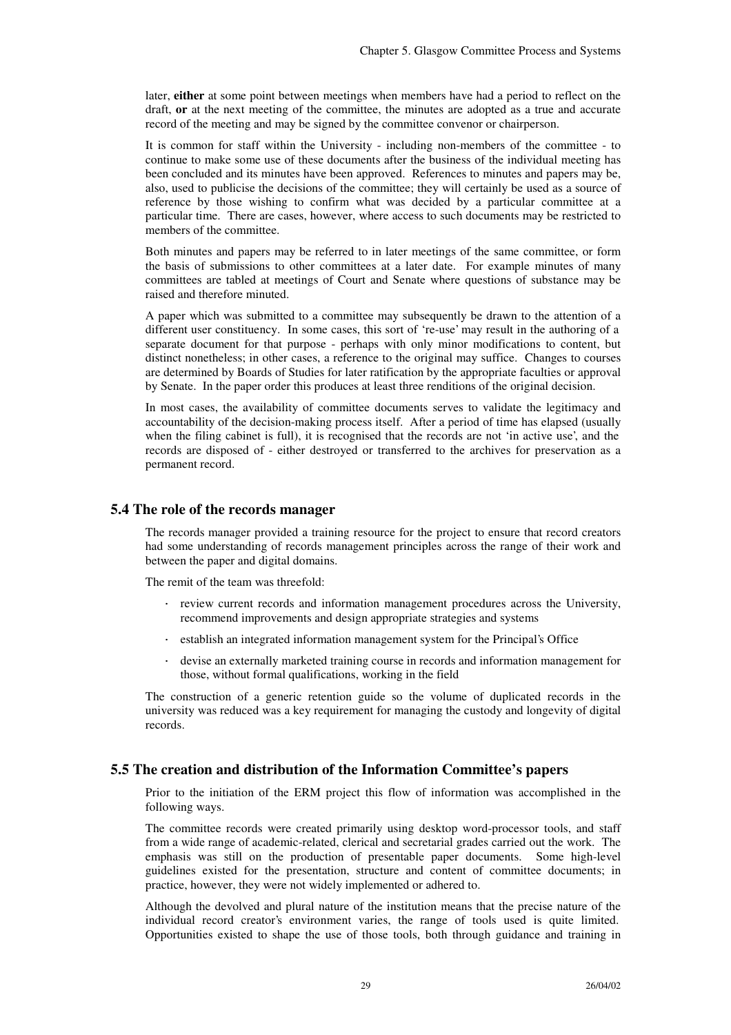later, **either** at some point between meetings when members have had a period to reflect on the draft, **or** at the next meeting of the committee, the minutes are adopted as a true and accurate record of the meeting and may be signed by the committee convenor or chairperson.

It is common for staff within the University - including non-members of the committee - to continue to make some use of these documents after the business of the individual meeting has been concluded and its minutes have been approved. References to minutes and papers may be, also, used to publicise the decisions of the committee; they will certainly be used as a source of reference by those wishing to confirm what was decided by a particular committee at a particular time. There are cases, however, where access to such documents may be restricted to members of the committee.

Both minutes and papers may be referred to in later meetings of the same committee, or form the basis of submissions to other committees at a later date. For example minutes of many committees are tabled at meetings of Court and Senate where questions of substance may be raised and therefore minuted.

A paper which was submitted to a committee may subsequently be drawn to the attention of a different user constituency. In some cases, this sort of 're-use' may result in the authoring of a separate document for that purpose - perhaps with only minor modifications to content, but distinct nonetheless; in other cases, a reference to the original may suffice. Changes to courses are determined by Boards of Studies for later ratification by the appropriate faculties or approval by Senate. In the paper order this produces at least three renditions of the original decision.

In most cases, the availability of committee documents serves to validate the legitimacy and accountability of the decision-making process itself. After a period of time has elapsed (usually when the filing cabinet is full), it is recognised that the records are not 'in active use', and the records are disposed of - either destroyed or transferred to the archives for preservation as a permanent record.

## 5.4 The role of the records manager

The records manager provided a training resource for the project to ensure that record creators had some understanding of records management principles across the range of their work and between the paper and digital domains.

The remit of the team was threefold:

- review current records and information management procedures across the University, recommend improvements and design appropriate strategies and systems
- establish an integrated information management system for the Principal's Office
- devise an externally marketed training course in records and information management for those, without formal qualifications, working in the field

The construction of a generic retention guide so the volume of duplicated records in the university was reduced was a key requirement for managing the custody and longevity of digital records.

## 5.5 The creation and distribution of the Information Committee's papers

Prior to the initiation of the ERM project this flow of information was accomplished in the following ways.

The committee records were created primarily using desktop word-processor tools, and staff from a wide range of academic-related, clerical and secretarial grades carried out the work. The emphasis was still on the production of presentable paper documents. Some high-level guidelines existed for the presentation, structure and content of committee documents; in practice, however, they were not widely implemented or adhered to.

Although the devolved and plural nature of the institution means that the precise nature of the individual record creator's environment varies, the range of tools used is quite limited. Opportunities existed to shape the use of those tools, both through guidance and training in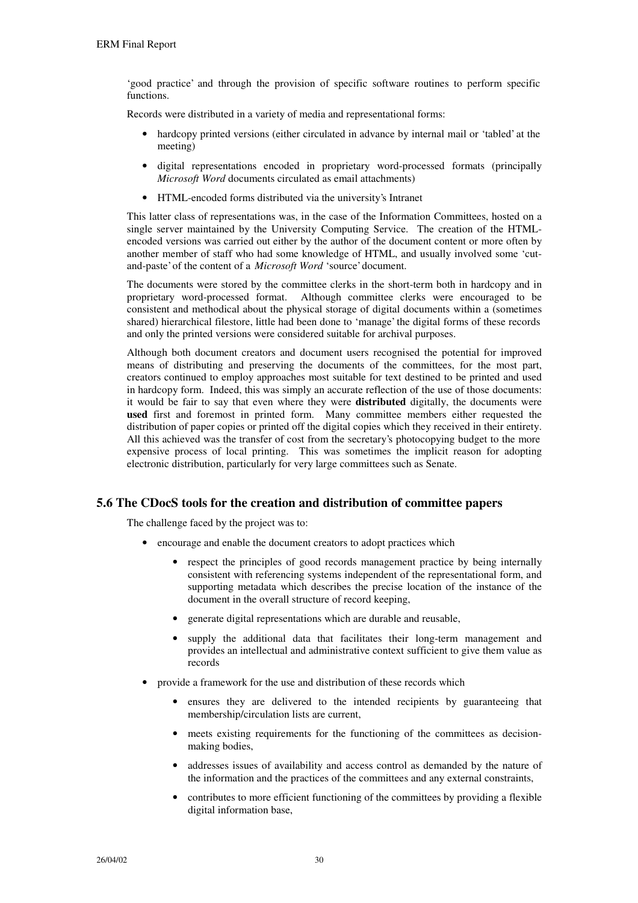'good practice' and through the provision of specific software routines to perform specific functions.

Records were distributed in a variety of media and representational forms:

- hardcopy printed versions (either circulated in advance by internal mail or 'tabled' at the meeting)
- digital representations encoded in proprietary word-processed formats (principally *Microsoft Word* documents circulated as email attachments)
- HTML-encoded forms distributed via the university's Intranet

This latter class of representations was, in the case of the Information Committees, hosted on a single server maintained by the University Computing Service. The creation of the HTML-encoded versions was carried out either by the author of the document content or more often by another member of staff who had some knowledge of HTML, and usually involved some 'cut-and-paste' of the content of a *Microsoft Word* 'source' document.

The documents were stored by the committee clerks in the short-term both in hardcopy and in proprietary word-processed format. Although committee clerks were encouraged to be consistent and methodical about the physical storage of digital documents within a (sometimes shared) hierarchical filestore, little had been done to 'manage' the digital forms of these records and only the printed versions were considered suitable for archival purposes.

Although both document creators and document users recognised the potential for improved means of distributing and preserving the documents of the committees, for the most part, creators continued to employ approaches most suitable for text destined to be printed and used in hardcopy form. Indeed, this was simply an accurate reflection of the use of those documents: it would be fair to say that even where they were **distributed** digitally, the documents were **used** first and foremost in printed form. Many committee members either requested the distribution of paper copies or printed off the digital copies which they received in their entirety. All this achieved was the transfer of cost from the secretary's photocopying budget to the more expensive process of local printing. This was sometimes the implicit reason for adopting electronic distribution, particularly for very large committees such as Senate.

## 5.6 The CDocS tools for the creation and distribution of committee papers

The challenge faced by the project was to:

- encourage and enable the document creators to adopt practices which
  - respect the principles of good records management practice by being internally consistent with referencing systems independent of the representational form, and supporting metadata which describes the precise location of the instance of the document in the overall structure of record keeping,
  - generate digital representations which are durable and reusable,
  - supply the additional data that facilitates their long-term management and provides an intellectual and administrative context sufficient to give them value as records
- provide a framework for the use and distribution of these records which
  - ensures they are delivered to the intended recipients by guaranteeing that membership/circulation lists are current,
  - meets existing requirements for the functioning of the committees as decision-making bodies,
  - addresses issues of availability and access control as demanded by the nature of the information and the practices of the committees and any external constraints,
  - contributes to more efficient functioning of the committees by providing a flexible digital information base,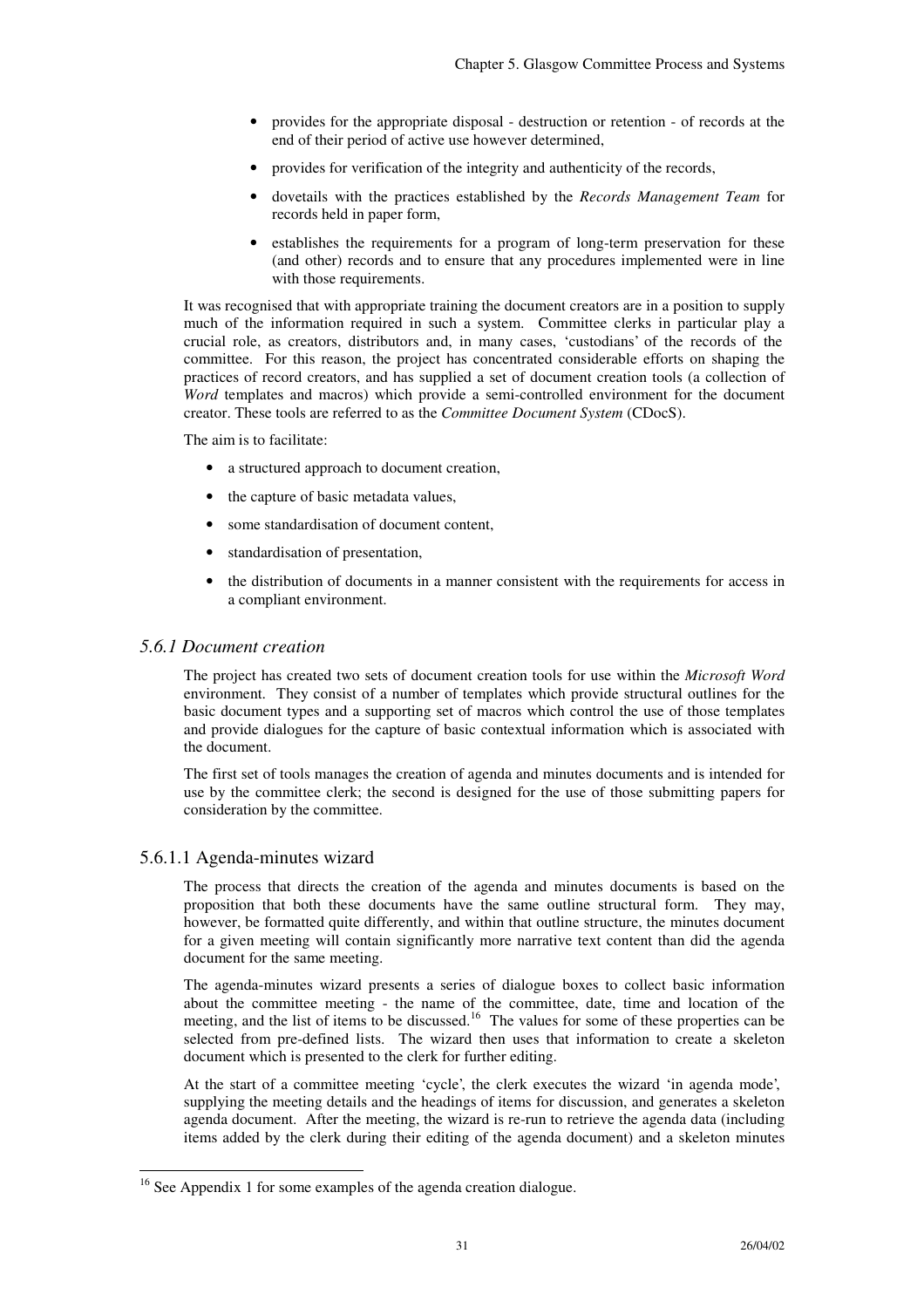- provides for the appropriate disposal - destruction or retention - of records at the end of their period of active use however determined,
- provides for verification of the integrity and authenticity of the records,
- dovetails with the practices established by the *Records Management Team* for records held in paper form,
- establishes the requirements for a program of long-term preservation for these (and other) records and to ensure that any procedures implemented were in line with those requirements.

It was recognised that with appropriate training the document creators are in a position to supply much of the information required in such a system. Committee clerks in particular play a crucial role, as creators, distributors and, in many cases, 'custodians' of the records of the committee. For this reason, the project has concentrated considerable efforts on shaping the practices of record creators, and has supplied a set of document creation tools (a collection of *Word* templates and macros) which provide a semi-controlled environment for the document creator. These tools are referred to as the *Committee Document System* (CDocS).

The aim is to facilitate:

- a structured approach to document creation,
- the capture of basic metadata values,
- some standardisation of document content,
- standardisation of presentation,
- the distribution of documents in a manner consistent with the requirements for access in a compliant environment.

### *5.6.1 Document creation*

The project has created two sets of document creation tools for use within the *Microsoft Word* environment. They consist of a number of templates which provide structural outlines for the basic document types and a supporting set of macros which control the use of those templates and provide dialogues for the capture of basic contextual information which is associated with the document.

The first set of tools manages the creation of agenda and minutes documents and is intended for use by the committee clerk; the second is designed for the use of those submitting papers for consideration by the committee.

#### 5.6.1.1 Agenda-minutes wizard

The process that directs the creation of the agenda and minutes documents is based on the proposition that both these documents have the same outline structural form. They may, however, be formatted quite differently, and within that outline structure, the minutes document for a given meeting will contain significantly more narrative text content than did the agenda document for the same meeting.

The agenda-minutes wizard presents a series of dialogue boxes to collect basic information about the committee meeting - the name of the committee, date, time and location of the meeting, and the list of items to be discussed.[16] The values for some of these properties can be selected from pre-defined lists. The wizard then uses that information to create a skeleton document which is presented to the clerk for further editing.

At the start of a committee meeting 'cycle', the clerk executes the wizard 'in agenda mode', supplying the meeting details and the headings of items for discussion, and generates a skeleton agenda document. After the meeting, the wizard is re-run to retrieve the agenda data (including items added by the clerk during their editing of the agenda document) and a skeleton minutes

[16] See Appendix 1 for some examples of the agenda creation dialogue.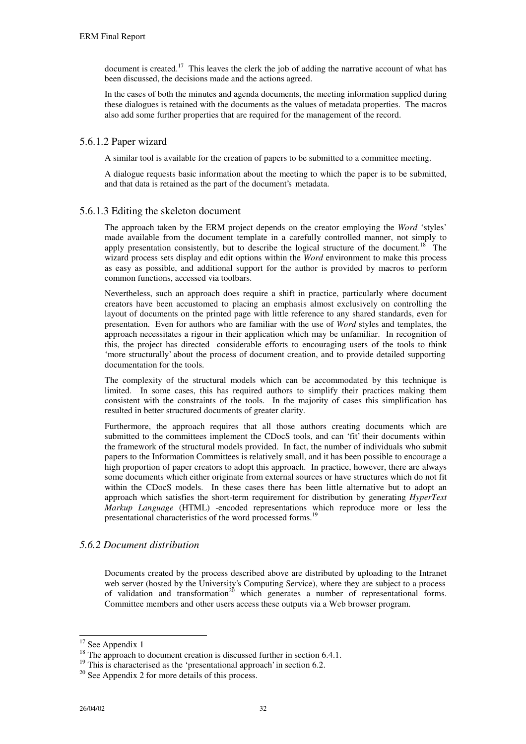document is created.[17] This leaves the clerk the job of adding the narrative account of what has been discussed, the decisions made and the actions agreed.

In the cases of both the minutes and agenda documents, the meeting information supplied during these dialogues is retained with the documents as the values of metadata properties. The macros also add some further properties that are required for the management of the record.

#### 5.6.1.2 Paper wizard

A similar tool is available for the creation of papers to be submitted to a committee meeting.

A dialogue requests basic information about the meeting to which the paper is to be submitted, and that data is retained as the part of the document's metadata.

#### 5.6.1.3 Editing the skeleton document

The approach taken by the ERM project depends on the creator employing the *Word* 'styles' made available from the document template in a carefully controlled manner, not simply to apply presentation consistently, but to describe the logical structure of the document.[18] The wizard process sets display and edit options within the *Word* environment to make this process as easy as possible, and additional support for the author is provided by macros to perform common functions, accessed via toolbars.

Nevertheless, such an approach does require a shift in practice, particularly where document creators have been accustomed to placing an emphasis almost exclusively on controlling the layout of documents on the printed page with little reference to any shared standards, even for presentation. Even for authors who are familiar with the use of *Word* styles and templates, the approach necessitates a rigour in their application which may be unfamiliar. In recognition of this, the project has directed considerable efforts to encouraging users of the tools to think 'more structurally' about the process of document creation, and to provide detailed supporting documentation for the tools.

The complexity of the structural models which can be accommodated by this technique is limited. In some cases, this has required authors to simplify their practices making them consistent with the constraints of the tools. In the majority of cases this simplification has resulted in better structured documents of greater clarity.

Furthermore, the approach requires that all those authors creating documents which are submitted to the committees implement the CDocS tools, and can 'fit' their documents within the framework of the structural models provided. In fact, the number of individuals who submit papers to the Information Committees is relatively small, and it has been possible to encourage a high proportion of paper creators to adopt this approach. In practice, however, there are always some documents which either originate from external sources or have structures which do not fit within the CDocS models. In these cases there has been little alternative but to adopt an approach which satisfies the short-term requirement for distribution by generating *HyperText Markup Language* (HTML) -encoded representations which reproduce more or less the presentational characteristics of the word processed forms.[19]

### *5.6.2 Document distribution*

Documents created by the process described above are distributed by uploading to the Intranet web server (hosted by the University's Computing Service), where they are subject to a process of validation and transformation[20] which generates a number of representational forms. Committee members and other users access these outputs via a Web browser program.

---

[17] See Appendix 1

[18] The approach to document creation is discussed further in section 6.4.1.

[19] This is characterised as the 'presentational approach' in section 6.2.

[20] See Appendix 2 for more details of this process.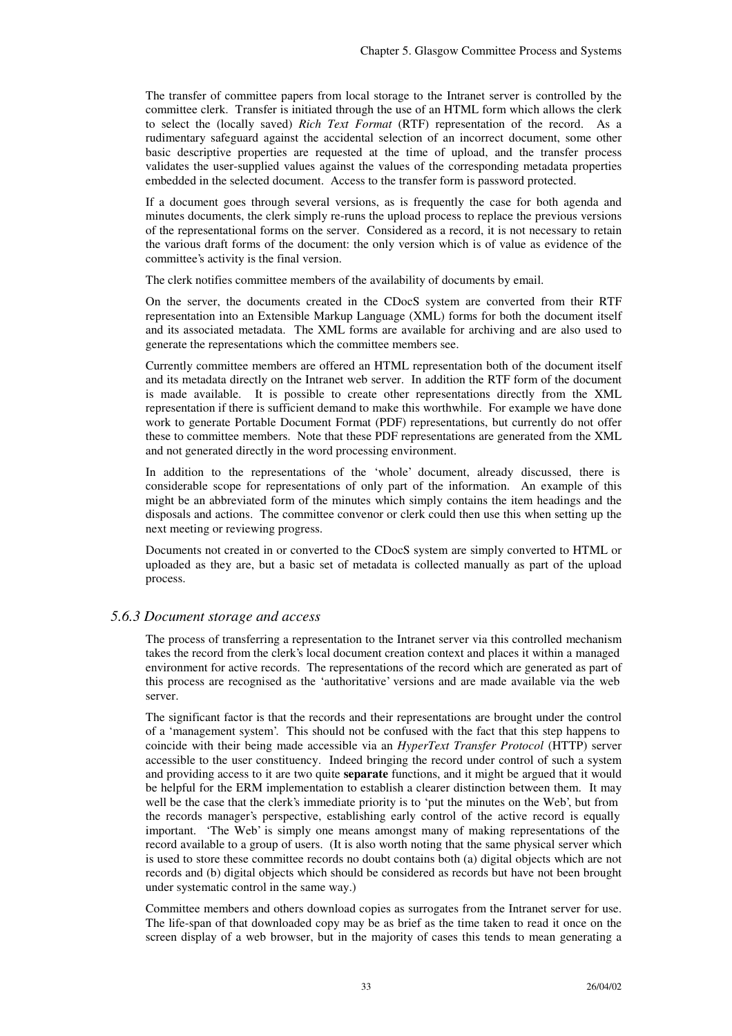The transfer of committee papers from local storage to the Intranet server is controlled by the committee clerk. Transfer is initiated through the use of an HTML form which allows the clerk to select the (locally saved) *Rich Text Format* (RTF) representation of the record. As a rudimentary safeguard against the accidental selection of an incorrect document, some other basic descriptive properties are requested at the time of upload, and the transfer process validates the user-supplied values against the values of the corresponding metadata properties embedded in the selected document. Access to the transfer form is password protected.

If a document goes through several versions, as is frequently the case for both agenda and minutes documents, the clerk simply re-runs the upload process to replace the previous versions of the representational forms on the server. Considered as a record, it is not necessary to retain the various draft forms of the document: the only version which is of value as evidence of the committee's activity is the final version.

The clerk notifies committee members of the availability of documents by email.

On the server, the documents created in the CDocS system are converted from their RTF representation into an Extensible Markup Language (XML) forms for both the document itself and its associated metadata. The XML forms are available for archiving and are also used to generate the representations which the committee members see.

Currently committee members are offered an HTML representation both of the document itself and its metadata directly on the Intranet web server. In addition the RTF form of the document is made available. It is possible to create other representations directly from the XML representation if there is sufficient demand to make this worthwhile. For example we have done work to generate Portable Document Format (PDF) representations, but currently do not offer these to committee members. Note that these PDF representations are generated from the XML and not generated directly in the word processing environment.

In addition to the representations of the 'whole' document, already discussed, there is considerable scope for representations of only part of the information. An example of this might be an abbreviated form of the minutes which simply contains the item headings and the disposals and actions. The committee convenor or clerk could then use this when setting up the next meeting or reviewing progress.

Documents not created in or converted to the CDocS system are simply converted to HTML or uploaded as they are, but a basic set of metadata is collected manually as part of the upload process.

### *5.6.3 Document storage and access*

The process of transferring a representation to the Intranet server via this controlled mechanism takes the record from the clerk's local document creation context and places it within a managed environment for active records. The representations of the record which are generated as part of this process are recognised as the 'authoritative' versions and are made available via the web server.

The significant factor is that the records and their representations are brought under the control of a 'management system'. This should not be confused with the fact that this step happens to coincide with their being made accessible via an *HyperText Transfer Protocol* (HTTP) server accessible to the user constituency. Indeed bringing the record under control of such a system and providing access to it are two quite **separate** functions, and it might be argued that it would be helpful for the ERM implementation to establish a clearer distinction between them. It may well be the case that the clerk's immediate priority is to 'put the minutes on the Web', but from the records manager's perspective, establishing early control of the active record is equally important. 'The Web' is simply one means amongst many of making representations of the record available to a group of users. (It is also worth noting that the same physical server which is used to store these committee records no doubt contains both (a) digital objects which are not records and (b) digital objects which should be considered as records but have not been brought under systematic control in the same way.)

Committee members and others download copies as surrogates from the Intranet server for use. The life-span of that downloaded copy may be as brief as the time taken to read it once on the screen display of a web browser, but in the majority of cases this tends to mean generating a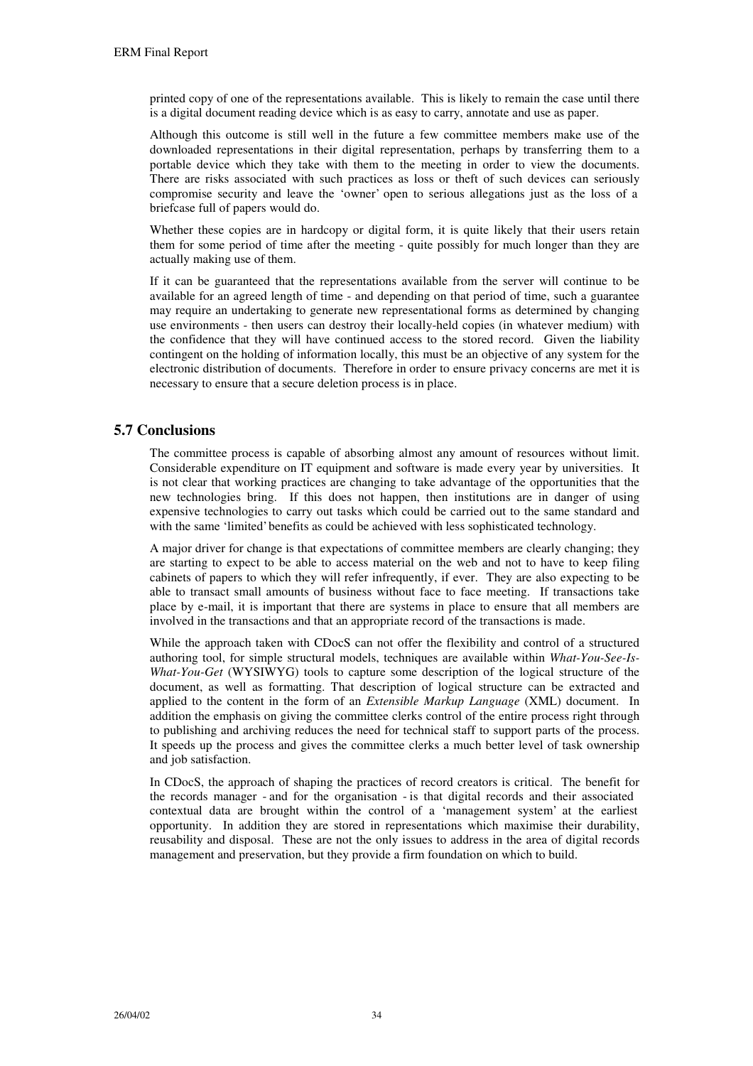printed copy of one of the representations available. This is likely to remain the case until there is a digital document reading device which is as easy to carry, annotate and use as paper.

Although this outcome is still well in the future a few committee members make use of the downloaded representations in their digital representation, perhaps by transferring them to a portable device which they take with them to the meeting in order to view the documents. There are risks associated with such practices as loss or theft of such devices can seriously compromise security and leave the 'owner' open to serious allegations just as the loss of a briefcase full of papers would do.

Whether these copies are in hardcopy or digital form, it is quite likely that their users retain them for some period of time after the meeting - quite possibly for much longer than they are actually making use of them.

If it can be guaranteed that the representations available from the server will continue to be available for an agreed length of time - and depending on that period of time, such a guarantee may require an undertaking to generate new representational forms as determined by changing use environments - then users can destroy their locally-held copies (in whatever medium) with the confidence that they will have continued access to the stored record. Given the liability contingent on the holding of information locally, this must be an objective of any system for the electronic distribution of documents. Therefore in order to ensure privacy concerns are met it is necessary to ensure that a secure deletion process is in place.

## 5.7 Conclusions

The committee process is capable of absorbing almost any amount of resources without limit. Considerable expenditure on IT equipment and software is made every year by universities. It is not clear that working practices are changing to take advantage of the opportunities that the new technologies bring. If this does not happen, then institutions are in danger of using expensive technologies to carry out tasks which could be carried out to the same standard and with the same 'limited' benefits as could be achieved with less sophisticated technology.

A major driver for change is that expectations of committee members are clearly changing; they are starting to expect to be able to access material on the web and not to have to keep filing cabinets of papers to which they will refer infrequently, if ever. They are also expecting to be able to transact small amounts of business without face to face meeting. If transactions take place by e-mail, it is important that there are systems in place to ensure that all members are involved in the transactions and that an appropriate record of the transactions is made.

While the approach taken with CDocS can not offer the flexibility and control of a structured authoring tool, for simple structural models, techniques are available within *What-You-See-Is-What-You-Get* (WYSIWYG) tools to capture some description of the logical structure of the document, as well as formatting. That description of logical structure can be extracted and applied to the content in the form of an *Extensible Markup Language* (XML) document. In addition the emphasis on giving the committee clerks control of the entire process right through to publishing and archiving reduces the need for technical staff to support parts of the process. It speeds up the process and gives the committee clerks a much better level of task ownership and job satisfaction.

In CDocS, the approach of shaping the practices of record creators is critical. The benefit for the records manager - and for the organisation - is that digital records and their associated contextual data are brought within the control of a 'management system' at the earliest opportunity. In addition they are stored in representations which maximise their durability, reusability and disposal. These are not the only issues to address in the area of digital records management and preservation, but they provide a firm foundation on which to build.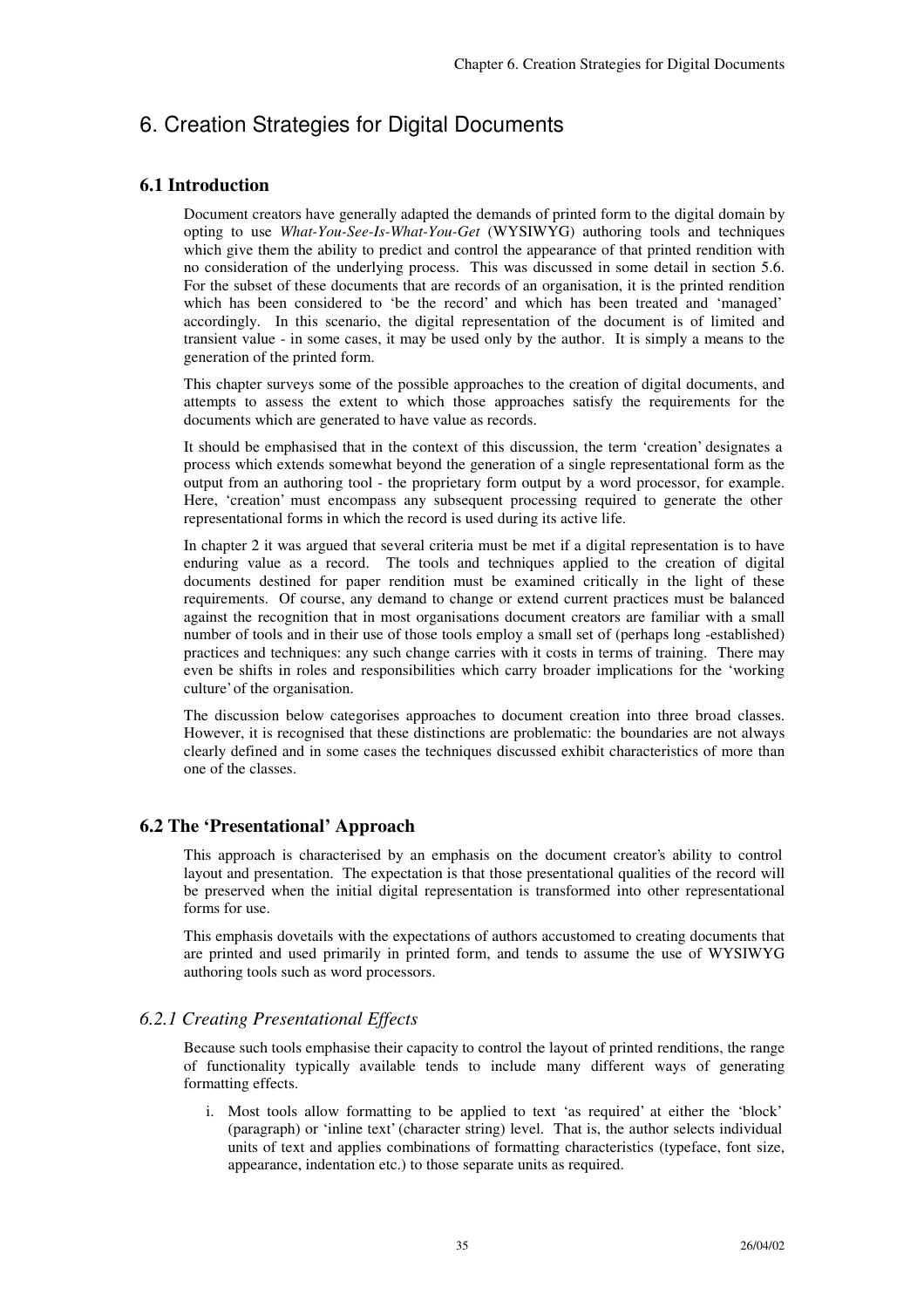# 6. Creation Strategies for Digital Documents

## 6.1 Introduction

Document creators have generally adapted the demands of printed form to the digital domain by opting to use *What-You-See-Is-What-You-Get* (WYSIWYG) authoring tools and techniques which give them the ability to predict and control the appearance of that printed rendition with no consideration of the underlying process. This was discussed in some detail in section 5.6. For the subset of these documents that are records of an organisation, it is the printed rendition which has been considered to 'be the record' and which has been treated and 'managed' accordingly. In this scenario, the digital representation of the document is of limited and transient value - in some cases, it may be used only by the author. It is simply a means to the generation of the printed form.

This chapter surveys some of the possible approaches to the creation of digital documents, and attempts to assess the extent to which those approaches satisfy the requirements for the documents which are generated to have value as records.

It should be emphasised that in the context of this discussion, the term 'creation' designates a process which extends somewhat beyond the generation of a single representational form as the output from an authoring tool - the proprietary form output by a word processor, for example. Here, 'creation' must encompass any subsequent processing required to generate the other representational forms in which the record is used during its active life.

In chapter 2 it was argued that several criteria must be met if a digital representation is to have enduring value as a record. The tools and techniques applied to the creation of digital documents destined for paper rendition must be examined critically in the light of these requirements. Of course, any demand to change or extend current practices must be balanced against the recognition that in most organisations document creators are familiar with a small number of tools and in their use of those tools employ a small set of (perhaps long -established) practices and techniques: any such change carries with it costs in terms of training. There may even be shifts in roles and responsibilities which carry broader implications for the 'working culture' of the organisation.

The discussion below categorises approaches to document creation into three broad classes. However, it is recognised that these distinctions are problematic: the boundaries are not always clearly defined and in some cases the techniques discussed exhibit characteristics of more than one of the classes.

## 6.2 The 'Presentational' Approach

This approach is characterised by an emphasis on the document creator's ability to control layout and presentation. The expectation is that those presentational qualities of the record will be preserved when the initial digital representation is transformed into other representational forms for use.

This emphasis dovetails with the expectations of authors accustomed to creating documents that are printed and used primarily in printed form, and tends to assume the use of WYSIWYG authoring tools such as word processors.

### *6.2.1 Creating Presentational Effects*

Because such tools emphasise their capacity to control the layout of printed renditions, the range of functionality typically available tends to include many different ways of generating formatting effects.

i. Most tools allow formatting to be applied to text 'as required' at either the 'block' (paragraph) or 'inline text' (character string) level. That is, the author selects individual units of text and applies combinations of formatting characteristics (typeface, font size, appearance, indentation etc.) to those separate units as required.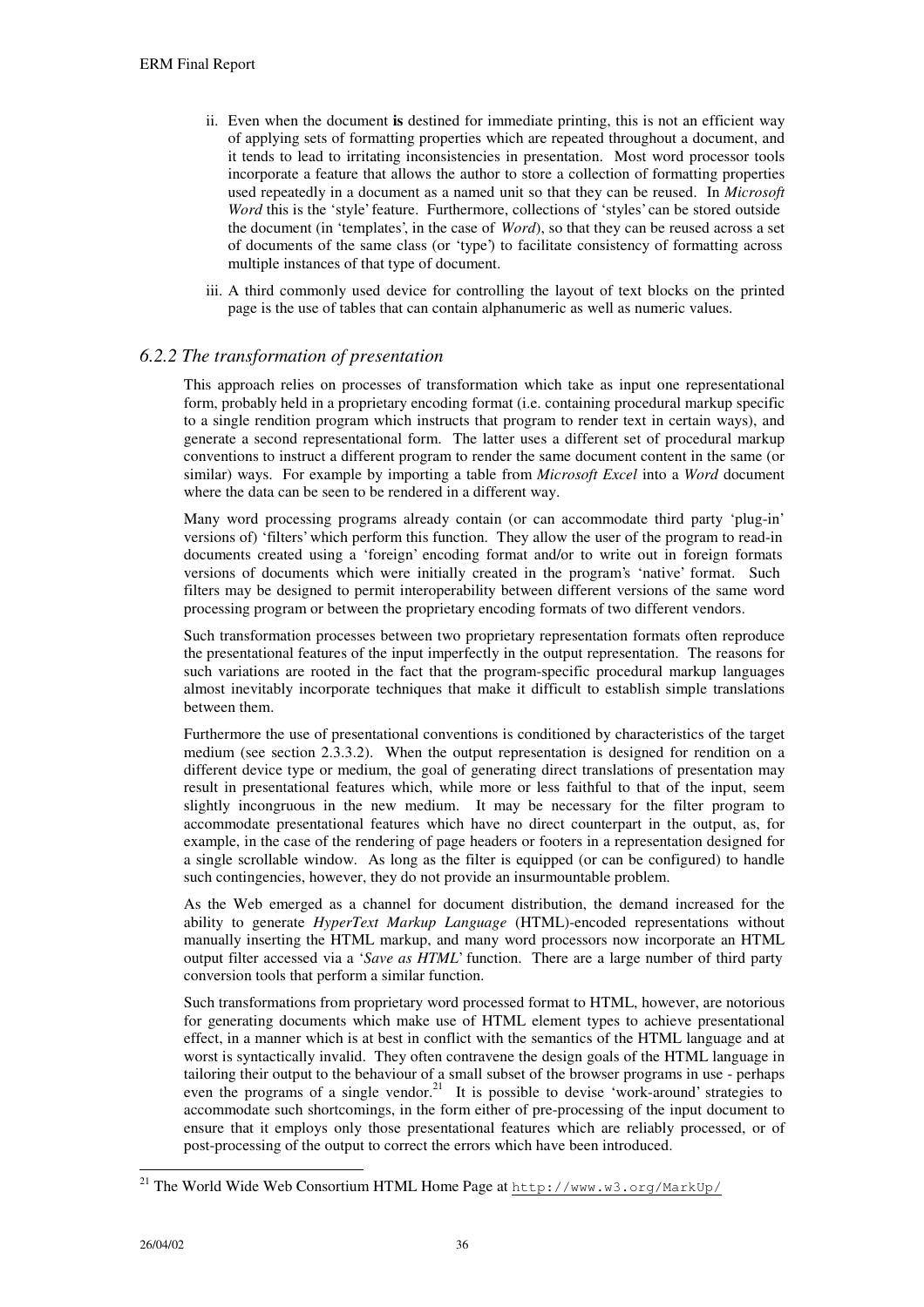ii. Even when the document **is** destined for immediate printing, this is not an efficient way of applying sets of formatting properties which are repeated throughout a document, and it tends to lead to irritating inconsistencies in presentation. Most word processor tools incorporate a feature that allows the author to store a collection of formatting properties used repeatedly in a document as a named unit so that they can be reused. In *Microsoft Word* this is the 'style' feature. Furthermore, collections of 'styles' can be stored outside the document (in 'templates', in the case of *Word*), so that they can be reused across a set of documents of the same class (or 'type') to facilitate consistency of formatting across multiple instances of that type of document.

iii. A third commonly used device for controlling the layout of text blocks on the printed page is the use of tables that can contain alphanumeric as well as numeric values.

### *6.2.2 The transformation of presentation*

This approach relies on processes of transformation which take as input one representational form, probably held in a proprietary encoding format (i.e. containing procedural markup specific to a single rendition program which instructs that program to render text in certain ways), and generate a second representational form. The latter uses a different set of procedural markup conventions to instruct a different program to render the same document content in the same (or similar) ways. For example by importing a table from *Microsoft Excel* into a *Word* document where the data can be seen to be rendered in a different way.

Many word processing programs already contain (or can accommodate third party 'plug-in' versions of) 'filters' which perform this function. They allow the user of the program to read-in documents created using a 'foreign' encoding format and/or to write out in foreign formats versions of documents which were initially created in the program's 'native' format. Such filters may be designed to permit interoperability between different versions of the same word processing program or between the proprietary encoding formats of two different vendors.

Such transformation processes between two proprietary representation formats often reproduce the presentational features of the input imperfectly in the output representation. The reasons for such variations are rooted in the fact that the program-specific procedural markup languages almost inevitably incorporate techniques that make it difficult to establish simple translations between them.

Furthermore the use of presentational conventions is conditioned by characteristics of the target medium (see section 2.3.3.2). When the output representation is designed for rendition on a different device type or medium, the goal of generating direct translations of presentation may result in presentational features which, while more or less faithful to that of the input, seem slightly incongruous in the new medium. It may be necessary for the filter program to accommodate presentational features which have no direct counterpart in the output, as, for example, in the case of the rendering of page headers or footers in a representation designed for a single scrollable window. As long as the filter is equipped (or can be configured) to handle such contingencies, however, they do not provide an insurmountable problem.

As the Web emerged as a channel for document distribution, the demand increased for the ability to generate *HyperText Markup Language* (HTML)-encoded representations without manually inserting the HTML markup, and many word processors now incorporate an HTML output filter accessed via a '*Save as HTML*' function. There are a large number of third party conversion tools that perform a similar function.

Such transformations from proprietary word processed format to HTML, however, are notorious for generating documents which make use of HTML element types to achieve presentational effect, in a manner which is at best in conflict with the semantics of the HTML language and at worst is syntactically invalid. They often contravene the design goals of the HTML language in tailoring their output to the behaviour of a small subset of the browser programs in use - perhaps even the programs of a single vendor.[21] It is possible to devise 'work-around' strategies to accommodate such shortcomings, in the form either of pre-processing of the input document to ensure that it employs only those presentational features which are reliably processed, or of post-processing of the output to correct the errors which have been introduced.

[21] The World Wide Web Consortium HTML Home Page at http://www.w3.org/MarkUp/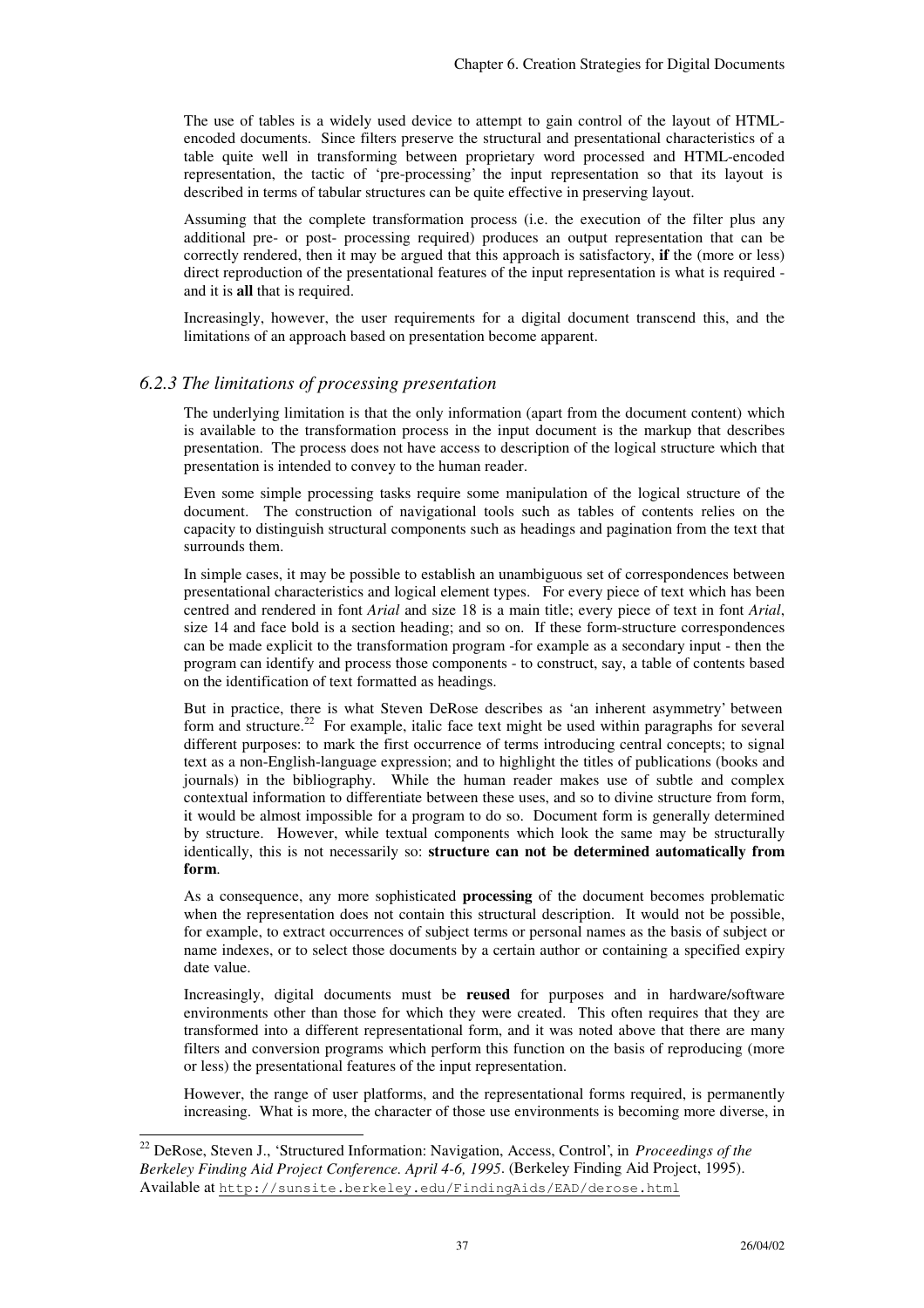The use of tables is a widely used device to attempt to gain control of the layout of HTML-encoded documents. Since filters preserve the structural and presentational characteristics of a table quite well in transforming between proprietary word processed and HTML-encoded representation, the tactic of 'pre-processing' the input representation so that its layout is described in terms of tabular structures can be quite effective in preserving layout.

Assuming that the complete transformation process (i.e. the execution of the filter plus any additional pre- or post- processing required) produces an output representation that can be correctly rendered, then it may be argued that this approach is satisfactory, **if** the (more or less) direct reproduction of the presentational features of the input representation is what is required - and it is **all** that is required.

Increasingly, however, the user requirements for a digital document transcend this, and the limitations of an approach based on presentation become apparent.

### *6.2.3 The limitations of processing presentation*

The underlying limitation is that the only information (apart from the document content) which is available to the transformation process in the input document is the markup that describes presentation. The process does not have access to description of the logical structure which that presentation is intended to convey to the human reader.

Even some simple processing tasks require some manipulation of the logical structure of the document. The construction of navigational tools such as tables of contents relies on the capacity to distinguish structural components such as headings and pagination from the text that surrounds them.

In simple cases, it may be possible to establish an unambiguous set of correspondences between presentational characteristics and logical element types. For every piece of text which has been centred and rendered in font *Arial* and size 18 is a main title; every piece of text in font *Arial*, size 14 and face bold is a section heading; and so on. If these form-structure correspondences can be made explicit to the transformation program -for example as a secondary input - then the program can identify and process those components - to construct, say, a table of contents based on the identification of text formatted as headings.

But in practice, there is what Steven DeRose describes as 'an inherent asymmetry' between form and structure.[22] For example, italic face text might be used within paragraphs for several different purposes: to mark the first occurrence of terms introducing central concepts; to signal text as a non-English-language expression; and to highlight the titles of publications (books and journals) in the bibliography. While the human reader makes use of subtle and complex contextual information to differentiate between these uses, and so to divine structure from form, it would be almost impossible for a program to do so. Document form is generally determined by structure. However, while textual components which look the same may be structurally identically, this is not necessarily so: **structure can not be determined automatically from form**.

As a consequence, any more sophisticated **processing** of the document becomes problematic when the representation does not contain this structural description. It would not be possible, for example, to extract occurrences of subject terms or personal names as the basis of subject or name indexes, or to select those documents by a certain author or containing a specified expiry date value.

Increasingly, digital documents must be **reused** for purposes and in hardware/software environments other than those for which they were created. This often requires that they are transformed into a different representational form, and it was noted above that there are many filters and conversion programs which perform this function on the basis of reproducing (more or less) the presentational features of the input representation.

However, the range of user platforms, and the representational forms required, is permanently increasing. What is more, the character of those use environments is becoming more diverse, in

---

[22] DeRose, Steven J., 'Structured Information: Navigation, Access, Control', in *Proceedings of the Berkeley Finding Aid Project Conference. April 4-6, 1995*. (Berkeley Finding Aid Project, 1995). Available at `http://sunsite.berkeley.edu/FindingAids/EAD/derose.html`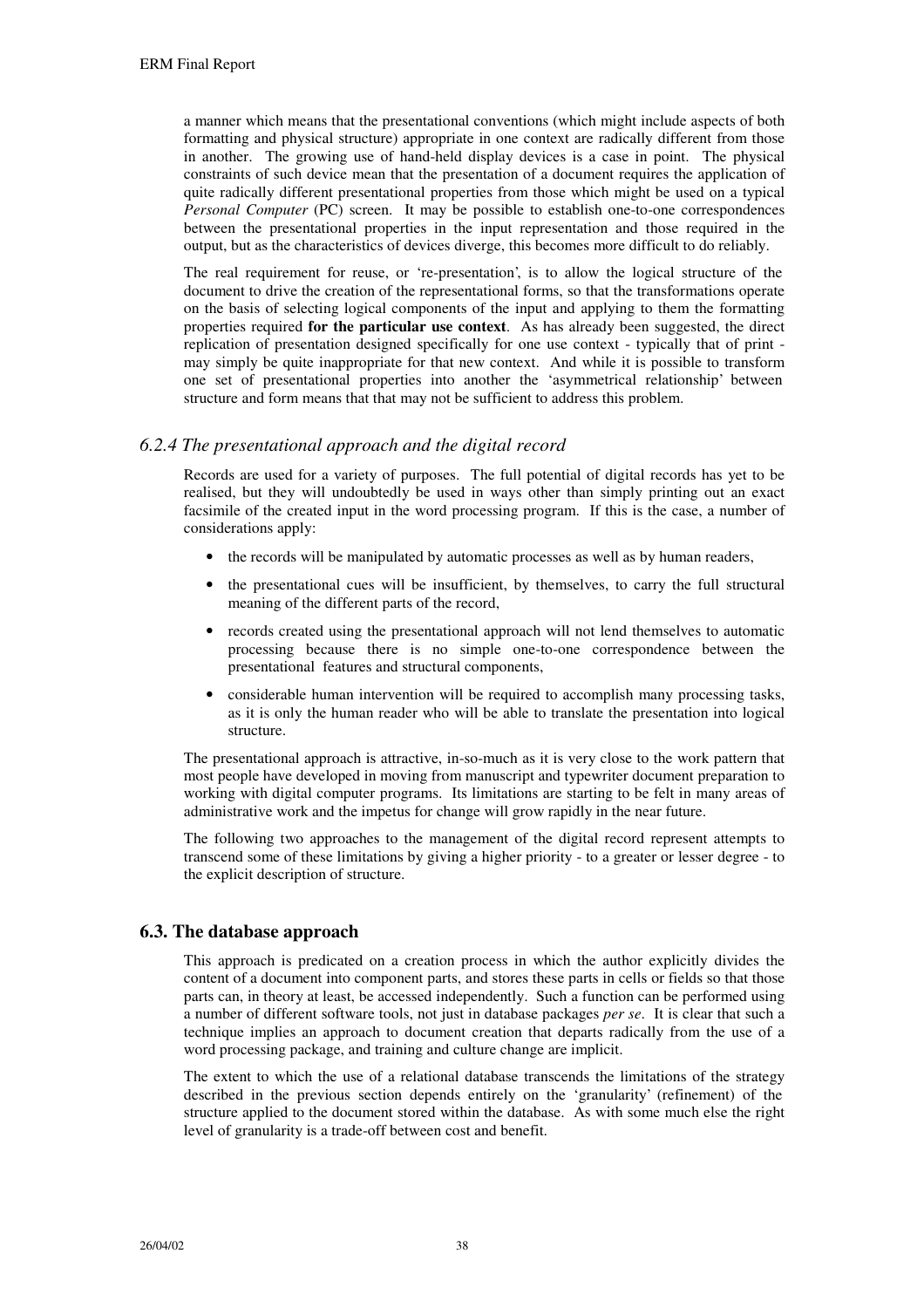a manner which means that the presentational conventions (which might include aspects of both formatting and physical structure) appropriate in one context are radically different from those in another. The growing use of hand-held display devices is a case in point. The physical constraints of such device mean that the presentation of a document requires the application of quite radically different presentational properties from those which might be used on a typical *Personal Computer* (PC) screen. It may be possible to establish one-to-one correspondences between the presentational properties in the input representation and those required in the output, but as the characteristics of devices diverge, this becomes more difficult to do reliably.

The real requirement for reuse, or 're-presentation', is to allow the logical structure of the document to drive the creation of the representational forms, so that the transformations operate on the basis of selecting logical components of the input and applying to them the formatting properties required **for the particular use context**. As has already been suggested, the direct replication of presentation designed specifically for one use context - typically that of print - may simply be quite inappropriate for that new context. And while it is possible to transform one set of presentational properties into another the 'asymmetrical relationship' between structure and form means that that may not be sufficient to address this problem.

### *6.2.4 The presentational approach and the digital record*

Records are used for a variety of purposes. The full potential of digital records has yet to be realised, but they will undoubtedly be used in ways other than simply printing out an exact facsimile of the created input in the word processing program. If this is the case, a number of considerations apply:

- the records will be manipulated by automatic processes as well as by human readers,
- the presentational cues will be insufficient, by themselves, to carry the full structural meaning of the different parts of the record,
- records created using the presentational approach will not lend themselves to automatic processing because there is no simple one-to-one correspondence between the presentational features and structural components,
- considerable human intervention will be required to accomplish many processing tasks, as it is only the human reader who will be able to translate the presentation into logical structure.

The presentational approach is attractive, in-so-much as it is very close to the work pattern that most people have developed in moving from manuscript and typewriter document preparation to working with digital computer programs. Its limitations are starting to be felt in many areas of administrative work and the impetus for change will grow rapidly in the near future.

The following two approaches to the management of the digital record represent attempts to transcend some of these limitations by giving a higher priority - to a greater or lesser degree - to the explicit description of structure.

## 6.3. The database approach

This approach is predicated on a creation process in which the author explicitly divides the content of a document into component parts, and stores these parts in cells or fields so that those parts can, in theory at least, be accessed independently. Such a function can be performed using a number of different software tools, not just in database packages *per se*. It is clear that such a technique implies an approach to document creation that departs radically from the use of a word processing package, and training and culture change are implicit.

The extent to which the use of a relational database transcends the limitations of the strategy described in the previous section depends entirely on the 'granularity' (refinement) of the structure applied to the document stored within the database. As with some much else the right level of granularity is a trade-off between cost and benefit.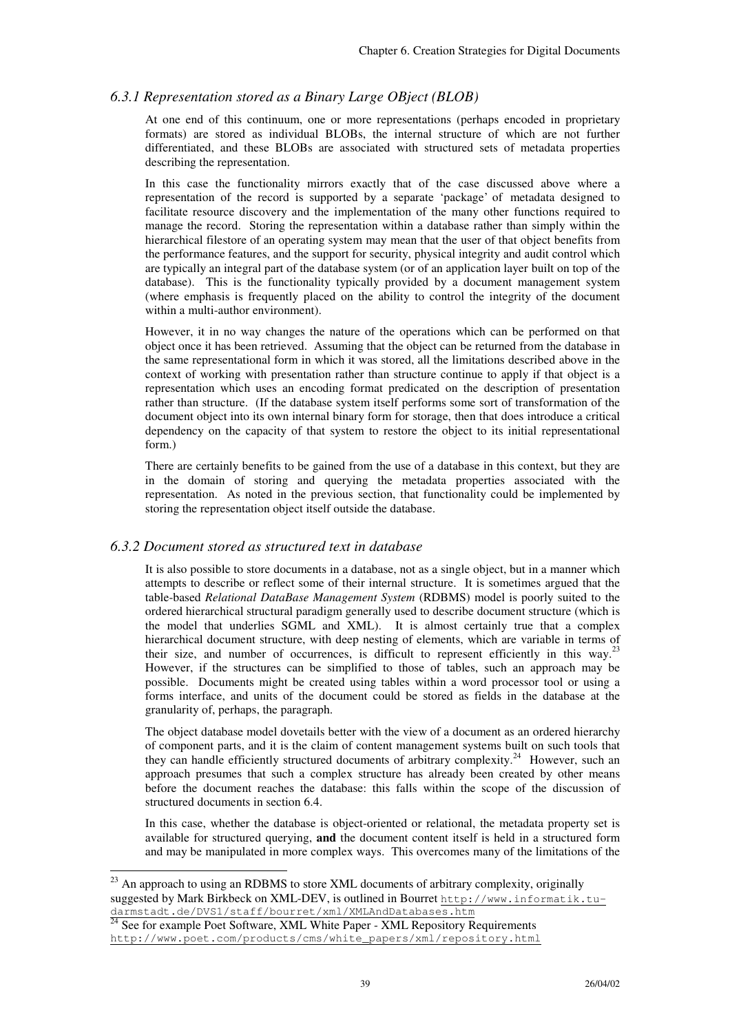### *6.3.1 Representation stored as a Binary Large OBject (BLOB)*

At one end of this continuum, one or more representations (perhaps encoded in proprietary formats) are stored as individual BLOBs, the internal structure of which are not further differentiated, and these BLOBs are associated with structured sets of metadata properties describing the representation.

In this case the functionality mirrors exactly that of the case discussed above where a representation of the record is supported by a separate 'package' of metadata designed to facilitate resource discovery and the implementation of the many other functions required to manage the record. Storing the representation within a database rather than simply within the hierarchical filestore of an operating system may mean that the user of that object benefits from the performance features, and the support for security, physical integrity and audit control which are typically an integral part of the database system (or of an application layer built on top of the database). This is the functionality typically provided by a document management system (where emphasis is frequently placed on the ability to control the integrity of the document within a multi-author environment).

However, it in no way changes the nature of the operations which can be performed on that object once it has been retrieved. Assuming that the object can be returned from the database in the same representational form in which it was stored, all the limitations described above in the context of working with presentation rather than structure continue to apply if that object is a representation which uses an encoding format predicated on the description of presentation rather than structure. (If the database system itself performs some sort of transformation of the document object into its own internal binary form for storage, then that does introduce a critical dependency on the capacity of that system to restore the object to its initial representational form.)

There are certainly benefits to be gained from the use of a database in this context, but they are in the domain of storing and querying the metadata properties associated with the representation. As noted in the previous section, that functionality could be implemented by storing the representation object itself outside the database.

### *6.3.2 Document stored as structured text in database*

It is also possible to store documents in a database, not as a single object, but in a manner which attempts to describe or reflect some of their internal structure. It is sometimes argued that the table-based *Relational DataBase Management System* (RDBMS) model is poorly suited to the ordered hierarchical structural paradigm generally used to describe document structure (which is the model that underlies SGML and XML). It is almost certainly true that a complex hierarchical document structure, with deep nesting of elements, which are variable in terms of their size, and number of occurrences, is difficult to represent efficiently in this way.[23] However, if the structures can be simplified to those of tables, such an approach may be possible. Documents might be created using tables within a word processor tool or using a forms interface, and units of the document could be stored as fields in the database at the granularity of, perhaps, the paragraph.

The object database model dovetails better with the view of a document as an ordered hierarchy of component parts, and it is the claim of content management systems built on such tools that they can handle efficiently structured documents of arbitrary complexity.[24] However, such an approach presumes that such a complex structure has already been created by other means before the document reaches the database: this falls within the scope of the discussion of structured documents in section 6.4.

In this case, whether the database is object-oriented or relational, the metadata property set is available for structured querying, **and** the document content itself is held in a structured form and may be manipulated in more complex ways. This overcomes many of the limitations of the

---

[23] An approach to using an RDBMS to store XML documents of arbitrary complexity, originally suggested by Mark Birkbeck on XML-DEV, is outlined in Bourret http://www.informatik.tu-darmstadt.de/DVS1/staff/bourret/xml/XMLAndDatabases.htm

[24] See for example Poet Software, XML White Paper - XML Repository Requirements http://www.poet.com/products/cms/white_papers/xml/repository.html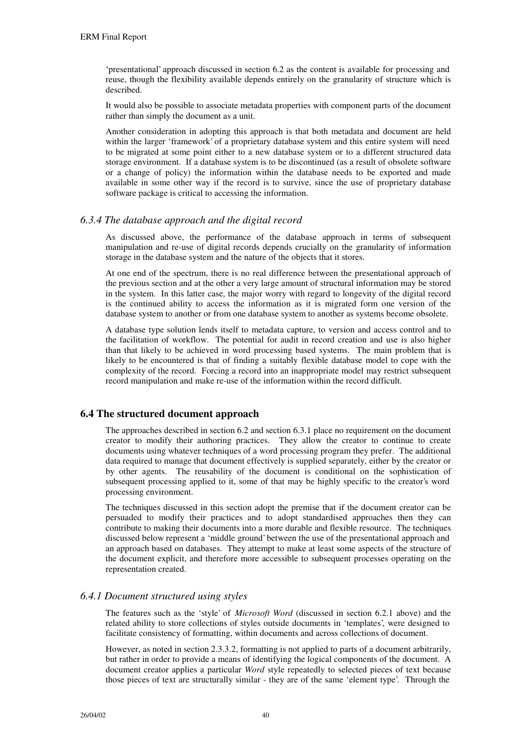'presentational' approach discussed in section 6.2 as the content is available for processing and reuse, though the flexibility available depends entirely on the granularity of structure which is described.

It would also be possible to associate metadata properties with component parts of the document rather than simply the document as a unit.

Another consideration in adopting this approach is that both metadata and document are held within the larger 'framework' of a proprietary database system and this entire system will need to be migrated at some point either to a new database system or to a different structured data storage environment. If a database system is to be discontinued (as a result of obsolete software or a change of policy) the information within the database needs to be exported and made available in some other way if the record is to survive, since the use of proprietary database software package is critical to accessing the information.

### *6.3.4 The database approach and the digital record*

As discussed above, the performance of the database approach in terms of subsequent manipulation and re-use of digital records depends crucially on the granularity of information storage in the database system and the nature of the objects that it stores.

At one end of the spectrum, there is no real difference between the presentational approach of the previous section and at the other a very large amount of structural information may be stored in the system. In this latter case, the major worry with regard to longevity of the digital record is the continued ability to access the information as it is migrated form one version of the database system to another or from one database system to another as systems become obsolete.

A database type solution lends itself to metadata capture, to version and access control and to the facilitation of workflow. The potential for audit in record creation and use is also higher than that likely to be achieved in word processing based systems. The main problem that is likely to be encountered is that of finding a suitably flexible database model to cope with the complexity of the record. Forcing a record into an inappropriate model may restrict subsequent record manipulation and make re-use of the information within the record difficult.

## 6.4 The structured document approach

The approaches described in section 6.2 and section 6.3.1 place no requirement on the document creator to modify their authoring practices. They allow the creator to continue to create documents using whatever techniques of a word processing program they prefer. The additional data required to manage that document effectively is supplied separately, either by the creator or by other agents. The reusability of the document is conditional on the sophistication of subsequent processing applied to it, some of that may be highly specific to the creator's word processing environment.

The techniques discussed in this section adopt the premise that if the document creator can be persuaded to modify their practices and to adopt standardised approaches then they can contribute to making their documents into a more durable and flexible resource. The techniques discussed below represent a 'middle ground' between the use of the presentational approach and an approach based on databases. They attempt to make at least some aspects of the structure of the document explicit, and therefore more accessible to subsequent processes operating on the representation created.

### *6.4.1 Document structured using styles*

The features such as the 'style' of *Microsoft Word* (discussed in section 6.2.1 above) and the related ability to store collections of styles outside documents in 'templates', were designed to facilitate consistency of formatting, within documents and across collections of document.

However, as noted in section 2.3.3.2, formatting is not applied to parts of a document arbitrarily, but rather in order to provide a means of identifying the logical components of the document. A document creator applies a particular *Word* style repeatedly to selected pieces of text because those pieces of text are structurally similar - they are of the same 'element type'. Through the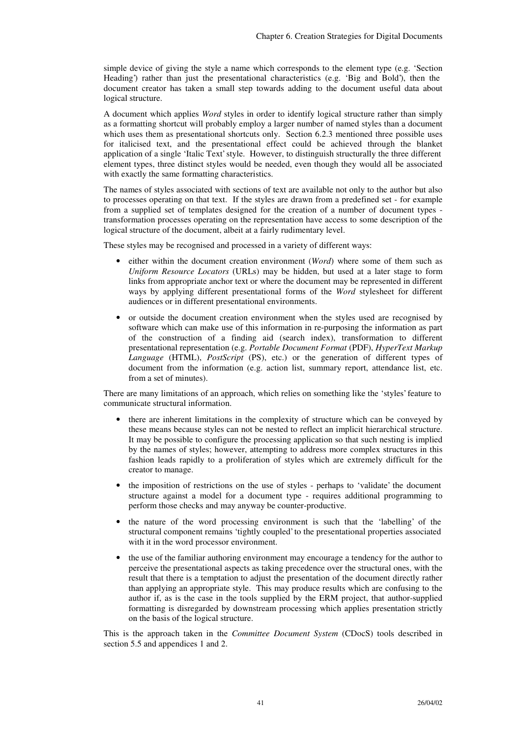simple device of giving the style a name which corresponds to the element type (e.g. 'Section Heading') rather than just the presentational characteristics (e.g. 'Big and Bold'), then the document creator has taken a small step towards adding to the document useful data about logical structure.

A document which applies *Word* styles in order to identify logical structure rather than simply as a formatting shortcut will probably employ a larger number of named styles than a document which uses them as presentational shortcuts only. Section 6.2.3 mentioned three possible uses for italicised text, and the presentational effect could be achieved through the blanket application of a single 'Italic Text' style. However, to distinguish structurally the three different element types, three distinct styles would be needed, even though they would all be associated with exactly the same formatting characteristics.

The names of styles associated with sections of text are available not only to the author but also to processes operating on that text. If the styles are drawn from a predefined set - for example from a supplied set of templates designed for the creation of a number of document types - transformation processes operating on the representation have access to some description of the logical structure of the document, albeit at a fairly rudimentary level.

These styles may be recognised and processed in a variety of different ways:

- either within the document creation environment (*Word*) where some of them such as *Uniform Resource Locators* (URLs) may be hidden, but used at a later stage to form links from appropriate anchor text or where the document may be represented in different ways by applying different presentational forms of the *Word* stylesheet for different audiences or in different presentational environments.
- or outside the document creation environment when the styles used are recognised by software which can make use of this information in re-purposing the information as part of the construction of a finding aid (search index), transformation to different presentational representation (e.g. *Portable Document Format* (PDF), *HyperText Markup Language* (HTML), *PostScript* (PS), etc.) or the generation of different types of document from the information (e.g. action list, summary report, attendance list, etc. from a set of minutes).

There are many limitations of an approach, which relies on something like the 'styles' feature to communicate structural information.

- there are inherent limitations in the complexity of structure which can be conveyed by these means because styles can not be nested to reflect an implicit hierarchical structure. It may be possible to configure the processing application so that such nesting is implied by the names of styles; however, attempting to address more complex structures in this fashion leads rapidly to a proliferation of styles which are extremely difficult for the creator to manage.
- the imposition of restrictions on the use of styles - perhaps to 'validate' the document structure against a model for a document type - requires additional programming to perform those checks and may anyway be counter-productive.
- the nature of the word processing environment is such that the 'labelling' of the structural component remains 'tightly coupled' to the presentational properties associated with it in the word processor environment.
- the use of the familiar authoring environment may encourage a tendency for the author to perceive the presentational aspects as taking precedence over the structural ones, with the result that there is a temptation to adjust the presentation of the document directly rather than applying an appropriate style. This may produce results which are confusing to the author if, as is the case in the tools supplied by the ERM project, that author-supplied formatting is disregarded by downstream processing which applies presentation strictly on the basis of the logical structure.

This is the approach taken in the *Committee Document System* (CDocS) tools described in section 5.5 and appendices 1 and 2.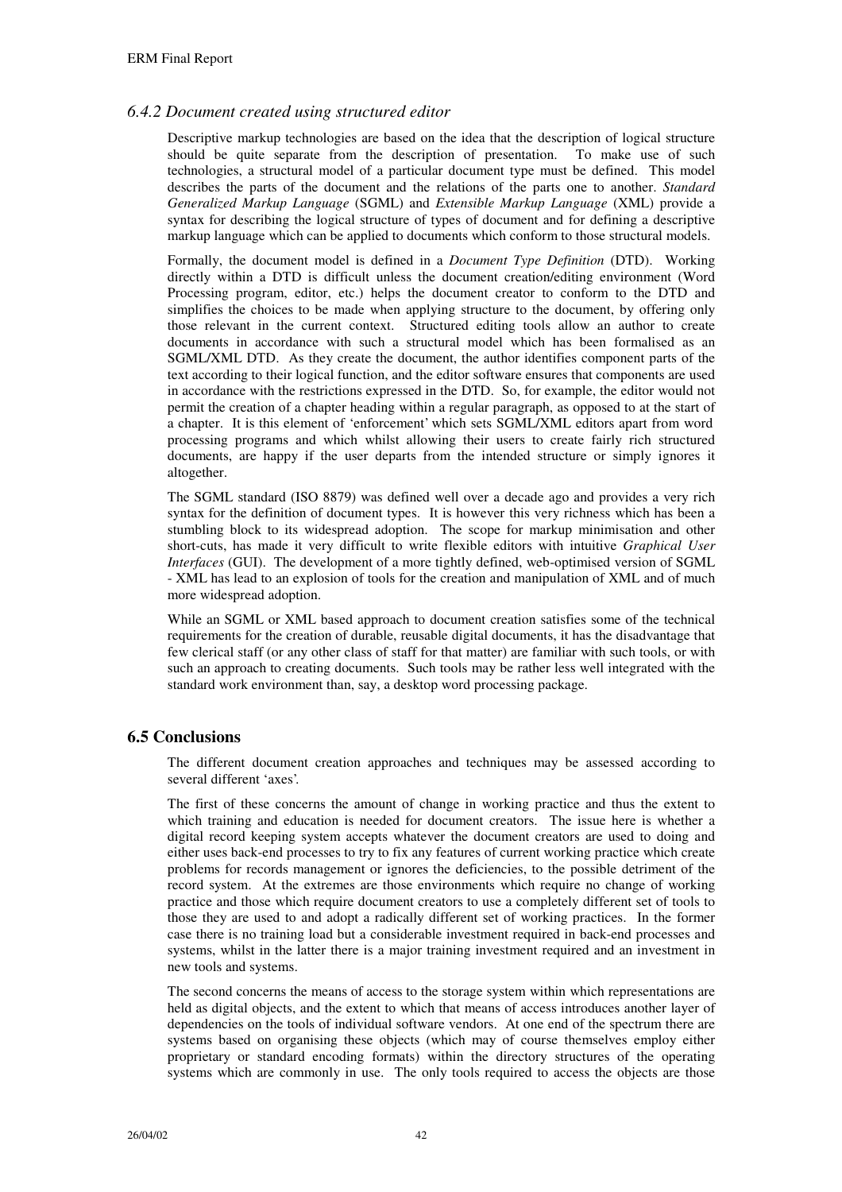### *6.4.2 Document created using structured editor*

Descriptive markup technologies are based on the idea that the description of logical structure should be quite separate from the description of presentation. To make use of such technologies, a structural model of a particular document type must be defined. This model describes the parts of the document and the relations of the parts one to another. *Standard Generalized Markup Language* (SGML) and *Extensible Markup Language* (XML) provide a syntax for describing the logical structure of types of document and for defining a descriptive markup language which can be applied to documents which conform to those structural models.

Formally, the document model is defined in a *Document Type Definition* (DTD). Working directly within a DTD is difficult unless the document creation/editing environment (Word Processing program, editor, etc.) helps the document creator to conform to the DTD and simplifies the choices to be made when applying structure to the document, by offering only those relevant in the current context. Structured editing tools allow an author to create documents in accordance with such a structural model which has been formalised as an SGML/XML DTD. As they create the document, the author identifies component parts of the text according to their logical function, and the editor software ensures that components are used in accordance with the restrictions expressed in the DTD. So, for example, the editor would not permit the creation of a chapter heading within a regular paragraph, as opposed to at the start of a chapter. It is this element of 'enforcement' which sets SGML/XML editors apart from word processing programs and which whilst allowing their users to create fairly rich structured documents, are happy if the user departs from the intended structure or simply ignores it altogether.

The SGML standard (ISO 8879) was defined well over a decade ago and provides a very rich syntax for the definition of document types. It is however this very richness which has been a stumbling block to its widespread adoption. The scope for markup minimisation and other short-cuts, has made it very difficult to write flexible editors with intuitive *Graphical User Interfaces* (GUI). The development of a more tightly defined, web-optimised version of SGML - XML has lead to an explosion of tools for the creation and manipulation of XML and of much more widespread adoption.

While an SGML or XML based approach to document creation satisfies some of the technical requirements for the creation of durable, reusable digital documents, it has the disadvantage that few clerical staff (or any other class of staff for that matter) are familiar with such tools, or with such an approach to creating documents. Such tools may be rather less well integrated with the standard work environment than, say, a desktop word processing package.

## 6.5 Conclusions

The different document creation approaches and techniques may be assessed according to several different 'axes'.

The first of these concerns the amount of change in working practice and thus the extent to which training and education is needed for document creators. The issue here is whether a digital record keeping system accepts whatever the document creators are used to doing and either uses back-end processes to try to fix any features of current working practice which create problems for records management or ignores the deficiencies, to the possible detriment of the record system. At the extremes are those environments which require no change of working practice and those which require document creators to use a completely different set of tools to those they are used to and adopt a radically different set of working practices. In the former case there is no training load but a considerable investment required in back-end processes and systems, whilst in the latter there is a major training investment required and an investment in new tools and systems.

The second concerns the means of access to the storage system within which representations are held as digital objects, and the extent to which that means of access introduces another layer of dependencies on the tools of individual software vendors. At one end of the spectrum there are systems based on organising these objects (which may of course themselves employ either proprietary or standard encoding formats) within the directory structures of the operating systems which are commonly in use. The only tools required to access the objects are those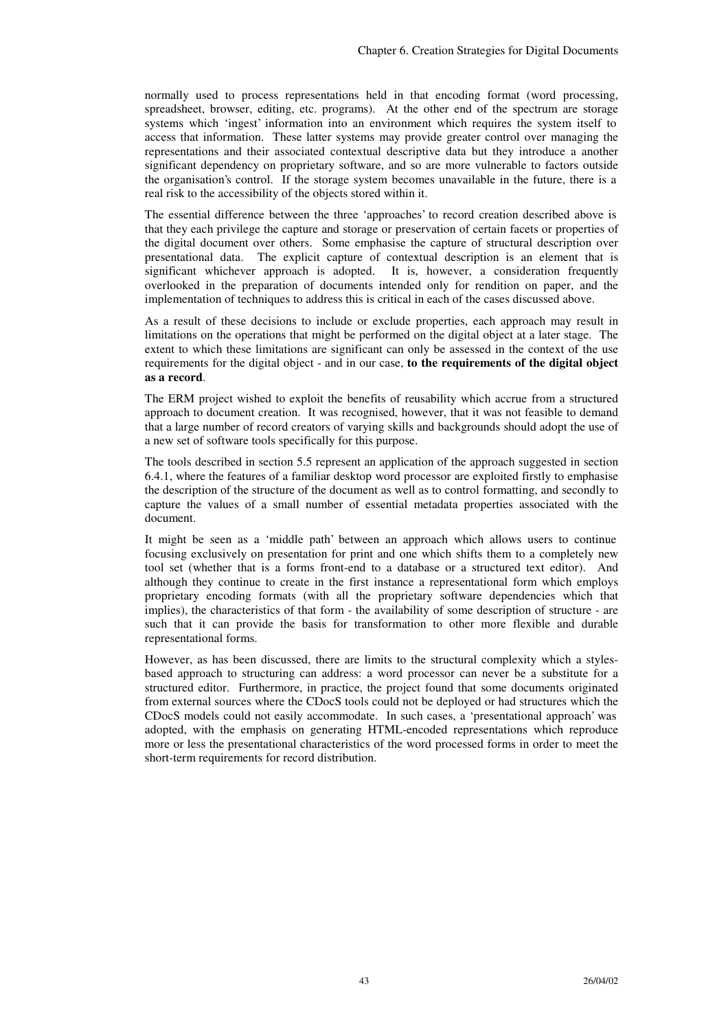normally used to process representations held in that encoding format (word processing, spreadsheet, browser, editing, etc. programs). At the other end of the spectrum are storage systems which 'ingest' information into an environment which requires the system itself to access that information. These latter systems may provide greater control over managing the representations and their associated contextual descriptive data but they introduce a another significant dependency on proprietary software, and so are more vulnerable to factors outside the organisation's control. If the storage system becomes unavailable in the future, there is a real risk to the accessibility of the objects stored within it.

The essential difference between the three 'approaches' to record creation described above is that they each privilege the capture and storage or preservation of certain facets or properties of the digital document over others. Some emphasise the capture of structural description over presentational data. The explicit capture of contextual description is an element that is significant whichever approach is adopted. It is, however, a consideration frequently overlooked in the preparation of documents intended only for rendition on paper, and the implementation of techniques to address this is critical in each of the cases discussed above.

As a result of these decisions to include or exclude properties, each approach may result in limitations on the operations that might be performed on the digital object at a later stage. The extent to which these limitations are significant can only be assessed in the context of the use requirements for the digital object - and in our case, **to the requirements of the digital object as a record**.

The ERM project wished to exploit the benefits of reusability which accrue from a structured approach to document creation. It was recognised, however, that it was not feasible to demand that a large number of record creators of varying skills and backgrounds should adopt the use of a new set of software tools specifically for this purpose.

The tools described in section 5.5 represent an application of the approach suggested in section 6.4.1, where the features of a familiar desktop word processor are exploited firstly to emphasise the description of the structure of the document as well as to control formatting, and secondly to capture the values of a small number of essential metadata properties associated with the document.

It might be seen as a 'middle path' between an approach which allows users to continue focusing exclusively on presentation for print and one which shifts them to a completely new tool set (whether that is a forms front-end to a database or a structured text editor). And although they continue to create in the first instance a representational form which employs proprietary encoding formats (with all the proprietary software dependencies which that implies), the characteristics of that form - the availability of some description of structure - are such that it can provide the basis for transformation to other more flexible and durable representational forms.

However, as has been discussed, there are limits to the structural complexity which a styles-based approach to structuring can address: a word processor can never be a substitute for a structured editor. Furthermore, in practice, the project found that some documents originated from external sources where the CDocS tools could not be deployed or had structures which the CDocS models could not easily accommodate. In such cases, a 'presentational approach' was adopted, with the emphasis on generating HTML-encoded representations which reproduce more or less the presentational characteristics of the word processed forms in order to meet the short-term requirements for record distribution.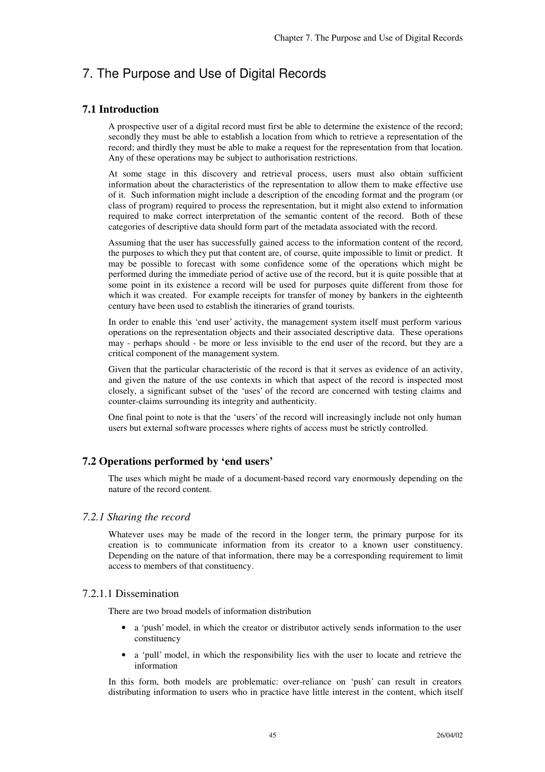# 7. The Purpose and Use of Digital Records

## 7.1 Introduction

A prospective user of a digital record must first be able to determine the existence of the record; secondly they must be able to establish a location from which to retrieve a representation of the record; and thirdly they must be able to make a request for the representation from that location. Any of these operations may be subject to authorisation restrictions.

At some stage in this discovery and retrieval process, users must also obtain sufficient information about the characteristics of the representation to allow them to make effective use of it. Such information might include a description of the encoding format and the program (or class of program) required to process the representation, but it might also extend to information required to make correct interpretation of the semantic content of the record. Both of these categories of descriptive data should form part of the metadata associated with the record.

Assuming that the user has successfully gained access to the information content of the record, the purposes to which they put that content are, of course, quite impossible to limit or predict. It may be possible to forecast with some confidence some of the operations which might be performed during the immediate period of active use of the record, but it is quite possible that at some point in its existence a record will be used for purposes quite different from those for which it was created. For example receipts for transfer of money by bankers in the eighteenth century have been used to establish the itineraries of grand tourists.

In order to enable this 'end user' activity, the management system itself must perform various operations on the representation objects and their associated descriptive data. These operations may - perhaps should - be more or less invisible to the end user of the record, but they are a critical component of the management system.

Given that the particular characteristic of the record is that it serves as evidence of an activity, and given the nature of the use contexts in which that aspect of the record is inspected most closely, a significant subset of the 'uses' of the record are concerned with testing claims and counter-claims surrounding its integrity and authenticity.

One final point to note is that the 'users' of the record will increasingly include not only human users but external software processes where rights of access must be strictly controlled.

## 7.2 Operations performed by 'end users'

The uses which might be made of a document-based record vary enormously depending on the nature of the record content.

### *7.2.1 Sharing the record*

Whatever uses may be made of the record in the longer term, the primary purpose for its creation is to communicate information from its creator to a known user constituency. Depending on the nature of that information, there may be a corresponding requirement to limit access to members of that constituency.

#### 7.2.1.1 Dissemination

There are two broad models of information distribution

- a 'push' model, in which the creator or distributor actively sends information to the user constituency
- a 'pull' model, in which the responsibility lies with the user to locate and retrieve the information

In this form, both models are problematic: over-reliance on 'push' can result in creators distributing information to users who in practice have little interest in the content, which itself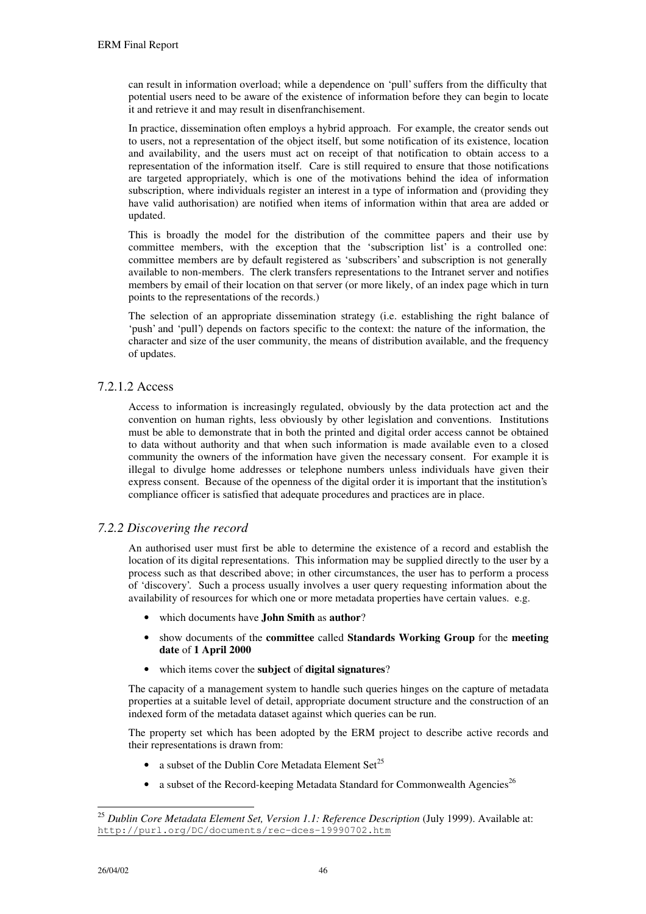can result in information overload; while a dependence on 'pull' suffers from the difficulty that potential users need to be aware of the existence of information before they can begin to locate it and retrieve it and may result in disenfranchisement.

In practice, dissemination often employs a hybrid approach. For example, the creator sends out to users, not a representation of the object itself, but some notification of its existence, location and availability, and the users must act on receipt of that notification to obtain access to a representation of the information itself. Care is still required to ensure that those notifications are targeted appropriately, which is one of the motivations behind the idea of information subscription, where individuals register an interest in a type of information and (providing they have valid authorisation) are notified when items of information within that area are added or updated.

This is broadly the model for the distribution of the committee papers and their use by committee members, with the exception that the 'subscription list' is a controlled one: committee members are by default registered as 'subscribers' and subscription is not generally available to non-members. The clerk transfers representations to the Intranet server and notifies members by email of their location on that server (or more likely, of an index page which in turn points to the representations of the records.)

The selection of an appropriate dissemination strategy (i.e. establishing the right balance of 'push' and 'pull') depends on factors specific to the context: the nature of the information, the character and size of the user community, the means of distribution available, and the frequency of updates.

#### 7.2.1.2 Access

Access to information is increasingly regulated, obviously by the data protection act and the convention on human rights, less obviously by other legislation and conventions. Institutions must be able to demonstrate that in both the printed and digital order access cannot be obtained to data without authority and that when such information is made available even to a closed community the owners of the information have given the necessary consent. For example it is illegal to divulge home addresses or telephone numbers unless individuals have given their express consent. Because of the openness of the digital order it is important that the institution's compliance officer is satisfied that adequate procedures and practices are in place.

### *7.2.2 Discovering the record*

An authorised user must first be able to determine the existence of a record and establish the location of its digital representations. This information may be supplied directly to the user by a process such as that described above; in other circumstances, the user has to perform a process of 'discovery'. Such a process usually involves a user query requesting information about the availability of resources for which one or more metadata properties have certain values. e.g.

- which documents have **John Smith** as **author**?
- show documents of the **committee** called **Standards Working Group** for the **meeting date** of **1 April 2000**
- which items cover the **subject** of **digital signatures**?

The capacity of a management system to handle such queries hinges on the capture of metadata properties at a suitable level of detail, appropriate document structure and the construction of an indexed form of the metadata dataset against which queries can be run.

The property set which has been adopted by the ERM project to describe active records and their representations is drawn from:

- a subset of the Dublin Core Metadata Element Set[25]
- a subset of the Record-keeping Metadata Standard for Commonwealth Agencies[26]

---

[25] *Dublin Core Metadata Element Set, Version 1.1: Reference Description* (July 1999). Available at: http://purl.org/DC/documents/rec-dces-19990702.htm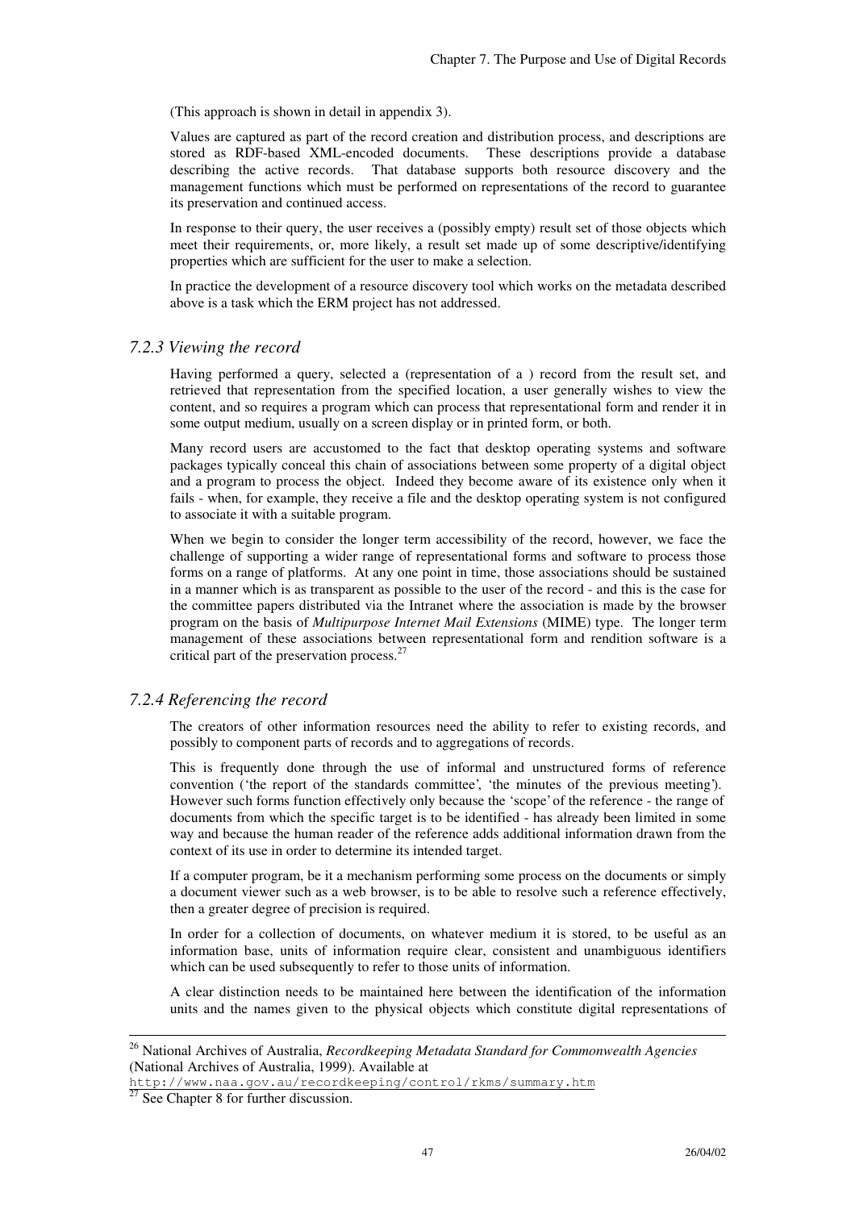(This approach is shown in detail in appendix 3).

Values are captured as part of the record creation and distribution process, and descriptions are stored as RDF-based XML-encoded documents. These descriptions provide a database describing the active records. That database supports both resource discovery and the management functions which must be performed on representations of the record to guarantee its preservation and continued access.

In response to their query, the user receives a (possibly empty) result set of those objects which meet their requirements, or, more likely, a result set made up of some descriptive/identifying properties which are sufficient for the user to make a selection.

In practice the development of a resource discovery tool which works on the metadata described above is a task which the ERM project has not addressed.

### *7.2.3 Viewing the record*

Having performed a query, selected a (representation of a ) record from the result set, and retrieved that representation from the specified location, a user generally wishes to view the content, and so requires a program which can process that representational form and render it in some output medium, usually on a screen display or in printed form, or both.

Many record users are accustomed to the fact that desktop operating systems and software packages typically conceal this chain of associations between some property of a digital object and a program to process the object. Indeed they become aware of its existence only when it fails - when, for example, they receive a file and the desktop operating system is not configured to associate it with a suitable program.

When we begin to consider the longer term accessibility of the record, however, we face the challenge of supporting a wider range of representational forms and software to process those forms on a range of platforms. At any one point in time, those associations should be sustained in a manner which is as transparent as possible to the user of the record - and this is the case for the committee papers distributed via the Intranet where the association is made by the browser program on the basis of *Multipurpose Internet Mail Extensions* (MIME) type. The longer term management of these associations between representational form and rendition software is a critical part of the preservation process.[27]

### *7.2.4 Referencing the record*

The creators of other information resources need the ability to refer to existing records, and possibly to component parts of records and to aggregations of records.

This is frequently done through the use of informal and unstructured forms of reference convention ('the report of the standards committee', 'the minutes of the previous meeting'). However such forms function effectively only because the 'scope' of the reference - the range of documents from which the specific target is to be identified - has already been limited in some way and because the human reader of the reference adds additional information drawn from the context of its use in order to determine its intended target.

If a computer program, be it a mechanism performing some process on the documents or simply a document viewer such as a web browser, is to be able to resolve such a reference effectively, then a greater degree of precision is required.

In order for a collection of documents, on whatever medium it is stored, to be useful as an information base, units of information require clear, consistent and unambiguous identifiers which can be used subsequently to refer to those units of information.

A clear distinction needs to be maintained here between the identification of the information units and the names given to the physical objects which constitute digital representations of

---

[26] National Archives of Australia, *Recordkeeping Metadata Standard for Commonwealth Agencies* (National Archives of Australia, 1999). Available at http://www.naa.gov.au/recordkeeping/control/rkms/summary.htm

[27] See Chapter 8 for further discussion.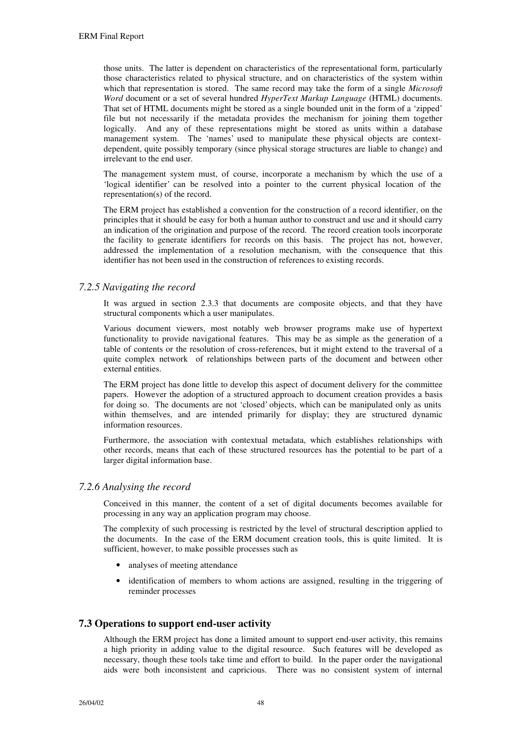those units. The latter is dependent on characteristics of the representational form, particularly those characteristics related to physical structure, and on characteristics of the system within which that representation is stored. The same record may take the form of a single *Microsoft Word* document or a set of several hundred *HyperText Markup Language* (HTML) documents. That set of HTML documents might be stored as a single bounded unit in the form of a 'zipped' file but not necessarily if the metadata provides the mechanism for joining them together logically. And any of these representations might be stored as units within a database management system. The 'names' used to manipulate these physical objects are context-dependent, quite possibly temporary (since physical storage structures are liable to change) and irrelevant to the end user.

The management system must, of course, incorporate a mechanism by which the use of a 'logical identifier' can be resolved into a pointer to the current physical location of the representation(s) of the record.

The ERM project has established a convention for the construction of a record identifier, on the principles that it should be easy for both a human author to construct and use and it should carry an indication of the origination and purpose of the record. The record creation tools incorporate the facility to generate identifiers for records on this basis. The project has not, however, addressed the implementation of a resolution mechanism, with the consequence that this identifier has not been used in the construction of references to existing records.

### *7.2.5 Navigating the record*

It was argued in section 2.3.3 that documents are composite objects, and that they have structural components which a user manipulates.

Various document viewers, most notably web browser programs make use of hypertext functionality to provide navigational features. This may be as simple as the generation of a table of contents or the resolution of cross-references, but it might extend to the traversal of a quite complex network of relationships between parts of the document and between other external entities.

The ERM project has done little to develop this aspect of document delivery for the committee papers. However the adoption of a structured approach to document creation provides a basis for doing so. The documents are not 'closed' objects, which can be manipulated only as units within themselves, and are intended primarily for display; they are structured dynamic information resources.

Furthermore, the association with contextual metadata, which establishes relationships with other records, means that each of these structured resources has the potential to be part of a larger digital information base.

### *7.2.6 Analysing the record*

Conceived in this manner, the content of a set of digital documents becomes available for processing in any way an application program may choose.

The complexity of such processing is restricted by the level of structural description applied to the documents. In the case of the ERM document creation tools, this is quite limited. It is sufficient, however, to make possible processes such as

- analyses of meeting attendance
- identification of members to whom actions are assigned, resulting in the triggering of reminder processes

## **7.3 Operations to support end-user activity**

Although the ERM project has done a limited amount to support end-user activity, this remains a high priority in adding value to the digital resource. Such features will be developed as necessary, though these tools take time and effort to build. In the paper order the navigational aids were both inconsistent and capricious. There was no consistent system of internal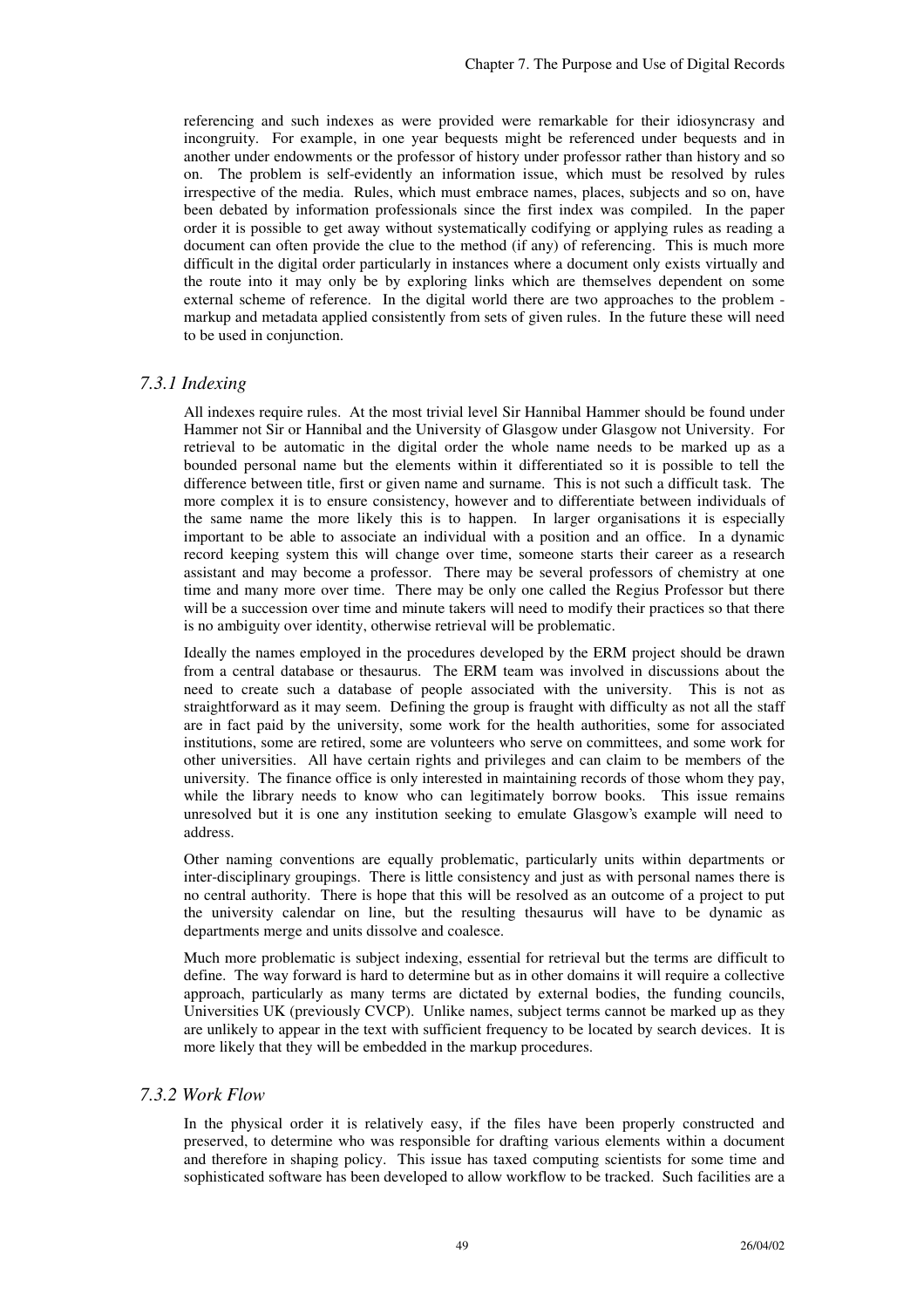referencing and such indexes as were provided were remarkable for their idiosyncrasy and incongruity. For example, in one year bequests might be referenced under bequests and in another under endowments or the professor of history under professor rather than history and so on. The problem is self-evidently an information issue, which must be resolved by rules irrespective of the media. Rules, which must embrace names, places, subjects and so on, have been debated by information professionals since the first index was compiled. In the paper order it is possible to get away without systematically codifying or applying rules as reading a document can often provide the clue to the method (if any) of referencing. This is much more difficult in the digital order particularly in instances where a document only exists virtually and the route into it may only be by exploring links which are themselves dependent on some external scheme of reference. In the digital world there are two approaches to the problem - markup and metadata applied consistently from sets of given rules. In the future these will need to be used in conjunction.

### *7.3.1 Indexing*

All indexes require rules. At the most trivial level Sir Hannibal Hammer should be found under Hammer not Sir or Hannibal and the University of Glasgow under Glasgow not University. For retrieval to be automatic in the digital order the whole name needs to be marked up as a bounded personal name but the elements within it differentiated so it is possible to tell the difference between title, first or given name and surname. This is not such a difficult task. The more complex it is to ensure consistency, however and to differentiate between individuals of the same name the more likely this is to happen. In larger organisations it is especially important to be able to associate an individual with a position and an office. In a dynamic record keeping system this will change over time, someone starts their career as a research assistant and may become a professor. There may be several professors of chemistry at one time and many more over time. There may be only one called the Regius Professor but there will be a succession over time and minute takers will need to modify their practices so that there is no ambiguity over identity, otherwise retrieval will be problematic.

Ideally the names employed in the procedures developed by the ERM project should be drawn from a central database or thesaurus. The ERM team was involved in discussions about the need to create such a database of people associated with the university. This is not as straightforward as it may seem. Defining the group is fraught with difficulty as not all the staff are in fact paid by the university, some work for the health authorities, some for associated institutions, some are retired, some are volunteers who serve on committees, and some work for other universities. All have certain rights and privileges and can claim to be members of the university. The finance office is only interested in maintaining records of those whom they pay, while the library needs to know who can legitimately borrow books. This issue remains unresolved but it is one any institution seeking to emulate Glasgow's example will need to address.

Other naming conventions are equally problematic, particularly units within departments or inter-disciplinary groupings. There is little consistency and just as with personal names there is no central authority. There is hope that this will be resolved as an outcome of a project to put the university calendar on line, but the resulting thesaurus will have to be dynamic as departments merge and units dissolve and coalesce.

Much more problematic is subject indexing, essential for retrieval but the terms are difficult to define. The way forward is hard to determine but as in other domains it will require a collective approach, particularly as many terms are dictated by external bodies, the funding councils, Universities UK (previously CVCP). Unlike names, subject terms cannot be marked up as they are unlikely to appear in the text with sufficient frequency to be located by search devices. It is more likely that they will be embedded in the markup procedures.

### *7.3.2 Work Flow*

In the physical order it is relatively easy, if the files have been properly constructed and preserved, to determine who was responsible for drafting various elements within a document and therefore in shaping policy. This issue has taxed computing scientists for some time and sophisticated software has been developed to allow workflow to be tracked. Such facilities are a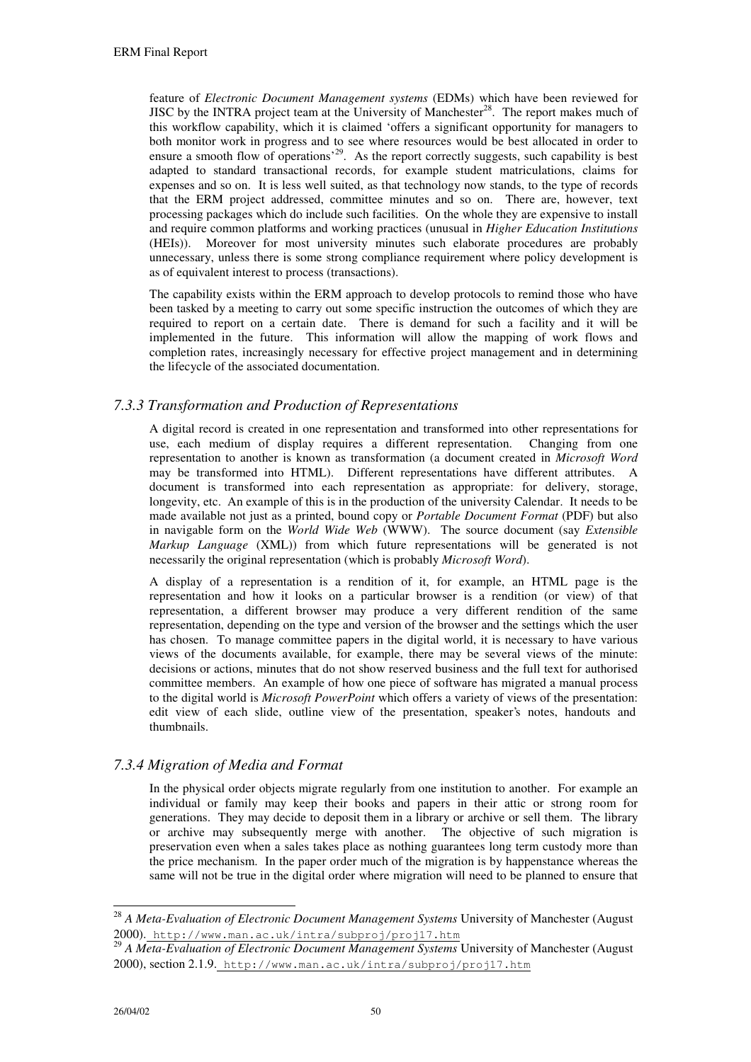feature of *Electronic Document Management systems* (EDMs) which have been reviewed for JISC by the INTRA project team at the University of Manchester[28]. The report makes much of this workflow capability, which it is claimed 'offers a significant opportunity for managers to both monitor work in progress and to see where resources would be best allocated in order to ensure a smooth flow of operations'[29]. As the report correctly suggests, such capability is best adapted to standard transactional records, for example student matriculations, claims for expenses and so on. It is less well suited, as that technology now stands, to the type of records that the ERM project addressed, committee minutes and so on. There are, however, text processing packages which do include such facilities. On the whole they are expensive to install and require common platforms and working practices (unusual in *Higher Education Institutions* (HEIs)). Moreover for most university minutes such elaborate procedures are probably unnecessary, unless there is some strong compliance requirement where policy development is as of equivalent interest to process (transactions).

The capability exists within the ERM approach to develop protocols to remind those who have been tasked by a meeting to carry out some specific instruction the outcomes of which they are required to report on a certain date. There is demand for such a facility and it will be implemented in the future. This information will allow the mapping of work flows and completion rates, increasingly necessary for effective project management and in determining the lifecycle of the associated documentation.

### *7.3.3 Transformation and Production of Representations*

A digital record is created in one representation and transformed into other representations for use, each medium of display requires a different representation. Changing from one representation to another is known as transformation (a document created in *Microsoft Word* may be transformed into HTML). Different representations have different attributes. A document is transformed into each representation as appropriate: for delivery, storage, longevity, etc. An example of this is in the production of the university Calendar. It needs to be made available not just as a printed, bound copy or *Portable Document Format* (PDF) but also in navigable form on the *World Wide Web* (WWW). The source document (say *Extensible Markup Language* (XML)) from which future representations will be generated is not necessarily the original representation (which is probably *Microsoft Word*).

A display of a representation is a rendition of it, for example, an HTML page is the representation and how it looks on a particular browser is a rendition (or view) of that representation, a different browser may produce a very different rendition of the same representation, depending on the type and version of the browser and the settings which the user has chosen. To manage committee papers in the digital world, it is necessary to have various views of the documents available, for example, there may be several views of the minute: decisions or actions, minutes that do not show reserved business and the full text for authorised committee members. An example of how one piece of software has migrated a manual process to the digital world is *Microsoft PowerPoint* which offers a variety of views of the presentation: edit view of each slide, outline view of the presentation, speaker's notes, handouts and thumbnails.

### *7.3.4 Migration of Media and Format*

In the physical order objects migrate regularly from one institution to another. For example an individual or family may keep their books and papers in their attic or strong room for generations. They may decide to deposit them in a library or archive or sell them. The library or archive may subsequently merge with another. The objective of such migration is preservation even when a sales takes place as nothing guarantees long term custody more than the price mechanism. In the paper order much of the migration is by happenstance whereas the same will not be true in the digital order where migration will need to be planned to ensure that

---

[28] *A Meta-Evaluation of Electronic Document Management Systems* University of Manchester (August 2000). http://www.man.ac.uk/intra/subproj/proj17.htm

[29] *A Meta-Evaluation of Electronic Document Management Systems* University of Manchester (August 2000), section 2.1.9. http://www.man.ac.uk/intra/subproj/proj17.htm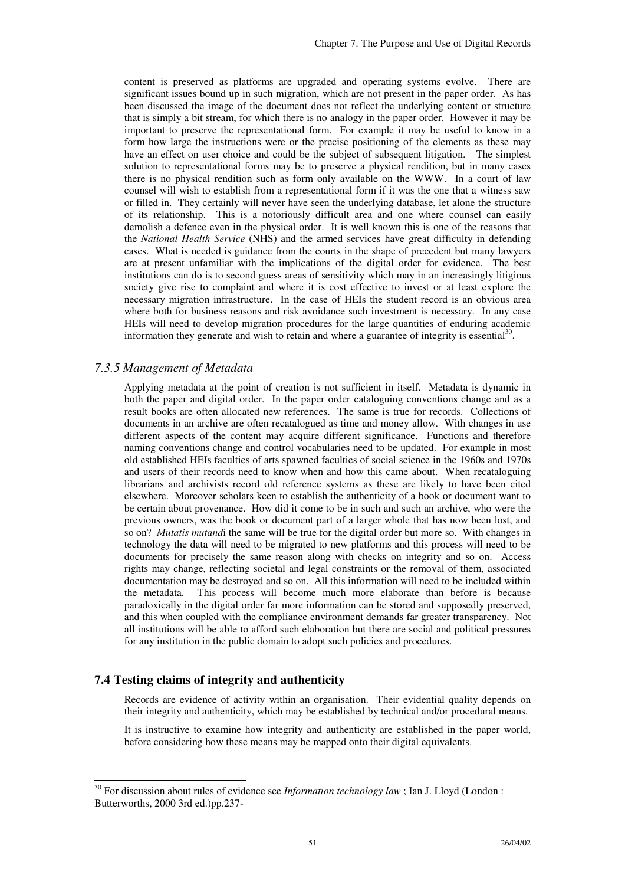content is preserved as platforms are upgraded and operating systems evolve. There are significant issues bound up in such migration, which are not present in the paper order. As has been discussed the image of the document does not reflect the underlying content or structure that is simply a bit stream, for which there is no analogy in the paper order. However it may be important to preserve the representational form. For example it may be useful to know in a form how large the instructions were or the precise positioning of the elements as these may have an effect on user choice and could be the subject of subsequent litigation. The simplest solution to representational forms may be to preserve a physical rendition, but in many cases there is no physical rendition such as form only available on the WWW. In a court of law counsel will wish to establish from a representational form if it was the one that a witness saw or filled in. They certainly will never have seen the underlying database, let alone the structure of its relationship. This is a notoriously difficult area and one where counsel can easily demolish a defence even in the physical order. It is well known this is one of the reasons that the *National Health Service* (NHS) and the armed services have great difficulty in defending cases. What is needed is guidance from the courts in the shape of precedent but many lawyers are at present unfamiliar with the implications of the digital order for evidence. The best institutions can do is to second guess areas of sensitivity which may in an increasingly litigious society give rise to complaint and where it is cost effective to invest or at least explore the necessary migration infrastructure. In the case of HEIs the student record is an obvious area where both for business reasons and risk avoidance such investment is necessary. In any case HEIs will need to develop migration procedures for the large quantities of enduring academic information they generate and wish to retain and where a guarantee of integrity is essential[30].

### *7.3.5 Management of Metadata*

Applying metadata at the point of creation is not sufficient in itself. Metadata is dynamic in both the paper and digital order. In the paper order cataloguing conventions change and as a result books are often allocated new references. The same is true for records. Collections of documents in an archive are often recatalogued as time and money allow. With changes in use different aspects of the content may acquire different significance. Functions and therefore naming conventions change and control vocabularies need to be updated. For example in most old established HEIs faculties of arts spawned faculties of social science in the 1960s and 1970s and users of their records need to know when and how this came about. When recataloguing librarians and archivists record old reference systems as these are likely to have been cited elsewhere. Moreover scholars keen to establish the authenticity of a book or document want to be certain about provenance. How did it come to be in such and such an archive, who were the previous owners, was the book or document part of a larger whole that has now been lost, and so on? *Mutatis mutandi*s the same will be true for the digital order but more so. With changes in technology the data will need to be migrated to new platforms and this process will need to be documents for precisely the same reason along with checks on integrity and so on. Access rights may change, reflecting societal and legal constraints or the removal of them, associated documentation may be destroyed and so on. All this information will need to be included within the metadata. This process will become much more elaborate than before because paradoxically in the digital order far more information can be stored and supposedly preserved, and this when coupled with the compliance environment demands far greater transparency. Not all institutions will be able to afford such elaboration but there are social and political pressures for any institution in the public domain to adopt such policies and procedures.

## **7.4 Testing claims of integrity and authenticity**

Records are evidence of activity within an organisation. Their evidential quality depends on their integrity and authenticity, which may be established by technical and/or procedural means.

It is instructive to examine how integrity and authenticity are established in the paper world, before considering how these means may be mapped onto their digital equivalents.

---

[30] For discussion about rules of evidence see *Information technology law* ; Ian J. Lloyd (London : Butterworths, 2000 3rd ed.)pp.237-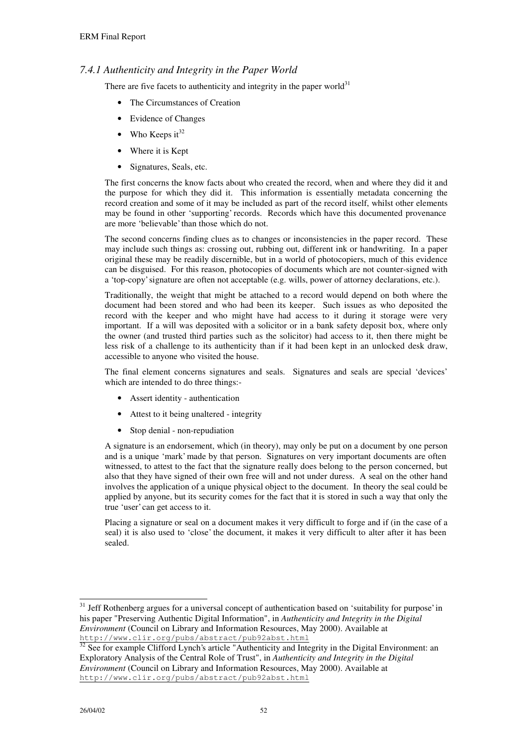### *7.4.1 Authenticity and Integrity in the Paper World*

There are five facets to authenticity and integrity in the paper world[31]

- The Circumstances of Creation
- Evidence of Changes
- Who Keeps it[32]
- Where it is Kept
- Signatures, Seals, etc.

The first concerns the know facts about who created the record, when and where they did it and the purpose for which they did it. This information is essentially metadata concerning the record creation and some of it may be included as part of the record itself, whilst other elements may be found in other 'supporting' records. Records which have this documented provenance are more 'believable' than those which do not.

The second concerns finding clues as to changes or inconsistencies in the paper record. These may include such things as: crossing out, rubbing out, different ink or handwriting. In a paper original these may be readily discernible, but in a world of photocopiers, much of this evidence can be disguised. For this reason, photocopies of documents which are not counter-signed with a 'top-copy' signature are often not acceptable (e.g. wills, power of attorney declarations, etc.).

Traditionally, the weight that might be attached to a record would depend on both where the document had been stored and who had been its keeper. Such issues as who deposited the record with the keeper and who might have had access to it during it storage were very important. If a will was deposited with a solicitor or in a bank safety deposit box, where only the owner (and trusted third parties such as the solicitor) had access to it, then there might be less risk of a challenge to its authenticity than if it had been kept in an unlocked desk draw, accessible to anyone who visited the house.

The final element concerns signatures and seals. Signatures and seals are special 'devices' which are intended to do three things:-

- Assert identity - authentication
- Attest to it being unaltered - integrity
- Stop denial - non-repudiation

A signature is an endorsement, which (in theory), may only be put on a document by one person and is a unique 'mark' made by that person. Signatures on very important documents are often witnessed, to attest to the fact that the signature really does belong to the person concerned, but also that they have signed of their own free will and not under duress. A seal on the other hand involves the application of a unique physical object to the document. In theory the seal could be applied by anyone, but its security comes for the fact that it is stored in such a way that only the true 'user' can get access to it.

Placing a signature or seal on a document makes it very difficult to forge and if (in the case of a seal) it is also used to 'close' the document, it makes it very difficult to alter after it has been sealed.

---

[31] Jeff Rothenberg argues for a universal concept of authentication based on 'suitability for purpose' in his paper "Preserving Authentic Digital Information", in *Authenticity and Integrity in the Digital Environment* (Council on Library and Information Resources, May 2000). Available at http://www.clir.org/pubs/abstract/pub92abst.html

[32] See for example Clifford Lynch's article "Authenticity and Integrity in the Digital Environment: an Exploratory Analysis of the Central Role of Trust", in *Authenticity and Integrity in the Digital Environment* (Council on Library and Information Resources, May 2000). Available at http://www.clir.org/pubs/abstract/pub92abst.html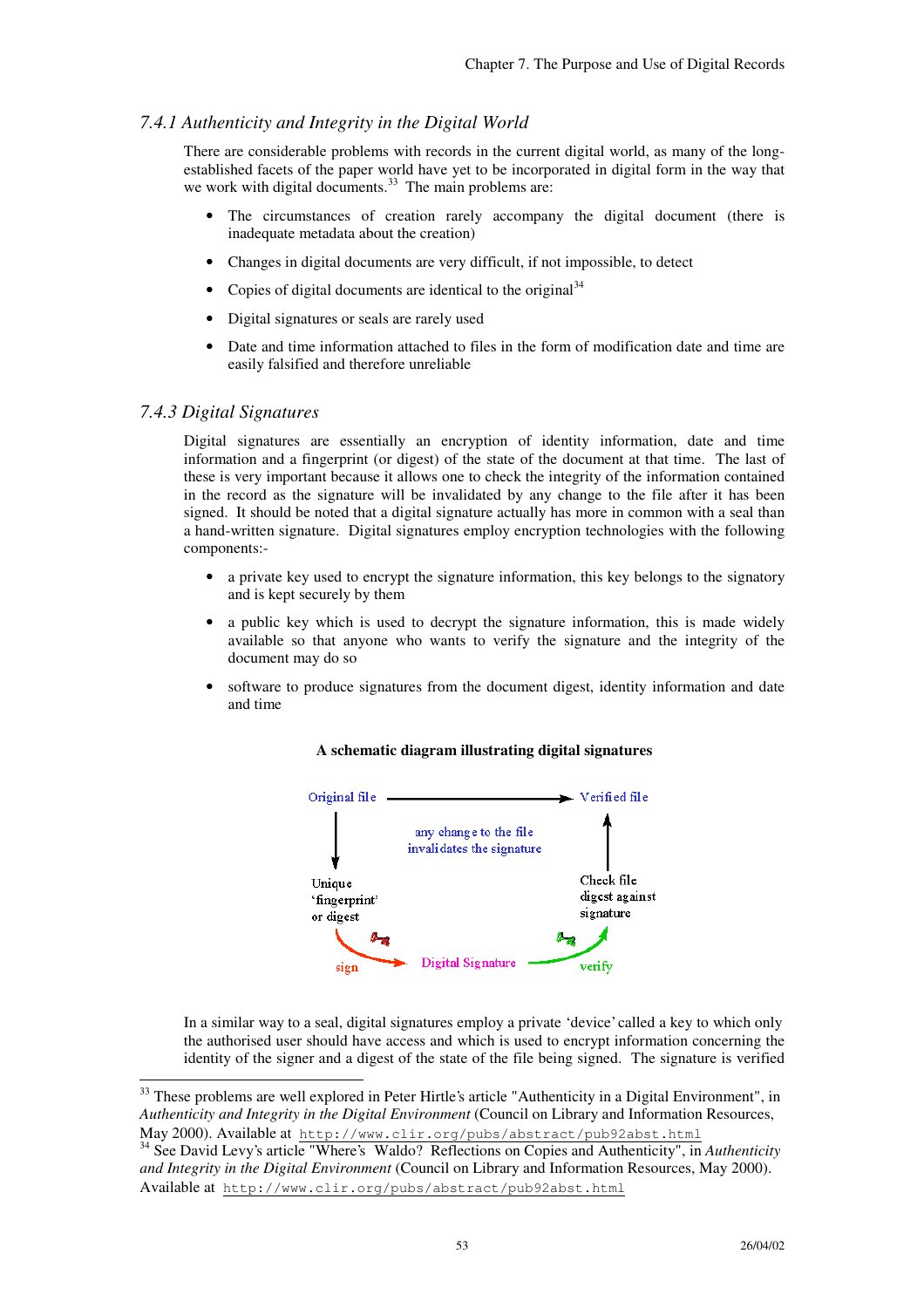### *7.4.1 Authenticity and Integrity in the Digital World*

There are considerable problems with records in the current digital world, as many of the long-established facets of the paper world have yet to be incorporated in digital form in the way that we work with digital documents.[33] The main problems are:

- The circumstances of creation rarely accompany the digital document (there is inadequate metadata about the creation)
- Changes in digital documents are very difficult, if not impossible, to detect
- Copies of digital documents are identical to the original[34]
- Digital signatures or seals are rarely used
- Date and time information attached to files in the form of modification date and time are easily falsified and therefore unreliable

### *7.4.3 Digital Signatures*

Digital signatures are essentially an encryption of identity information, date and time information and a fingerprint (or digest) of the state of the document at that time. The last of these is very important because it allows one to check the integrity of the information contained in the record as the signature will be invalidated by any change to the file after it has been signed. It should be noted that a digital signature actually has more in common with a seal than a hand-written signature. Digital signatures employ encryption technologies with the following components:-

- a private key used to encrypt the signature information, this key belongs to the signatory and is kept securely by them
- a public key which is used to decrypt the signature information, this is made widely available so that anyone who wants to verify the signature and the integrity of the document may do so
- software to produce signatures from the document digest, identity information and date and time

**A schematic diagram illustrating digital signatures**

Original file → Verified file

any change to the file invalidates the signature

Unique 'fingerprint' or digest → sign → Digital Signature → verify → Check file digest against signature

In a similar way to a seal, digital signatures employ a private 'device' called a key to which only the authorised user should have access and which is used to encrypt information concerning the identity of the signer and a digest of the state of the file being signed. The signature is verified

---

[33] These problems are well explored in Peter Hirtle's article "Authenticity in a Digital Environment", in *Authenticity and Integrity in the Digital Environment* (Council on Library and Information Resources, May 2000). Available at http://www.clir.org/pubs/abstract/pub92abst.html

[34] See David Levy's article "Where's Waldo? Reflections on Copies and Authenticity", in *Authenticity and Integrity in the Digital Environment* (Council on Library and Information Resources, May 2000). Available at http://www.clir.org/pubs/abstract/pub92abst.html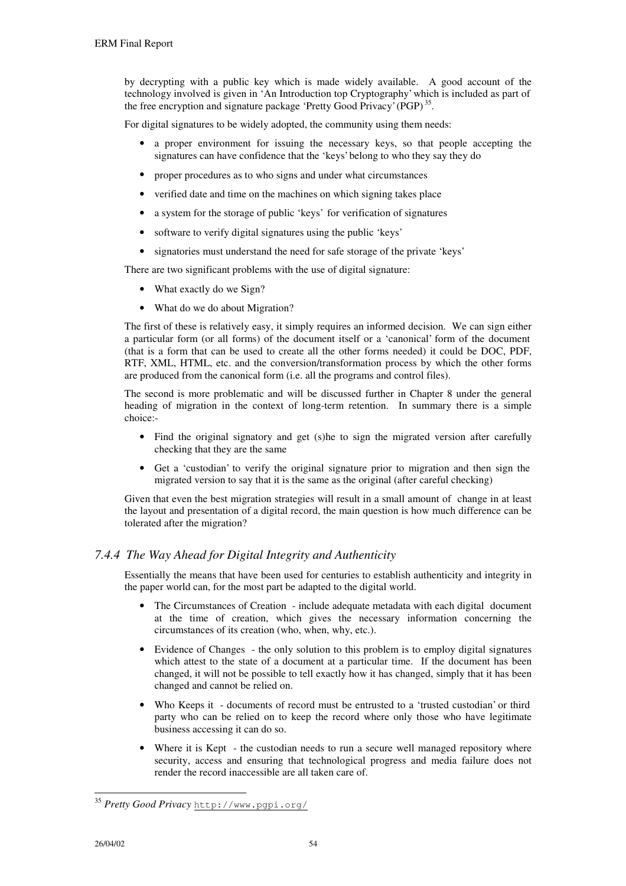by decrypting with a public key which is made widely available. A good account of the technology involved is given in 'An Introduction top Cryptography' which is included as part of the free encryption and signature package 'Pretty Good Privacy' (PGP)[35].

For digital signatures to be widely adopted, the community using them needs:

- a proper environment for issuing the necessary keys, so that people accepting the signatures can have confidence that the 'keys' belong to who they say they do
- proper procedures as to who signs and under what circumstances
- verified date and time on the machines on which signing takes place
- a system for the storage of public 'keys' for verification of signatures
- software to verify digital signatures using the public 'keys'
- signatories must understand the need for safe storage of the private 'keys'

There are two significant problems with the use of digital signature:

- What exactly do we Sign?
- What do we do about Migration?

The first of these is relatively easy, it simply requires an informed decision. We can sign either a particular form (or all forms) of the document itself or a 'canonical' form of the document (that is a form that can be used to create all the other forms needed) it could be DOC, PDF, RTF, XML, HTML, etc. and the conversion/transformation process by which the other forms are produced from the canonical form (i.e. all the programs and control files).

The second is more problematic and will be discussed further in Chapter 8 under the general heading of migration in the context of long-term retention. In summary there is a simple choice:-

- Find the original signatory and get (s)he to sign the migrated version after carefully checking that they are the same
- Get a 'custodian' to verify the original signature prior to migration and then sign the migrated version to say that it is the same as the original (after careful checking)

Given that even the best migration strategies will result in a small amount of change in at least the layout and presentation of a digital record, the main question is how much difference can be tolerated after the migration?

### *7.4.4 The Way Ahead for Digital Integrity and Authenticity*

Essentially the means that have been used for centuries to establish authenticity and integrity in the paper world can, for the most part be adapted to the digital world.

- The Circumstances of Creation - include adequate metadata with each digital document at the time of creation, which gives the necessary information concerning the circumstances of its creation (who, when, why, etc.).
- Evidence of Changes - the only solution to this problem is to employ digital signatures which attest to the state of a document at a particular time. If the document has been changed, it will not be possible to tell exactly how it has changed, simply that it has been changed and cannot be relied on.
- Who Keeps it - documents of record must be entrusted to a 'trusted custodian' or third party who can be relied on to keep the record where only those who have legitimate business accessing it can do so.
- Where it is Kept - the custodian needs to run a secure well managed repository where security, access and ensuring that technological progress and media failure does not render the record inaccessible are all taken care of.

---

[35] *Pretty Good Privacy* `http://www.pgpi.org/`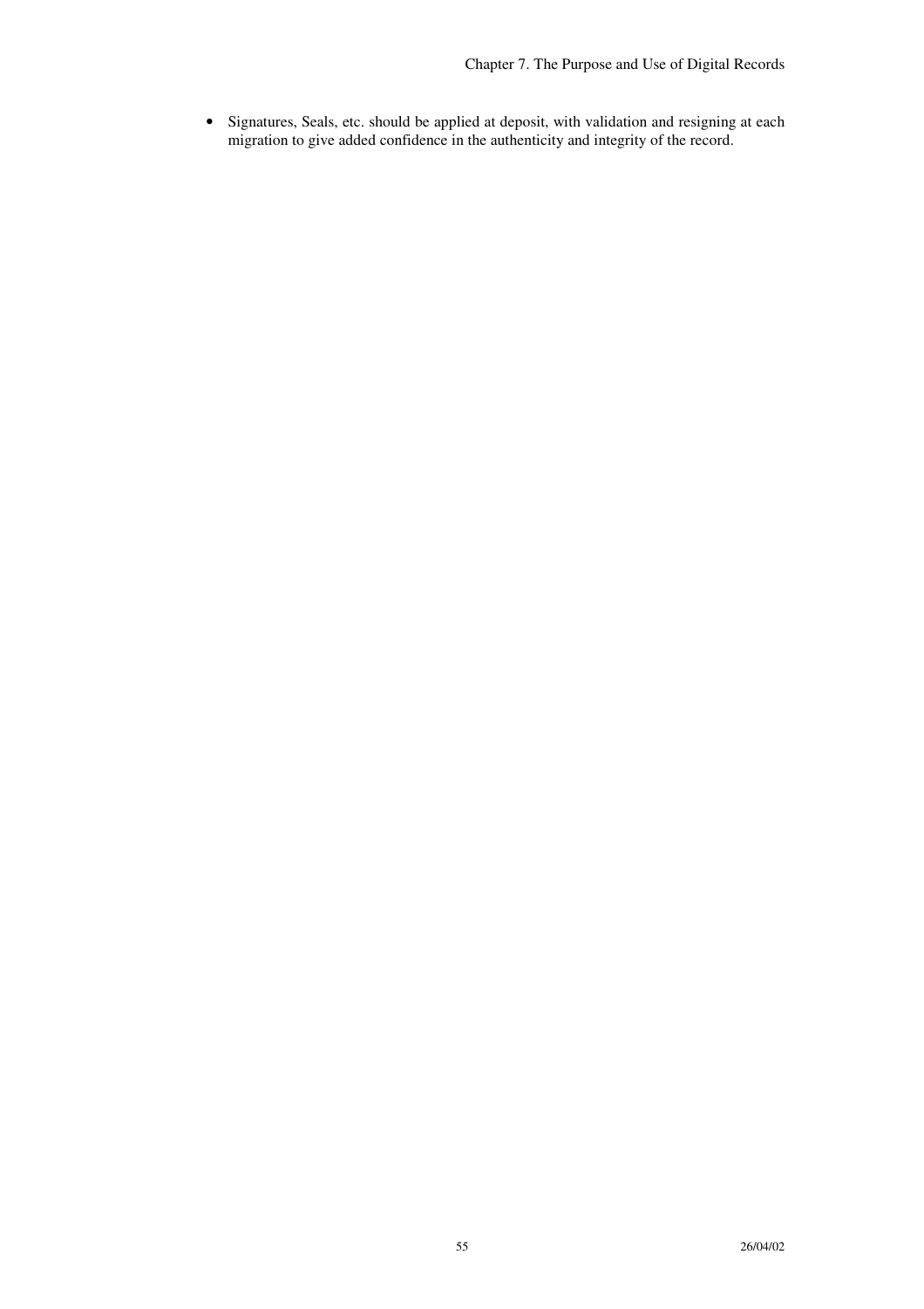- Signatures, Seals, etc. should be applied at deposit, with validation and resigning at each migration to give added confidence in the authenticity and integrity of the record.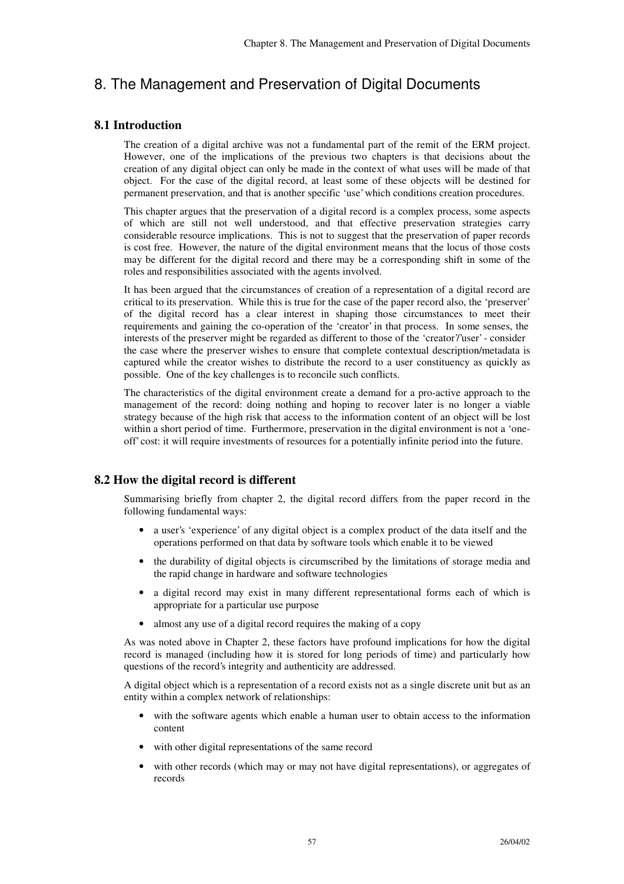# 8. The Management and Preservation of Digital Documents

## 8.1 Introduction

The creation of a digital archive was not a fundamental part of the remit of the ERM project. However, one of the implications of the previous two chapters is that decisions about the creation of any digital object can only be made in the context of what uses will be made of that object. For the case of the digital record, at least some of these objects will be destined for permanent preservation, and that is another specific 'use' which conditions creation procedures.

This chapter argues that the preservation of a digital record is a complex process, some aspects of which are still not well understood, and that effective preservation strategies carry considerable resource implications. This is not to suggest that the preservation of paper records is cost free. However, the nature of the digital environment means that the locus of those costs may be different for the digital record and there may be a corresponding shift in some of the roles and responsibilities associated with the agents involved.

It has been argued that the circumstances of creation of a representation of a digital record are critical to its preservation. While this is true for the case of the paper record also, the 'preserver' of the digital record has a clear interest in shaping those circumstances to meet their requirements and gaining the co-operation of the 'creator' in that process. In some senses, the interests of the preserver might be regarded as different to those of the 'creator'/'user' - consider the case where the preserver wishes to ensure that complete contextual description/metadata is captured while the creator wishes to distribute the record to a user constituency as quickly as possible. One of the key challenges is to reconcile such conflicts.

The characteristics of the digital environment create a demand for a pro-active approach to the management of the record: doing nothing and hoping to recover later is no longer a viable strategy because of the high risk that access to the information content of an object will be lost within a short period of time. Furthermore, preservation in the digital environment is not a 'one-off' cost: it will require investments of resources for a potentially infinite period into the future.

## 8.2 How the digital record is different

Summarising briefly from chapter 2, the digital record differs from the paper record in the following fundamental ways:

- a user's 'experience' of any digital object is a complex product of the data itself and the operations performed on that data by software tools which enable it to be viewed
- the durability of digital objects is circumscribed by the limitations of storage media and the rapid change in hardware and software technologies
- a digital record may exist in many different representational forms each of which is appropriate for a particular use purpose
- almost any use of a digital record requires the making of a copy

As was noted above in Chapter 2, these factors have profound implications for how the digital record is managed (including how it is stored for long periods of time) and particularly how questions of the record's integrity and authenticity are addressed.

A digital object which is a representation of a record exists not as a single discrete unit but as an entity within a complex network of relationships:

- with the software agents which enable a human user to obtain access to the information content
- with other digital representations of the same record
- with other records (which may or may not have digital representations), or aggregates of records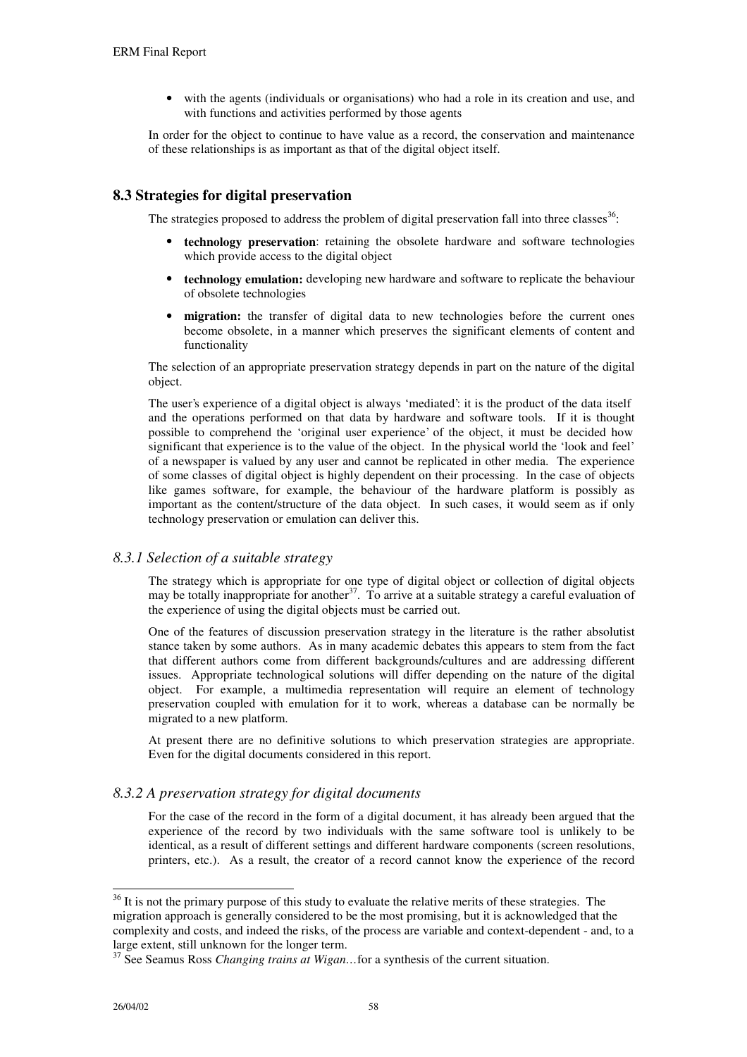- with the agents (individuals or organisations) who had a role in its creation and use, and with functions and activities performed by those agents

In order for the object to continue to have value as a record, the conservation and maintenance of these relationships is as important as that of the digital object itself.

## 8.3 Strategies for digital preservation

The strategies proposed to address the problem of digital preservation fall into three classes[36]:

- **technology preservation**: retaining the obsolete hardware and software technologies which provide access to the digital object
- **technology emulation:** developing new hardware and software to replicate the behaviour of obsolete technologies
- **migration:** the transfer of digital data to new technologies before the current ones become obsolete, in a manner which preserves the significant elements of content and functionality

The selection of an appropriate preservation strategy depends in part on the nature of the digital object.

The user's experience of a digital object is always 'mediated': it is the product of the data itself and the operations performed on that data by hardware and software tools. If it is thought possible to comprehend the 'original user experience' of the object, it must be decided how significant that experience is to the value of the object. In the physical world the 'look and feel' of a newspaper is valued by any user and cannot be replicated in other media. The experience of some classes of digital object is highly dependent on their processing. In the case of objects like games software, for example, the behaviour of the hardware platform is possibly as important as the content/structure of the data object. In such cases, it would seem as if only technology preservation or emulation can deliver this.

### *8.3.1 Selection of a suitable strategy*

The strategy which is appropriate for one type of digital object or collection of digital objects may be totally inappropriate for another[37]. To arrive at a suitable strategy a careful evaluation of the experience of using the digital objects must be carried out.

One of the features of discussion preservation strategy in the literature is the rather absolutist stance taken by some authors. As in many academic debates this appears to stem from the fact that different authors come from different backgrounds/cultures and are addressing different issues. Appropriate technological solutions will differ depending on the nature of the digital object. For example, a multimedia representation will require an element of technology preservation coupled with emulation for it to work, whereas a database can be normally be migrated to a new platform.

At present there are no definitive solutions to which preservation strategies are appropriate. Even for the digital documents considered in this report.

### *8.3.2 A preservation strategy for digital documents*

For the case of the record in the form of a digital document, it has already been argued that the experience of the record by two individuals with the same software tool is unlikely to be identical, as a result of different settings and different hardware components (screen resolutions, printers, etc.). As a result, the creator of a record cannot know the experience of the record

---

[36] It is not the primary purpose of this study to evaluate the relative merits of these strategies. The migration approach is generally considered to be the most promising, but it is acknowledged that the complexity and costs, and indeed the risks, of the process are variable and context-dependent - and, to a large extent, still unknown for the longer term.

[37] See Seamus Ross *Changing trains at Wigan…*for a synthesis of the current situation.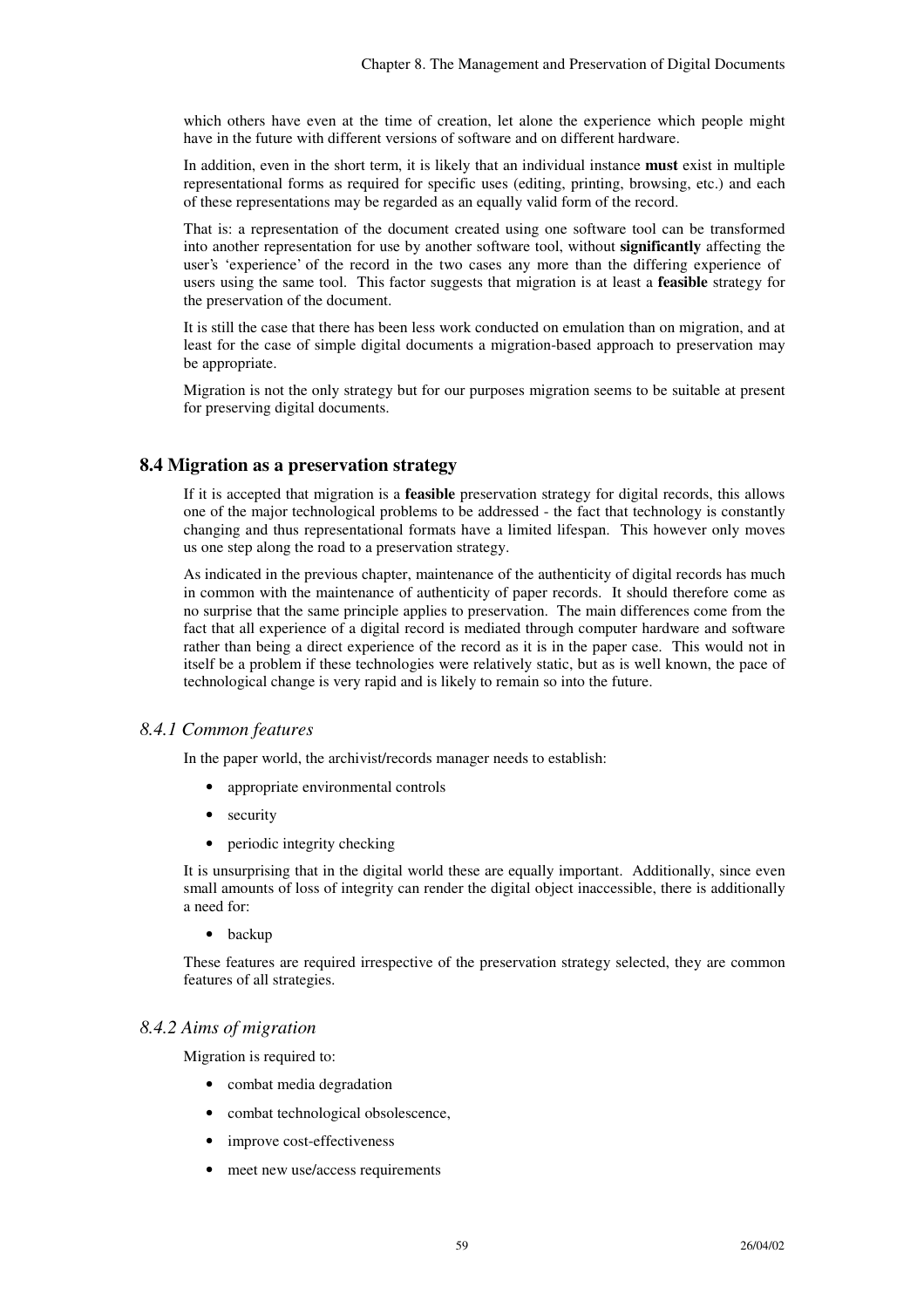which others have even at the time of creation, let alone the experience which people might have in the future with different versions of software and on different hardware.

In addition, even in the short term, it is likely that an individual instance **must** exist in multiple representational forms as required for specific uses (editing, printing, browsing, etc.) and each of these representations may be regarded as an equally valid form of the record.

That is: a representation of the document created using one software tool can be transformed into another representation for use by another software tool, without **significantly** affecting the user's 'experience' of the record in the two cases any more than the differing experience of users using the same tool. This factor suggests that migration is at least a **feasible** strategy for the preservation of the document.

It is still the case that there has been less work conducted on emulation than on migration, and at least for the case of simple digital documents a migration-based approach to preservation may be appropriate.

Migration is not the only strategy but for our purposes migration seems to be suitable at present for preserving digital documents.

## 8.4 Migration as a preservation strategy

If it is accepted that migration is a **feasible** preservation strategy for digital records, this allows one of the major technological problems to be addressed - the fact that technology is constantly changing and thus representational formats have a limited lifespan. This however only moves us one step along the road to a preservation strategy.

As indicated in the previous chapter, maintenance of the authenticity of digital records has much in common with the maintenance of authenticity of paper records. It should therefore come as no surprise that the same principle applies to preservation. The main differences come from the fact that all experience of a digital record is mediated through computer hardware and software rather than being a direct experience of the record as it is in the paper case. This would not in itself be a problem if these technologies were relatively static, but as is well known, the pace of technological change is very rapid and is likely to remain so into the future.

### *8.4.1 Common features*

In the paper world, the archivist/records manager needs to establish:

- appropriate environmental controls
- security
- periodic integrity checking

It is unsurprising that in the digital world these are equally important. Additionally, since even small amounts of loss of integrity can render the digital object inaccessible, there is additionally a need for:

- backup

These features are required irrespective of the preservation strategy selected, they are common features of all strategies.

### *8.4.2 Aims of migration*

Migration is required to:

- combat media degradation
- combat technological obsolescence,
- improve cost-effectiveness
- meet new use/access requirements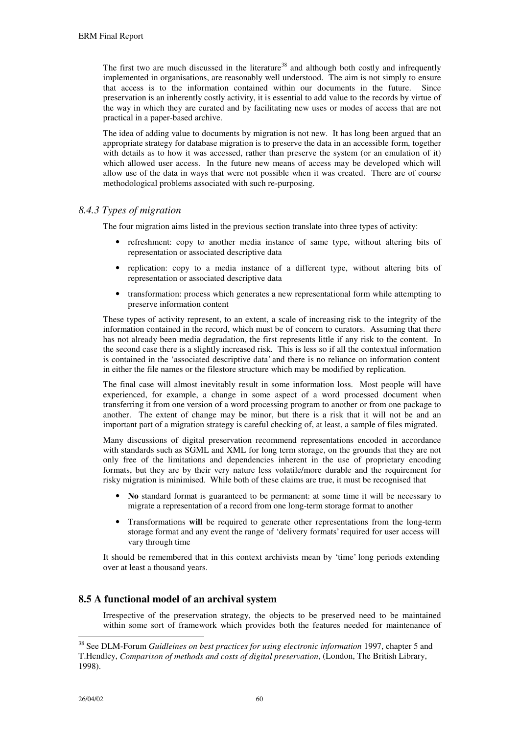The first two are much discussed in the literature[38] and although both costly and infrequently implemented in organisations, are reasonably well understood. The aim is not simply to ensure that access is to the information contained within our documents in the future. Since preservation is an inherently costly activity, it is essential to add value to the records by virtue of the way in which they are curated and by facilitating new uses or modes of access that are not practical in a paper-based archive.

The idea of adding value to documents by migration is not new. It has long been argued that an appropriate strategy for database migration is to preserve the data in an accessible form, together with details as to how it was accessed, rather than preserve the system (or an emulation of it) which allowed user access. In the future new means of access may be developed which will allow use of the data in ways that were not possible when it was created. There are of course methodological problems associated with such re-purposing.

### *8.4.3 Types of migration*

The four migration aims listed in the previous section translate into three types of activity:

- refreshment: copy to another media instance of same type, without altering bits of representation or associated descriptive data
- replication: copy to a media instance of a different type, without altering bits of representation or associated descriptive data
- transformation: process which generates a new representational form while attempting to preserve information content

These types of activity represent, to an extent, a scale of increasing risk to the integrity of the information contained in the record, which must be of concern to curators. Assuming that there has not already been media degradation, the first represents little if any risk to the content. In the second case there is a slightly increased risk. This is less so if all the contextual information is contained in the 'associated descriptive data' and there is no reliance on information content in either the file names or the filestore structure which may be modified by replication.

The final case will almost inevitably result in some information loss. Most people will have experienced, for example, a change in some aspect of a word processed document when transferring it from one version of a word processing program to another or from one package to another. The extent of change may be minor, but there is a risk that it will not be and an important part of a migration strategy is careful checking of, at least, a sample of files migrated.

Many discussions of digital preservation recommend representations encoded in accordance with standards such as SGML and XML for long term storage, on the grounds that they are not only free of the limitations and dependencies inherent in the use of proprietary encoding formats, but they are by their very nature less volatile/more durable and the requirement for risky migration is minimised. While both of these claims are true, it must be recognised that

- **No** standard format is guaranteed to be permanent: at some time it will be necessary to migrate a representation of a record from one long-term storage format to another
- Transformations **will** be required to generate other representations from the long-term storage format and any event the range of 'delivery formats' required for user access will vary through time

It should be remembered that in this context archivists mean by 'time' long periods extending over at least a thousand years.

## 8.5 A functional model of an archival system

Irrespective of the preservation strategy, the objects to be preserved need to be maintained within some sort of framework which provides both the features needed for maintenance of

---

[38] See DLM-Forum *Guidleines on best practices for using electronic information* 1997, chapter 5 and T.Hendley, *Comparison of methods and costs of digital preservation*, (London, The British Library, 1998).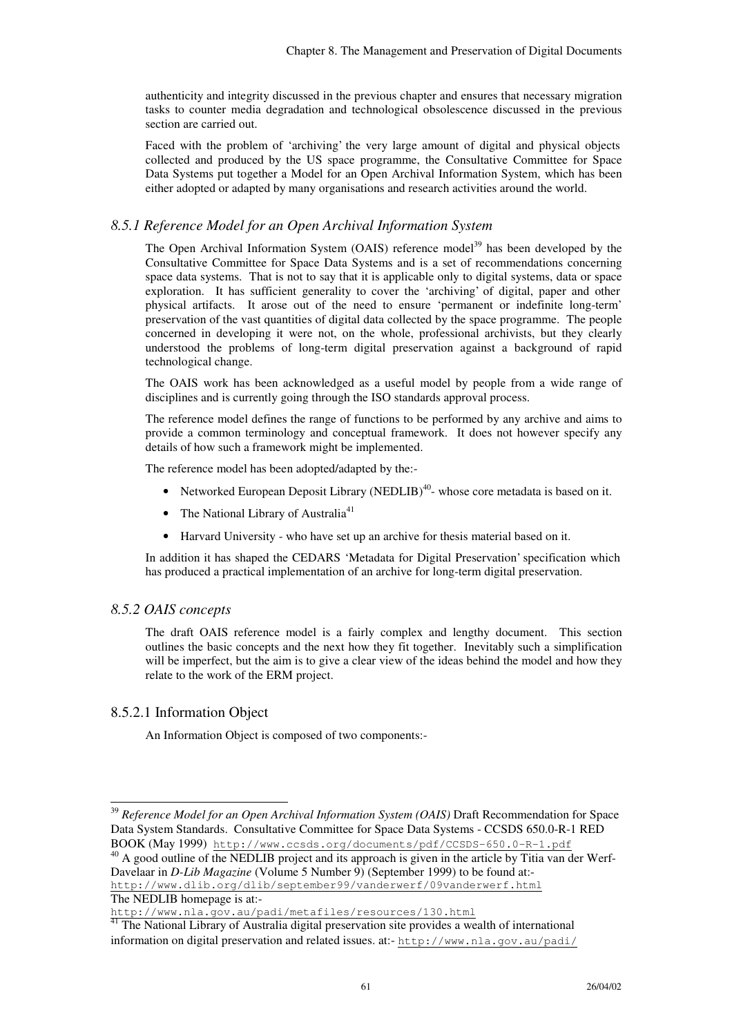authenticity and integrity discussed in the previous chapter and ensures that necessary migration tasks to counter media degradation and technological obsolescence discussed in the previous section are carried out.

Faced with the problem of 'archiving' the very large amount of digital and physical objects collected and produced by the US space programme, the Consultative Committee for Space Data Systems put together a Model for an Open Archival Information System, which has been either adopted or adapted by many organisations and research activities around the world.

### *8.5.1 Reference Model for an Open Archival Information System*

The Open Archival Information System (OAIS) reference model[39] has been developed by the Consultative Committee for Space Data Systems and is a set of recommendations concerning space data systems. That is not to say that it is applicable only to digital systems, data or space exploration. It has sufficient generality to cover the 'archiving' of digital, paper and other physical artifacts. It arose out of the need to ensure 'permanent or indefinite long-term' preservation of the vast quantities of digital data collected by the space programme. The people concerned in developing it were not, on the whole, professional archivists, but they clearly understood the problems of long-term digital preservation against a background of rapid technological change.

The OAIS work has been acknowledged as a useful model by people from a wide range of disciplines and is currently going through the ISO standards approval process.

The reference model defines the range of functions to be performed by any archive and aims to provide a common terminology and conceptual framework. It does not however specify any details of how such a framework might be implemented.

The reference model has been adopted/adapted by the:-

- Networked European Deposit Library (NEDLIB)[40]- whose core metadata is based on it.
- The National Library of Australia[41]
- Harvard University - who have set up an archive for thesis material based on it.

In addition it has shaped the CEDARS 'Metadata for Digital Preservation' specification which has produced a practical implementation of an archive for long-term digital preservation.

### *8.5.2 OAIS concepts*

The draft OAIS reference model is a fairly complex and lengthy document. This section outlines the basic concepts and the next how they fit together. Inevitably such a simplification will be imperfect, but the aim is to give a clear view of the ideas behind the model and how they relate to the work of the ERM project.

#### 8.5.2.1 Information Object

An Information Object is composed of two components:-

---

[39] *Reference Model for an Open Archival Information System (OAIS)* Draft Recommendation for Space Data System Standards. Consultative Committee for Space Data Systems - CCSDS 650.0-R-1 RED BOOK (May 1999) http://www.ccsds.org/documents/pdf/CCSDS-650.0-R-1.pdf

[40] A good outline of the NEDLIB project and its approach is given in the article by Titia van der Werf-Davelaar in *D-Lib Magazine* (Volume 5 Number 9) (September 1999) to be found at:- http://www.dlib.org/dlib/september99/vanderwerf/09vanderwerf.html
The NEDLIB homepage is at:-
http://www.nla.gov.au/padi/metafiles/resources/130.html

[41] The National Library of Australia digital preservation site provides a wealth of international information on digital preservation and related issues. at:- http://www.nla.gov.au/padi/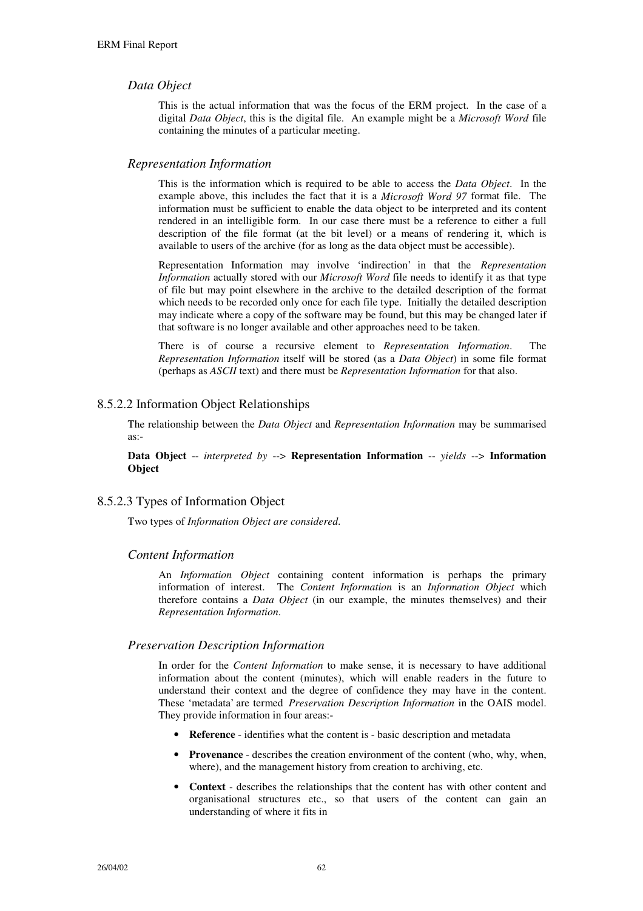### *Data Object*

This is the actual information that was the focus of the ERM project. In the case of a digital *Data Object*, this is the digital file. An example might be a *Microsoft Word* file containing the minutes of a particular meeting.

### *Representation Information*

This is the information which is required to be able to access the *Data Object*. In the example above, this includes the fact that it is a *Microsoft Word 97* format file. The information must be sufficient to enable the data object to be interpreted and its content rendered in an intelligible form. In our case there must be a reference to either a full description of the file format (at the bit level) or a means of rendering it, which is available to users of the archive (for as long as the data object must be accessible).

Representation Information may involve 'indirection' in that the *Representation Information* actually stored with our *Microsoft Word* file needs to identify it as that type of file but may point elsewhere in the archive to the detailed description of the format which needs to be recorded only once for each file type. Initially the detailed description may indicate where a copy of the software may be found, but this may be changed later if that software is no longer available and other approaches need to be taken.

There is of course a recursive element to *Representation Information*. The *Representation Information* itself will be stored (as a *Data Object*) in some file format (perhaps as *ASCII* text) and there must be *Representation Information* for that also.

## 8.5.2.2 Information Object Relationships

The relationship between the *Data Object* and *Representation Information* may be summarised as:-

**Data Object** -- *interpreted by* --> **Representation Information** -- *yields* --> **Information Object**

## 8.5.2.3 Types of Information Object

Two types of *Information Object are considered.*

### *Content Information*

An *Information Object* containing content information is perhaps the primary information of interest. The *Content Information* is an *Information Object* which therefore contains a *Data Object* (in our example, the minutes themselves) and their *Representation Information*.

### *Preservation Description Information*

In order for the *Content Information* to make sense, it is necessary to have additional information about the content (minutes), which will enable readers in the future to understand their context and the degree of confidence they may have in the content. These 'metadata' are termed *Preservation Description Information* in the OAIS model. They provide information in four areas:-

- **Reference** - identifies what the content is - basic description and metadata
- **Provenance** - describes the creation environment of the content (who, why, when, where), and the management history from creation to archiving, etc.
- **Context** - describes the relationships that the content has with other content and organisational structures etc., so that users of the content can gain an understanding of where it fits in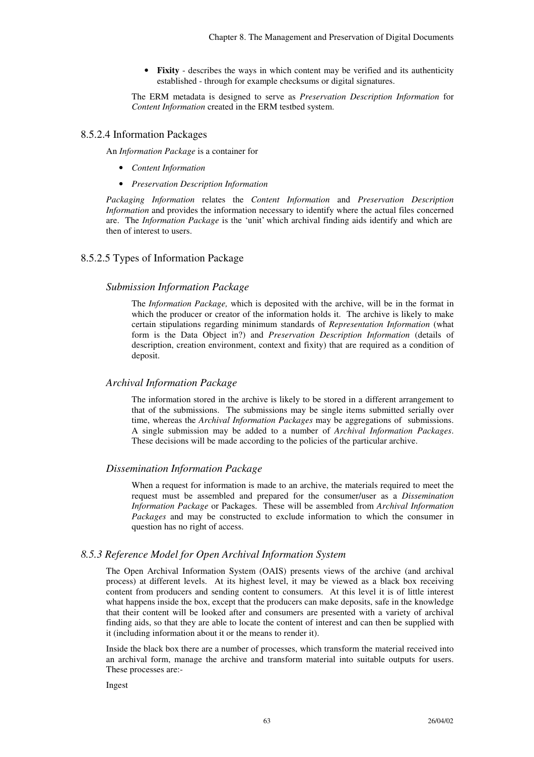- **Fixity** - describes the ways in which content may be verified and its authenticity established - through for example checksums or digital signatures.

The ERM metadata is designed to serve as *Preservation Description Information* for *Content Information* created in the ERM testbed system.

### 8.5.2.4 Information Packages

An *Information Package* is a container for

- *Content Information*
- *Preservation Description Information*

*Packaging Information* relates the *Content Information* and *Preservation Description Information* and provides the information necessary to identify where the actual files concerned are. The *Information Package* is the 'unit' which archival finding aids identify and which are then of interest to users.

### 8.5.2.5 Types of Information Package

#### *Submission Information Package*

The *Information Package,* which is deposited with the archive, will be in the format in which the producer or creator of the information holds it. The archive is likely to make certain stipulations regarding minimum standards of *Representation Information* (what form is the Data Object in?) and *Preservation Description Information* (details of description, creation environment, context and fixity) that are required as a condition of deposit.

#### *Archival Information Package*

The information stored in the archive is likely to be stored in a different arrangement to that of the submissions. The submissions may be single items submitted serially over time, whereas the *Archival Information Packages* may be aggregations of submissions. A single submission may be added to a number of *Archival Information Packages*. These decisions will be made according to the policies of the particular archive.

#### *Dissemination Information Package*

When a request for information is made to an archive, the materials required to meet the request must be assembled and prepared for the consumer/user as a *Dissemination Information Package* or Packages. These will be assembled from *Archival Information Packages* and may be constructed to exclude information to which the consumer in question has no right of access.

### *8.5.3 Reference Model for Open Archival Information System*

The Open Archival Information System (OAIS) presents views of the archive (and archival process) at different levels. At its highest level, it may be viewed as a black box receiving content from producers and sending content to consumers. At this level it is of little interest what happens inside the box, except that the producers can make deposits, safe in the knowledge that their content will be looked after and consumers are presented with a variety of archival finding aids, so that they are able to locate the content of interest and can then be supplied with it (including information about it or the means to render it).

Inside the black box there are a number of processes, which transform the material received into an archival form, manage the archive and transform material into suitable outputs for users. These processes are:-

Ingest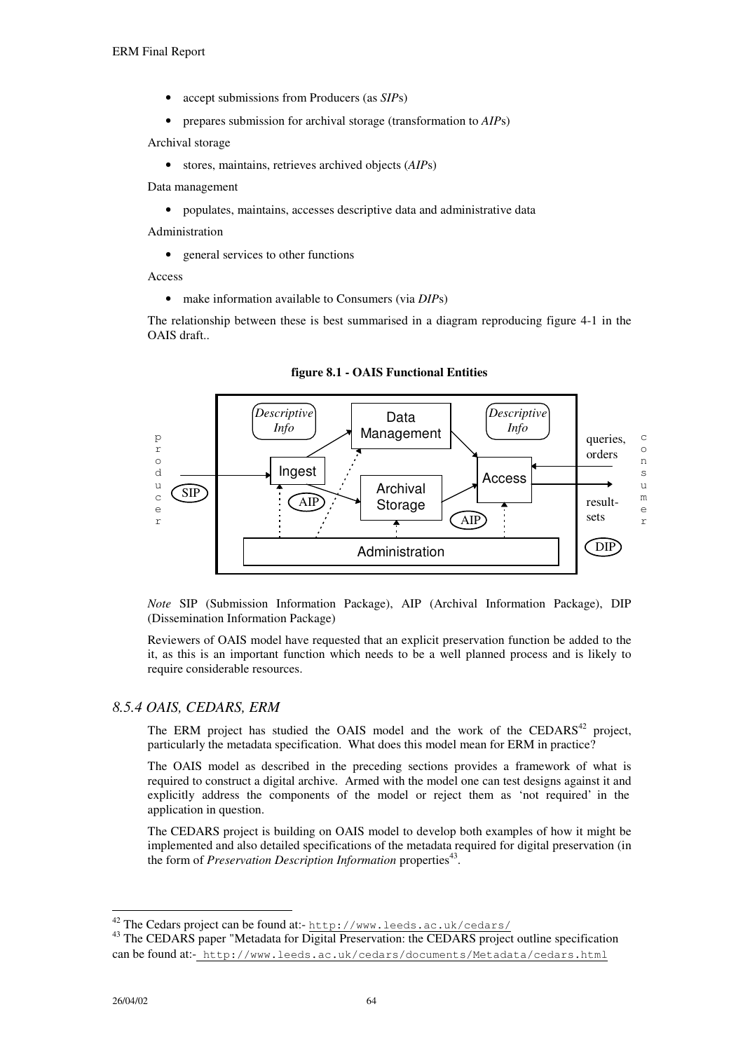- accept submissions from Producers (as *SIP*s)
- prepares submission for archival storage (transformation to *AIP*s)

Archival storage

- stores, maintains, retrieves archived objects (*AIP*s)

Data management

- populates, maintains, accesses descriptive data and administrative data

Administration

- general services to other functions

Access

- make information available to Consumers (via *DIP*s)

The relationship between these is best summarised in a diagram reproducing figure 4-1 in the OAIS draft..

**figure 8.1 - OAIS Functional Entities**

*Note* SIP (Submission Information Package), AIP (Archival Information Package), DIP (Dissemination Information Package)

Reviewers of OAIS model have requested that an explicit preservation function be added to the it, as this is an important function which needs to be a well planned process and is likely to require considerable resources.

### *8.5.4 OAIS, CEDARS, ERM*

The ERM project has studied the OAIS model and the work of the CEDARS[42] project, particularly the metadata specification. What does this model mean for ERM in practice?

The OAIS model as described in the preceding sections provides a framework of what is required to construct a digital archive. Armed with the model one can test designs against it and explicitly address the components of the model or reject them as 'not required' in the application in question.

The CEDARS project is building on OAIS model to develop both examples of how it might be implemented and also detailed specifications of the metadata required for digital preservation (in the form of *Preservation Description Information* properties[43].

---

[42] The Cedars project can be found at:- http://www.leeds.ac.uk/cedars/

[43] The CEDARS paper "Metadata for Digital Preservation: the CEDARS project outline specification can be found at:- http://www.leeds.ac.uk/cedars/documents/Metadata/cedars.html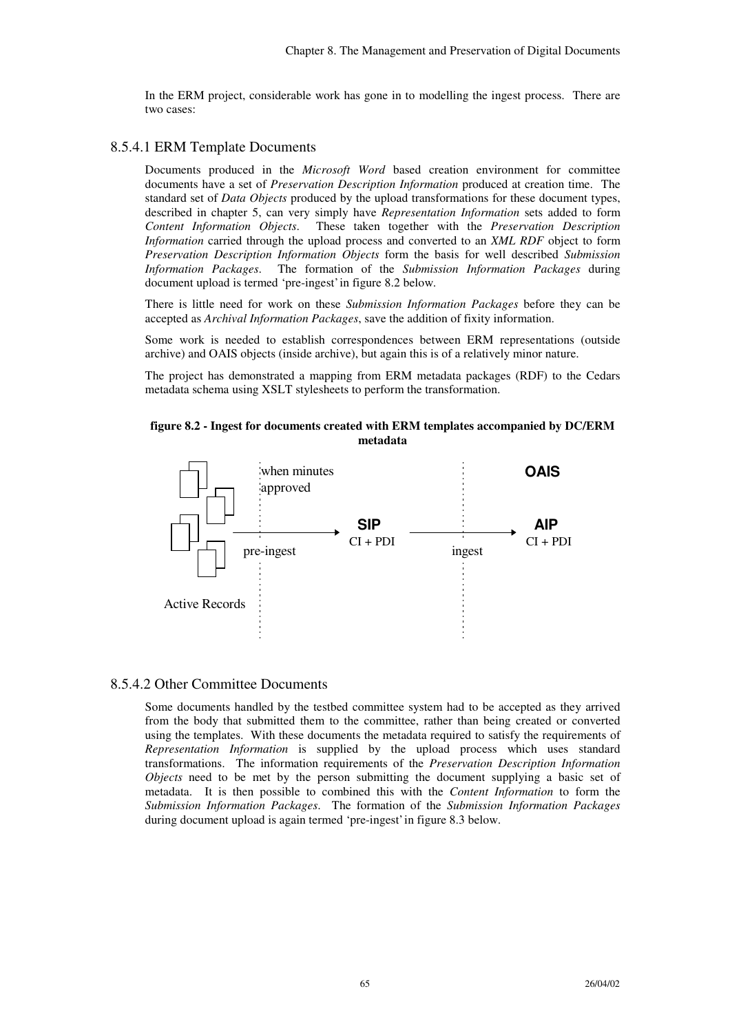In the ERM project, considerable work has gone in to modelling the ingest process. There are two cases:

### 8.5.4.1 ERM Template Documents

Documents produced in the *Microsoft Word* based creation environment for committee documents have a set of *Preservation Description Information* produced at creation time. The standard set of *Data Objects* produced by the upload transformations for these document types, described in chapter 5, can very simply have *Representation Information* sets added to form *Content Information Objects*. These taken together with the *Preservation Description Information* carried through the upload process and converted to an *XML RDF* object to form *Preservation Description Information Objects* form the basis for well described *Submission Information Packages*. The formation of the *Submission Information Packages* during document upload is termed 'pre-ingest' in figure 8.2 below.

There is little need for work on these *Submission Information Packages* before they can be accepted as *Archival Information Packages*, save the addition of fixity information.

Some work is needed to establish correspondences between ERM representations (outside archive) and OAIS objects (inside archive), but again this is of a relatively minor nature.

The project has demonstrated a mapping from ERM metadata packages (RDF) to the Cedars metadata schema using XSLT stylesheets to perform the transformation.

**figure 8.2 - Ingest for documents created with ERM templates accompanied by DC/ERM metadata**

when minutes approved

OAIS

SIP
CI + PDI

AIP
CI + PDI

pre-ingest

ingest

Active Records

### 8.5.4.2 Other Committee Documents

Some documents handled by the testbed committee system had to be accepted as they arrived from the body that submitted them to the committee, rather than being created or converted using the templates. With these documents the metadata required to satisfy the requirements of *Representation Information* is supplied by the upload process which uses standard transformations. The information requirements of the *Preservation Description Information Objects* need to be met by the person submitting the document supplying a basic set of metadata. It is then possible to combined this with the *Content Information* to form the *Submission Information Packages*. The formation of the *Submission Information Packages* during document upload is again termed 'pre-ingest' in figure 8.3 below.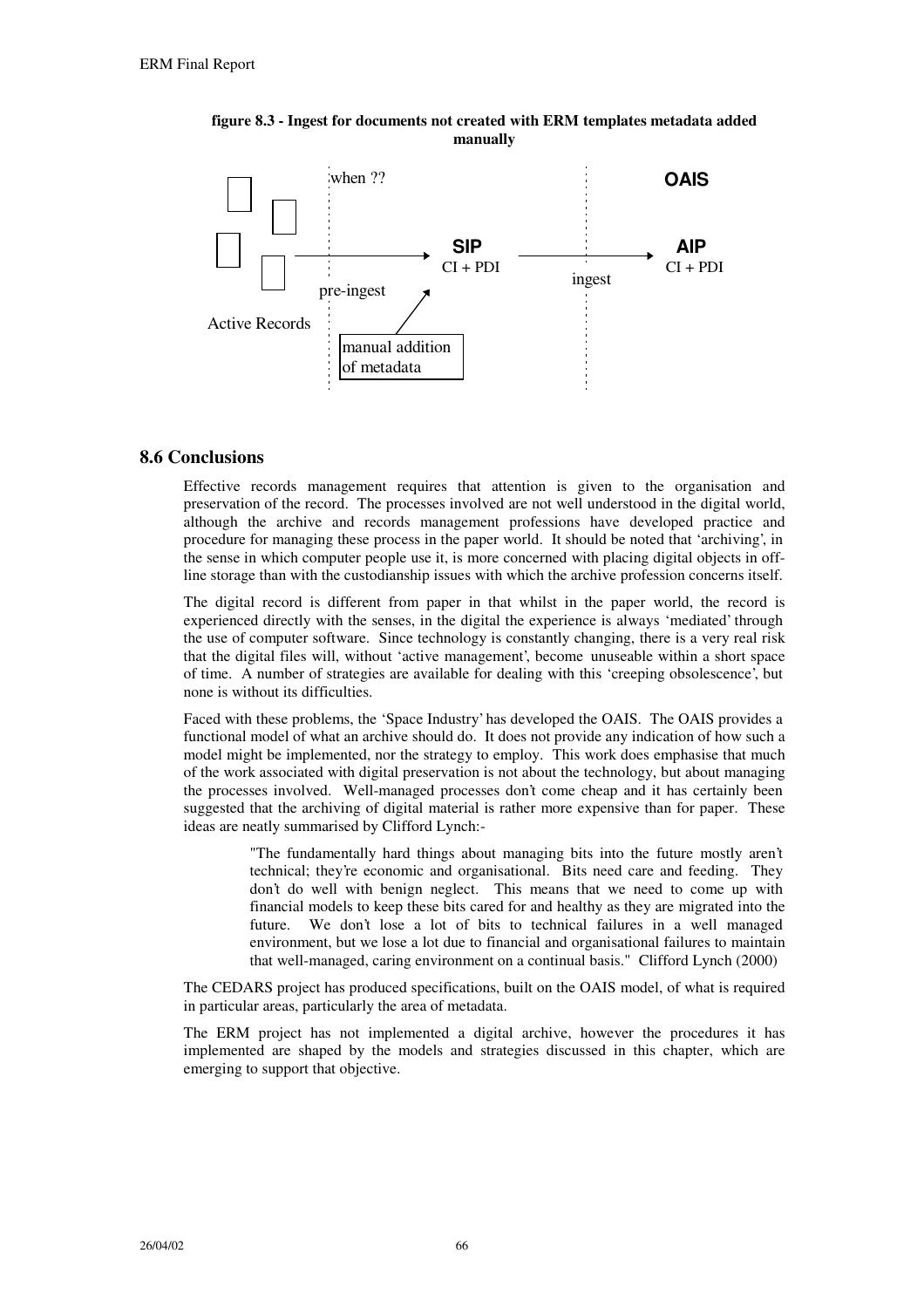**figure 8.3 - Ingest for documents not created with ERM templates metadata added manually**

when ??

OAIS

SIP
CI + PDI

AIP
CI + PDI

pre-ingest

ingest

Active Records

manual addition of metadata

## 8.6 Conclusions

Effective records management requires that attention is given to the organisation and preservation of the record. The processes involved are not well understood in the digital world, although the archive and records management professions have developed practice and procedure for managing these process in the paper world. It should be noted that 'archiving', in the sense in which computer people use it, is more concerned with placing digital objects in off-line storage than with the custodianship issues with which the archive profession concerns itself.

The digital record is different from paper in that whilst in the paper world, the record is experienced directly with the senses, in the digital the experience is always 'mediated' through the use of computer software. Since technology is constantly changing, there is a very real risk that the digital files will, without 'active management', become unuseable within a short space of time. A number of strategies are available for dealing with this 'creeping obsolescence', but none is without its difficulties.

Faced with these problems, the 'Space Industry' has developed the OAIS. The OAIS provides a functional model of what an archive should do. It does not provide any indication of how such a model might be implemented, nor the strategy to employ. This work does emphasise that much of the work associated with digital preservation is not about the technology, but about managing the processes involved. Well-managed processes don't come cheap and it has certainly been suggested that the archiving of digital material is rather more expensive than for paper. These ideas are neatly summarised by Clifford Lynch:-

> "The fundamentally hard things about managing bits into the future mostly aren't technical; they're economic and organisational. Bits need care and feeding. They don't do well with benign neglect. This means that we need to come up with financial models to keep these bits cared for and healthy as they are migrated into the future. We don't lose a lot of bits to technical failures in a well managed environment, but we lose a lot due to financial and organisational failures to maintain that well-managed, caring environment on a continual basis." Clifford Lynch (2000)

The CEDARS project has produced specifications, built on the OAIS model, of what is required in particular areas, particularly the area of metadata.

The ERM project has not implemented a digital archive, however the procedures it has implemented are shaped by the models and strategies discussed in this chapter, which are emerging to support that objective.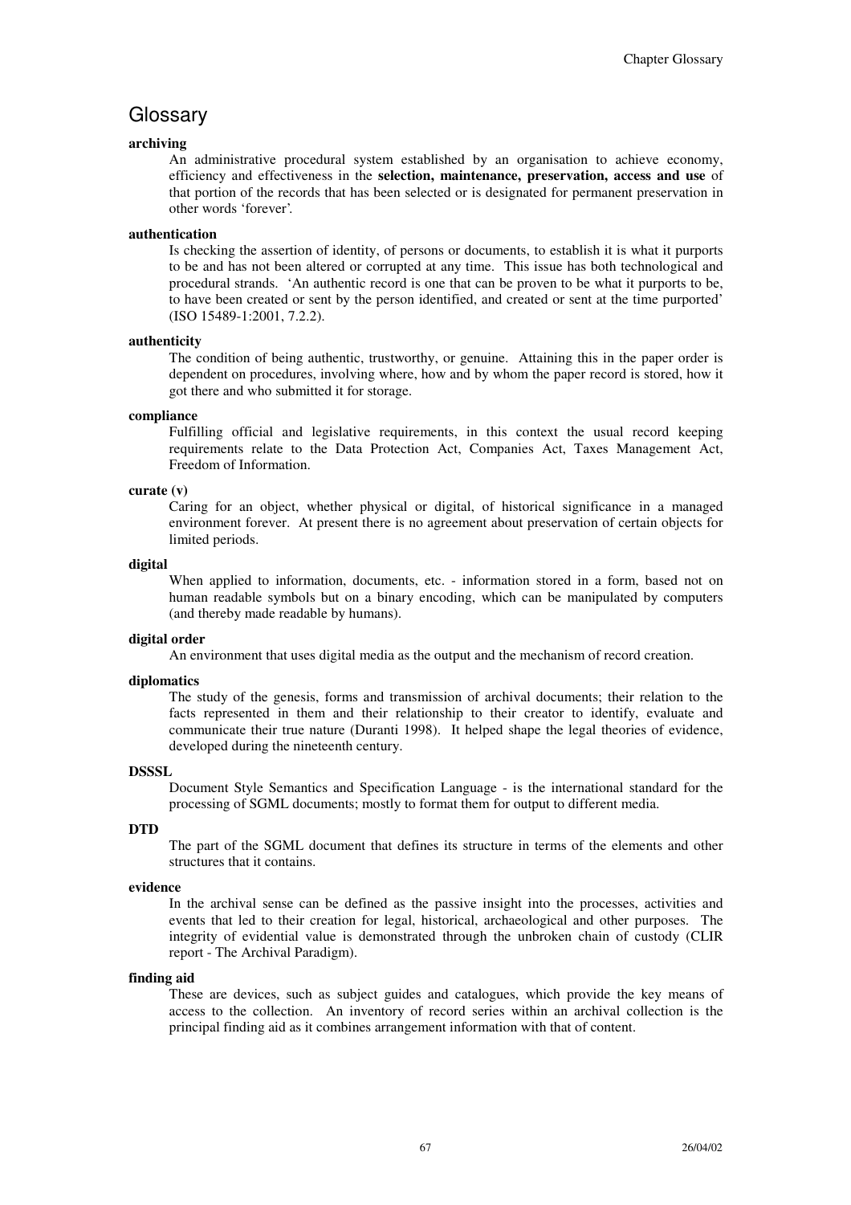# Glossary

**archiving**

An administrative procedural system established by an organisation to achieve economy, efficiency and effectiveness in the **selection, maintenance, preservation, access and use** of that portion of the records that has been selected or is designated for permanent preservation in other words 'forever'.

**authentication**

Is checking the assertion of identity, of persons or documents, to establish it is what it purports to be and has not been altered or corrupted at any time. This issue has both technological and procedural strands. 'An authentic record is one that can be proven to be what it purports to be, to have been created or sent by the person identified, and created or sent at the time purported' (ISO 15489-1:2001, 7.2.2).

**authenticity**

The condition of being authentic, trustworthy, or genuine. Attaining this in the paper order is dependent on procedures, involving where, how and by whom the paper record is stored, how it got there and who submitted it for storage.

**compliance**

Fulfilling official and legislative requirements, in this context the usual record keeping requirements relate to the Data Protection Act, Companies Act, Taxes Management Act, Freedom of Information.

**curate (v)**

Caring for an object, whether physical or digital, of historical significance in a managed environment forever. At present there is no agreement about preservation of certain objects for limited periods.

**digital**

When applied to information, documents, etc. - information stored in a form, based not on human readable symbols but on a binary encoding, which can be manipulated by computers (and thereby made readable by humans).

**digital order**

An environment that uses digital media as the output and the mechanism of record creation.

**diplomatics**

The study of the genesis, forms and transmission of archival documents; their relation to the facts represented in them and their relationship to their creator to identify, evaluate and communicate their true nature (Duranti 1998). It helped shape the legal theories of evidence, developed during the nineteenth century.

**DSSSL**

Document Style Semantics and Specification Language - is the international standard for the processing of SGML documents; mostly to format them for output to different media.

**DTD**

The part of the SGML document that defines its structure in terms of the elements and other structures that it contains.

**evidence**

In the archival sense can be defined as the passive insight into the processes, activities and events that led to their creation for legal, historical, archaeological and other purposes. The integrity of evidential value is demonstrated through the unbroken chain of custody (CLIR report - The Archival Paradigm).

**finding aid**

These are devices, such as subject guides and catalogues, which provide the key means of access to the collection. An inventory of record series within an archival collection is the principal finding aid as it combines arrangement information with that of content.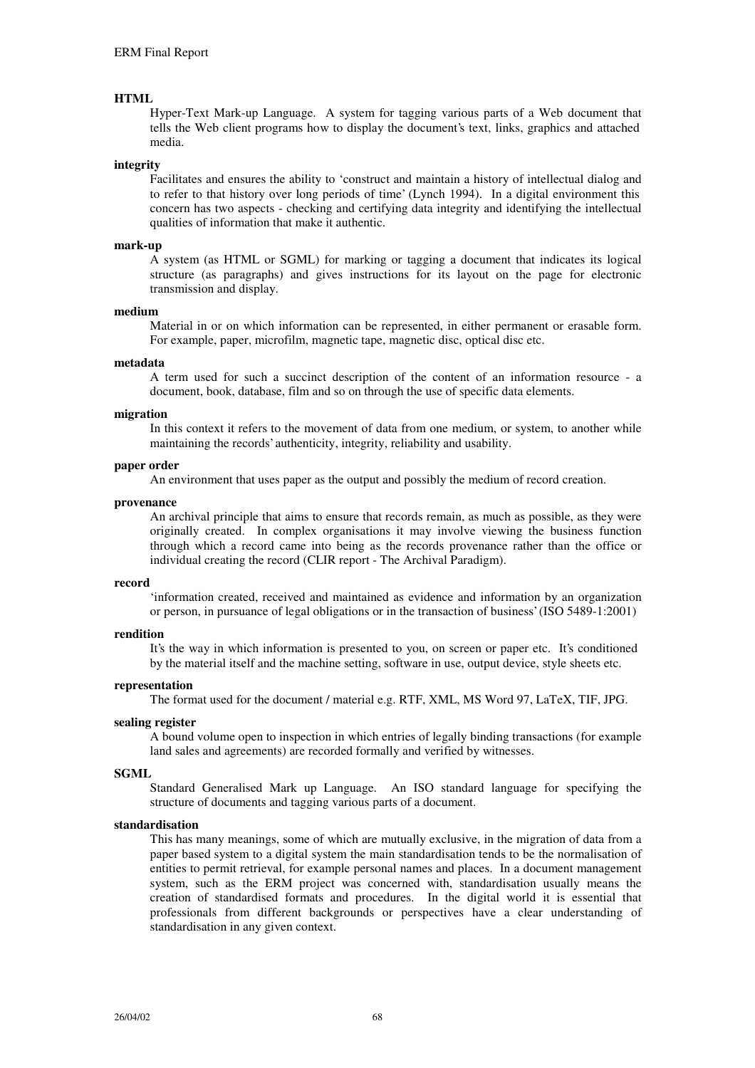**HTML**

Hyper-Text Mark-up Language. A system for tagging various parts of a Web document that tells the Web client programs how to display the document's text, links, graphics and attached media.

**integrity**

Facilitates and ensures the ability to 'construct and maintain a history of intellectual dialog and to refer to that history over long periods of time' (Lynch 1994). In a digital environment this concern has two aspects - checking and certifying data integrity and identifying the intellectual qualities of information that make it authentic.

**mark-up**

A system (as HTML or SGML) for marking or tagging a document that indicates its logical structure (as paragraphs) and gives instructions for its layout on the page for electronic transmission and display.

**medium**

Material in or on which information can be represented, in either permanent or erasable form. For example, paper, microfilm, magnetic tape, magnetic disc, optical disc etc.

**metadata**

A term used for such a succinct description of the content of an information resource - a document, book, database, film and so on through the use of specific data elements.

**migration**

In this context it refers to the movement of data from one medium, or system, to another while maintaining the records' authenticity, integrity, reliability and usability.

**paper order**

An environment that uses paper as the output and possibly the medium of record creation.

**provenance**

An archival principle that aims to ensure that records remain, as much as possible, as they were originally created. In complex organisations it may involve viewing the business function through which a record came into being as the records provenance rather than the office or individual creating the record (CLIR report - The Archival Paradigm).

**record**

'information created, received and maintained as evidence and information by an organization or person, in pursuance of legal obligations or in the transaction of business' (ISO 5489-1:2001)

**rendition**

It's the way in which information is presented to you, on screen or paper etc. It's conditioned by the material itself and the machine setting, software in use, output device, style sheets etc.

**representation**

The format used for the document / material e.g. RTF, XML, MS Word 97, LaTeX, TIF, JPG.

**sealing register**

A bound volume open to inspection in which entries of legally binding transactions (for example land sales and agreements) are recorded formally and verified by witnesses.

**SGML**

Standard Generalised Mark up Language. An ISO standard language for specifying the structure of documents and tagging various parts of a document.

**standardisation**

This has many meanings, some of which are mutually exclusive, in the migration of data from a paper based system to a digital system the main standardisation tends to be the normalisation of entities to permit retrieval, for example personal names and places. In a document management system, such as the ERM project was concerned with, standardisation usually means the creation of standardised formats and procedures. In the digital world it is essential that professionals from different backgrounds or perspectives have a clear understanding of standardisation in any given context.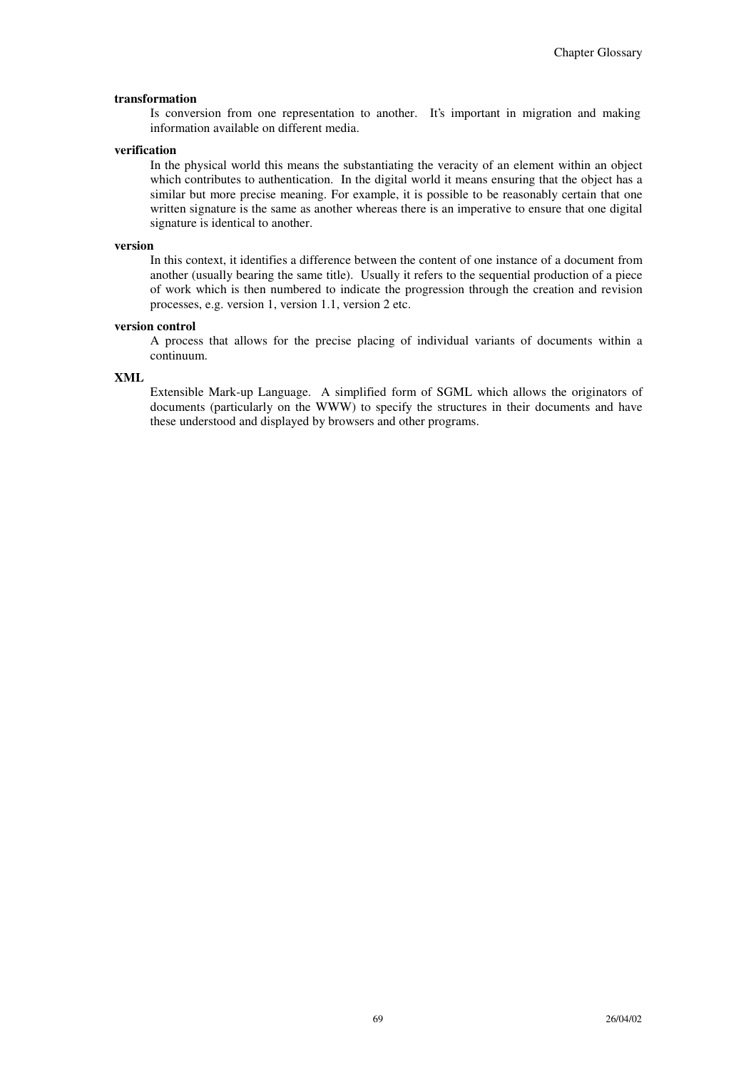**transformation**

Is conversion from one representation to another. It's important in migration and making information available on different media.

**verification**

In the physical world this means the substantiating the veracity of an element within an object which contributes to authentication. In the digital world it means ensuring that the object has a similar but more precise meaning. For example, it is possible to be reasonably certain that one written signature is the same as another whereas there is an imperative to ensure that one digital signature is identical to another.

**version**

In this context, it identifies a difference between the content of one instance of a document from another (usually bearing the same title). Usually it refers to the sequential production of a piece of work which is then numbered to indicate the progression through the creation and revision processes, e.g. version 1, version 1.1, version 2 etc.

**version control**

A process that allows for the precise placing of individual variants of documents within a continuum.

**XML**

Extensible Mark-up Language. A simplified form of SGML which allows the originators of documents (particularly on the WWW) to specify the structures in their documents and have these understood and displayed by browsers and other programs.